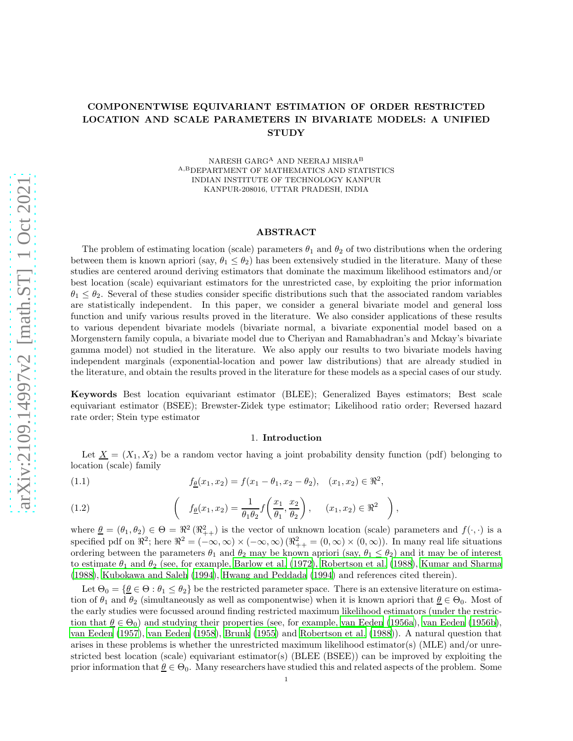# COMPONENTWISE EQUIVARIANT ESTIMATION OF ORDER RESTRICTED LOCATION AND SCALE PARAMETERS IN BIVARIATE MODELS: A UNIFIED STUDY

NARESH GARG[A] AND NEERAJ MISRA[B]

[A,B]DEPARTMENT OF MATHEMATICS AND STATISTICS
INDIAN INSTITUTE OF TECHNOLOGY KANPUR
KANPUR-208016, UTTAR PRADESH, INDIA

## ABSTRACT

The problem of estimating location (scale) parameters $\theta_1$ and $\theta_2$ of two distributions when the ordering between them is known apriori (say, $\theta_1 \leq \theta_2$) has been extensively studied in the literature. Many of these studies are centered around deriving estimators that dominate the maximum likelihood estimators and/or best location (scale) equivariant estimators for the unrestricted case, by exploiting the prior information $\theta_1 \leq \theta_2$. Several of these studies consider specific distributions such that the associated random variables are statistically independent. In this paper, we consider a general bivariate model and general loss function and unify various results proved in the literature. We also consider applications of these results to various dependent bivariate models (bivariate normal, a bivariate exponential model based on a Morgenstern family copula, a bivariate model due to Cheriyan and Ramabhadran's and Mckay's bivariate gamma model) not studied in the literature. We also apply our results to two bivariate models having independent marginals (exponential-location and power law distributions) that are already studied in the literature, and obtain the results proved in the literature for these models as a special cases of our study.

**Keywords** Best location equivariant estimator (BLEE); Generalized Bayes estimators; Best scale equivariant estimator (BSEE); Brewster-Zidek type estimator; Likelihood ratio order; Reversed hazard rate order; Stein type estimator

## 1. **Introduction**

Let $\underline{X} = (X_1, X_2)$ be a random vector having a joint probability density function (pdf) belonging to location (scale) family

$$f_{\underline{\theta}}(x_1, x_2) = f(x_1 - \theta_1, x_2 - \theta_2), \quad (x_1, x_2) \in \Re^2, \tag{1.1}$$

$$\left( \quad f_{\underline{\theta}}(x_1, x_2) = \frac{1}{\theta_1 \theta_2} f\left(\frac{x_1}{\theta_1}, \frac{x_2}{\theta_2}\right), \quad (x_1, x_2) \in \Re^2 \quad \right), \tag{1.2}$$

where $\underline{\theta} = (\theta_1, \theta_2) \in \Theta = \Re^2 \, (\Re^2_{++})$ is the vector of unknown location (scale) parameters and $f(\cdot, \cdot)$ is a specified pdf on $\Re^2$; here $\Re^2 = (-\infty, \infty) \times (-\infty, \infty)$ $(\Re^2_{++} = (0, \infty) \times (0, \infty))$. In many real life situations ordering between the parameters $\theta_1$ and $\theta_2$ may be known apriori (say, $\theta_1 \leq \theta_2$) and it may be of interest to estimate $\theta_1$ and $\theta_2$ (see, for example, Barlow et al. (1972), Robertson et al. (1988), Kumar and Sharma (1988), Kubokawa and Saleh (1994), Hwang and Peddada (1994) and references cited therein).

Let $\Theta_0 = \{\underline{\theta} \in \Theta : \theta_1 \leq \theta_2\}$ be the restricted parameter space. There is an extensive literature on estimation of $\theta_1$ and $\theta_2$ (simultaneously as well as componentwise) when it is known apriori that $\underline{\theta} \in \Theta_0$. Most of the early studies were focussed around finding restricted maximum likelihood estimators (under the restriction that $\underline{\theta} \in \Theta_0$) and studying their properties (see, for example, van Eeden (1956a), van Eeden (1956b), van Eeden (1957), van Eeden (1958), Brunk (1955) and Robertson et al. (1988)). A natural question that arises in these problems is whether the unrestricted maximum likelihood estimator(s) (MLE) and/or unrestricted best location (scale) equivariant estimator(s) (BLEE (BSEE)) can be improved by exploiting the prior information that $\underline{\theta} \in \Theta_0$. Many researchers have studied this and related aspects of the problem. Some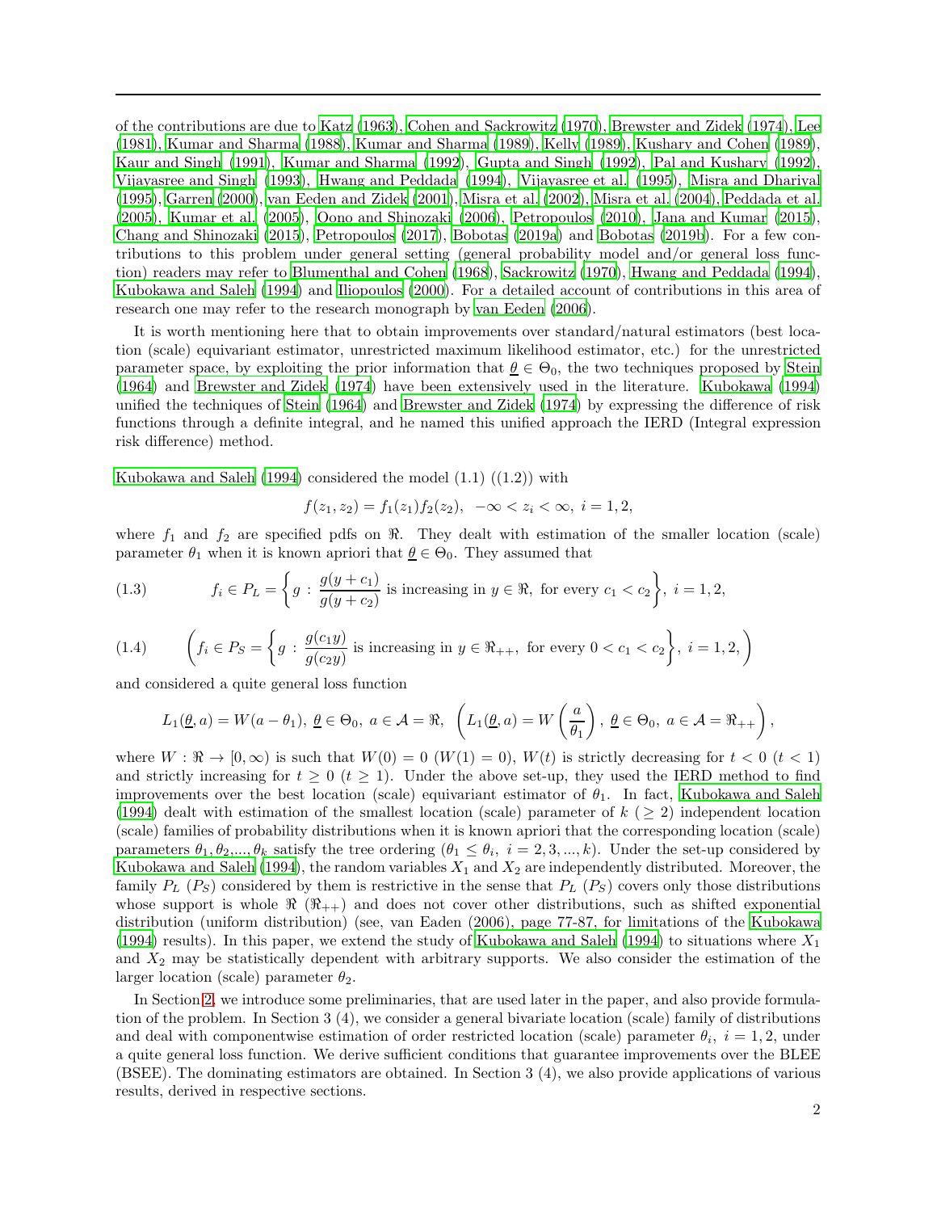of the contributions are due to Katz (1963), Cohen and Sackrowitz (1970), Brewster and Zidek (1974), Lee (1981), Kumar and Sharma (1988), Kumar and Sharma (1989), Kelly (1989), Kushary and Cohen (1989), Kaur and Singh (1991), Kumar and Sharma (1992), Gupta and Singh (1992), Pal and Kushary (1992), Vijayasree and Singh (1993), Hwang and Peddada (1994), Vijayasree et al. (1995), Misra and Dhariyal (1995), Garren (2000), van Eeden and Zidek (2001), Misra et al. (2002), Misra et al. (2004), Peddada et al. (2005), Kumar et al. (2005), Oono and Shinozaki (2006), Petropoulos (2010), Jana and Kumar (2015), Chang and Shinozaki (2015), Petropoulos (2017), Bobotas (2019a) and Bobotas (2019b). For a few contributions to this problem under general setting (general probability model and/or general loss function) readers may refer to Blumenthal and Cohen (1968), Sackrowitz (1970), Hwang and Peddada (1994), Kubokawa and Saleh (1994) and Iliopoulos (2000). For a detailed account of contributions in this area of research one may refer to the research monograph by van Eeden (2006).

It is worth mentioning here that to obtain improvements over standard/natural estimators (best location (scale) equivariant estimator, unrestricted maximum likelihood estimator, etc.) for the unrestricted parameter space, by exploiting the prior information that $\underline{\theta} \in \Theta_0$, the two techniques proposed by Stein (1964) and Brewster and Zidek (1974) have been extensively used in the literature. Kubokawa (1994) unified the techniques of Stein (1964) and Brewster and Zidek (1974) by expressing the difference of risk functions through a definite integral, and he named this unified approach the IERD (Integral expression risk difference) method.

Kubokawa and Saleh (1994) considered the model (1.1) ((1.2)) with

$$f(z_1, z_2) = f_1(z_1)f_2(z_2), \ \ -\infty < z_i < \infty, \ i = 1, 2,$$

where $f_1$ and $f_2$ are specified pdfs on $\Re$. They dealt with estimation of the smaller location (scale) parameter $\theta_1$ when it is known apriori that $\underline{\theta} \in \Theta_0$. They assumed that

$$f_i \in P_L = \left\{ g \, : \, \frac{g(y + c_1)}{g(y + c_2)} \text{ is increasing in } y \in \Re, \text{ for every } c_1 < c_2 \right\}, \ i = 1, 2, \tag{1.3}$$

$$\left( f_i \in P_S = \left\{ g \, : \, \frac{g(c_1 y)}{g(c_2 y)} \text{ is increasing in } y \in \Re_{++}, \text{ for every } 0 < c_1 < c_2 \right\}, \ i = 1, 2, \right) \tag{1.4}$$

and considered a quite general loss function

$$L_1(\underline{\theta}, a) = W(a - \theta_1), \ \underline{\theta} \in \Theta_0, \ a \in \mathcal{A} = \Re, \ \ \left( L_1(\underline{\theta}, a) = W\left(\frac{a}{\theta_1}\right), \ \underline{\theta} \in \Theta_0, \ a \in \mathcal{A} = \Re_{++} \right),$$

where $W : \Re \to [0, \infty)$ is such that $W(0) = 0$ $(W(1) = 0)$, $W(t)$ is strictly decreasing for $t < 0$ $(t < 1)$ and strictly increasing for $t \geq 0$ $(t \geq 1)$. Under the above set-up, they used the IERD method to find improvements over the best location (scale) equivariant estimator of $\theta_1$. In fact, Kubokawa and Saleh (1994) dealt with estimation of the smallest location (scale) parameter of $k$ $(\geq 2)$ independent location (scale) families of probability distributions when it is known apriori that the corresponding location (scale) parameters $\theta_1, \theta_2, ..., \theta_k$ satisfy the tree ordering $(\theta_1 \leq \theta_i, \ i = 2, 3, ..., k)$. Under the set-up considered by Kubokawa and Saleh (1994), the random variables $X_1$ and $X_2$ are independently distributed. Moreover, the family $P_L$ $(P_S)$ considered by them is restrictive in the sense that $P_L$ $(P_S)$ covers only those distributions whose support is whole $\Re$ $(\Re_{++})$ and does not cover other distributions, such as shifted exponential distribution (uniform distribution) (see, van Eaden (2006), page 77-87, for limitations of the Kubokawa (1994) results). In this paper, we extend the study of Kubokawa and Saleh (1994) to situations where $X_1$ and $X_2$ may be statistically dependent with arbitrary supports. We also consider the estimation of the larger location (scale) parameter $\theta_2$.

In Section 2, we introduce some preliminaries, that are used later in the paper, and also provide formulation of the problem. In Section 3 (4), we consider a general bivariate location (scale) family of distributions and deal with componentwise estimation of order restricted location (scale) parameter $\theta_i$, $i = 1, 2$, under a quite general loss function. We derive sufficient conditions that guarantee improvements over the BLEE (BSEE). The dominating estimators are obtained. In Section 3 (4), we also provide applications of various results, derived in respective sections.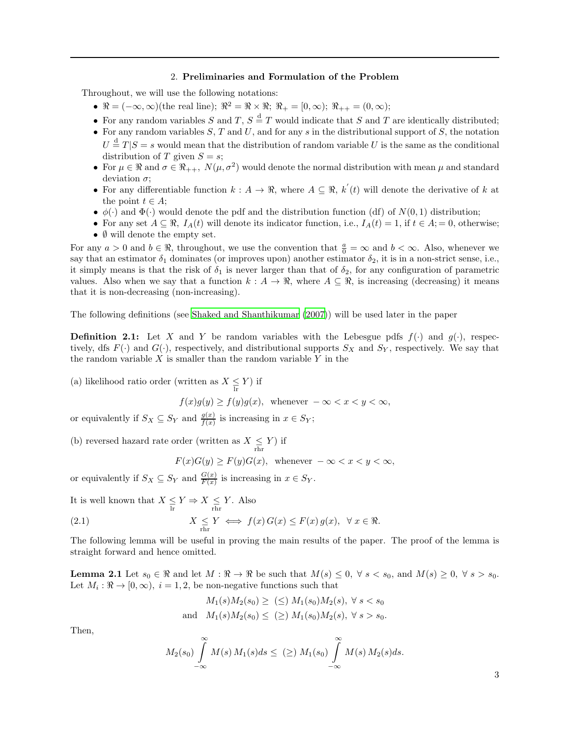## 2. **Preliminaries and Formulation of the Problem**

Throughout, we will use the following notations:

- $\Re = (-\infty, \infty)$(the real line); $\Re^2 = \Re \times \Re$; $\Re_+ = [0, \infty)$; $\Re_{++} = (0, \infty)$;
- For any random variables $S$ and $T$, $S \overset{\mathrm{d}}{=} T$ would indicate that $S$ and $T$ are identically distributed;
- For any random variables $S$, $T$ and $U$, and for any $s$ in the distributional support of $S$, the notation $U \overset{\mathrm{d}}{=} T|S = s$ would mean that the distribution of random variable $U$ is the same as the conditional distribution of $T$ given $S = s$;
- For $\mu \in \Re$ and $\sigma \in \Re_{++}$, $N(\mu, \sigma^2)$ would denote the normal distribution with mean $\mu$ and standard deviation $\sigma$;
- For any differentiable function $k : A \to \Re$, where $A \subseteq \Re$, $k^{'}(t)$ will denote the derivative of $k$ at the point $t \in A$;
- $\phi(\cdot)$ and $\Phi(\cdot)$ would denote the pdf and the distribution function (df) of $N(0, 1)$ distribution;
- For any set $A \subseteq \Re$, $I_A(t)$ will denote its indicator function, i.e., $I_A(t) = 1$, if $t \in A$; $= 0$, otherwise;
- $\emptyset$ will denote the empty set.

For any $a > 0$ and $b \in \Re$, throughout, we use the convention that $\frac{a}{0} = \infty$ and $b < \infty$. Also, whenever we say that an estimator $\delta_1$ dominates (or improves upon) another estimator $\delta_2$, it is in a non-strict sense, i.e., it simply means is that the risk of $\delta_1$ is never larger than that of $\delta_2$, for any configuration of parametric values. Also when we say that a function $k : A \to \Re$, where $A \subseteq \Re$, is increasing (decreasing) it means that it is non-decreasing (non-increasing).

The following definitions (see Shaked and Shanthikumar (2007)) will be used later in the paper

**Definition 2.1:** Let $X$ and $Y$ be random variables with the Lebesgue pdfs $f(\cdot)$ and $g(\cdot)$, respectively, dfs $F(\cdot)$ and $G(\cdot)$, respectively, and distributional supports $S_X$ and $S_Y$, respectively. We say that the random variable $X$ is smaller than the random variable $Y$ in the

(a) likelihood ratio order (written as $X \underset{\mathrm{lr}}{\leq} Y$) if

$$f(x)g(y) \geq f(y)g(x), \ \text{ whenever } -\infty < x < y < \infty,$$

or equivalently if $S_X \subseteq S_Y$ and $\frac{g(x)}{f(x)}$ is increasing in $x \in S_Y$;

(b) reversed hazard rate order (written as $X \underset{\mathrm{rhr}}{\leq} Y$) if

$$F(x)G(y) \geq F(y)G(x), \ \text{ whenever } -\infty < x < y < \infty,$$

or equivalently if $S_X \subseteq S_Y$ and $\frac{G(x)}{F(x)}$ is increasing in $x \in S_Y$.

It is well known that $X \underset{\mathrm{lr}}{\leq} Y \Rightarrow X \underset{\mathrm{rhr}}{\leq} Y$. Also

$$X \underset{\mathrm{rhr}}{\leq} Y \iff f(x)\, G(x) \leq F(x)\, g(x), \ \ \forall\, x \in \Re. \tag{2.1}$$

The following lemma will be useful in proving the main results of the paper. The proof of the lemma is straight forward and hence omitted.

**Lemma 2.1** Let $s_0 \in \Re$ and let $M : \Re \to \Re$ be such that $M(s) \leq 0, \ \forall\, s < s_0$, and $M(s) \geq 0, \ \forall\, s > s_0$. Let $M_i : \Re \to [0, \infty), \ i = 1, 2$, be non-negative functions such that

$$\begin{aligned} M_1(s)M_2(s_0) &\geq \ (\leq)\ M_1(s_0)M_2(s), \ \forall\, s < s_0 \\ \text{and} \quad M_1(s)M_2(s_0) &\leq \ (\geq)\ M_1(s_0)M_2(s), \ \forall\, s > s_0. \end{aligned}$$

Then,

$$M_2(s_0) \int_{-\infty}^{\infty} M(s)\, M_1(s) ds \leq \ (\geq)\ M_1(s_0) \int_{-\infty}^{\infty} M(s)\, M_2(s) ds.$$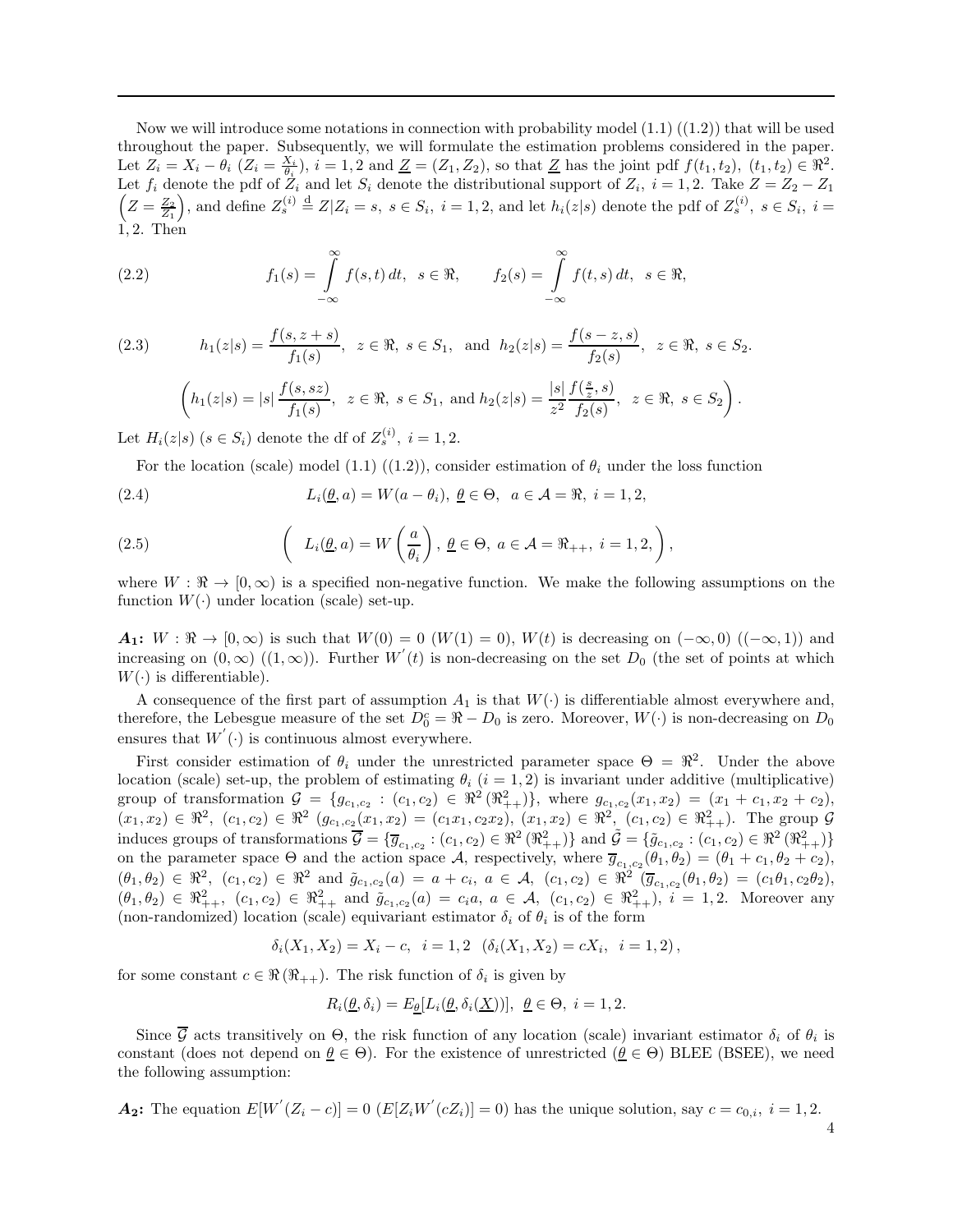Now we will introduce some notations in connection with probability model (1.1) ((1.2)) that will be used throughout the paper. Subsequently, we will formulate the estimation problems considered in the paper. Let $Z_i = X_i - \theta_i$ ($Z_i = \frac{X_i}{\theta_i}$), $i = 1, 2$ and $\underline{Z} = (Z_1, Z_2)$, so that $\underline{Z}$ has the joint pdf $f(t_1, t_2)$, $(t_1, t_2) \in \Re^2$. Let $f_i$ denote the pdf of $Z_i$ and let $S_i$ denote the distributional support of $Z_i$, $i = 1, 2$. Take $Z = Z_2 - Z_1$ $\left(Z = \frac{Z_2}{Z_1}\right)$, and define $Z_s^{(i)} \stackrel{\text{d}}{=} Z | Z_i = s$, $s \in S_i$, $i = 1, 2$, and let $h_i(z|s)$ denote the pdf of $Z_s^{(i)}$, $s \in S_i$, $i = 1, 2$. Then

$$f_1(s) = \int_{-\infty}^{\infty} f(s,t)\, dt, \;\; s \in \Re, \qquad f_2(s) = \int_{-\infty}^{\infty} f(t,s)\, dt, \;\; s \in \Re, \tag{2.2}$$

$$h_1(z|s) = \frac{f(s, z+s)}{f_1(s)}, \;\; z \in \Re, \; s \in S_1, \;\; \text{and} \;\; h_2(z|s) = \frac{f(s-z, s)}{f_2(s)}, \;\; z \in \Re, \; s \in S_2. \tag{2.3}$$

$$\left( h_1(z|s) = |s|\, \frac{f(s, sz)}{f_1(s)}, \;\; z \in \Re, \; s \in S_1, \text{ and } h_2(z|s) = \frac{|s|}{z^2} \frac{f(\frac{s}{z}, s)}{f_2(s)}, \;\; z \in \Re, \; s \in S_2 \right).$$

Let $H_i(z|s)$ ($s \in S_i$) denote the df of $Z_s^{(i)}$, $i = 1, 2$.

For the location (scale) model (1.1) ((1.2)), consider estimation of $\theta_i$ under the loss function

$$L_i(\underline{\theta}, a) = W(a - \theta_i), \; \underline{\theta} \in \Theta, \;\; a \in \mathcal{A} = \Re, \; i = 1, 2, \tag{2.4}$$

$$\left( \;\; L_i(\underline{\theta}, a) = W\left(\frac{a}{\theta_i}\right), \; \underline{\theta} \in \Theta, \; a \in \mathcal{A} = \Re_{++}, \; i = 1, 2, \right), \tag{2.5}$$

where $W : \Re \to [0, \infty)$ is a specified non-negative function. We make the following assumptions on the function $W(\cdot)$ under location (scale) set-up.

***A*$_1$:** $W : \Re \to [0, \infty)$ is such that $W(0) = 0$ ($W(1) = 0$), $W(t)$ is decreasing on $(-\infty, 0)$ ($(-\infty, 1)$) and increasing on $(0, \infty)$ ($(1, \infty)$). Further $W'(t)$ is non-decreasing on the set $D_0$ (the set of points at which $W(\cdot)$ is differentiable).

A consequence of the first part of assumption $A_1$ is that $W(\cdot)$ is differentiable almost everywhere and, therefore, the Lebesgue measure of the set $D_0^c = \Re - D_0$ is zero. Moreover, $W(\cdot)$ is non-decreasing on $D_0$ ensures that $W'(\cdot)$ is continuous almost everywhere.

First consider estimation of $\theta_i$ under the unrestricted parameter space $\Theta = \Re^2$. Under the above location (scale) set-up, the problem of estimating $\theta_i$ ($i = 1, 2$) is invariant under additive (multiplicative) group of transformation $\mathcal{G} = \{g_{c_1,c_2} : (c_1, c_2) \in \Re^2 \, (\Re^2_{++})\}$, where $g_{c_1,c_2}(x_1, x_2) = (x_1 + c_1, x_2 + c_2)$, $(x_1, x_2) \in \Re^2$, $(c_1, c_2) \in \Re^2$ ($g_{c_1,c_2}(x_1, x_2) = (c_1 x_1, c_2 x_2)$, $(x_1, x_2) \in \Re^2$, $(c_1, c_2) \in \Re^2_{++}$). The group $\mathcal{G}$ induces groups of transformations $\overline{\mathcal{G}} = \{\overline{g}_{c_1,c_2} : (c_1, c_2) \in \Re^2 \, (\Re^2_{++})\}$ and $\tilde{\mathcal{G}} = \{\tilde{g}_{c_1,c_2} : (c_1, c_2) \in \Re^2 \, (\Re^2_{++})\}$ on the parameter space $\Theta$ and the action space $\mathcal{A}$, respectively, where $\overline{g}_{c_1,c_2}(\theta_1, \theta_2) = (\theta_1 + c_1, \theta_2 + c_2)$, $(\theta_1, \theta_2) \in \Re^2$, $(c_1, c_2) \in \Re^2$ and $\tilde{g}_{c_1,c_2}(a) = a + c_i$, $a \in \mathcal{A}$, $(c_1, c_2) \in \Re^2$ ($\overline{g}_{c_1,c_2}(\theta_1, \theta_2) = (c_1\theta_1, c_2\theta_2)$, $(\theta_1, \theta_2) \in \Re^2_{++}$, $(c_1, c_2) \in \Re^2_{++}$ and $\tilde{g}_{c_1,c_2}(a) = c_i a$, $a \in \mathcal{A}$, $(c_1, c_2) \in \Re^2_{++}$), $i = 1, 2$. Moreover any (non-randomized) location (scale) equivariant estimator $\delta_i$ of $\theta_i$ is of the form

$$\delta_i(X_1, X_2) = X_i - c, \;\; i = 1, 2 \;\; \left(\delta_i(X_1, X_2) = cX_i, \;\; i = 1, 2\right),$$

for some constant $c \in \Re \, (\Re_{++})$. The risk function of $\delta_i$ is given by

$$R_i(\underline{\theta}, \delta_i) = E_{\underline{\theta}}[L_i(\underline{\theta}, \delta_i(\underline{X}))], \;\; \underline{\theta} \in \Theta, \; i = 1, 2.$$

Since $\overline{\mathcal{G}}$ acts transitively on $\Theta$, the risk function of any location (scale) invariant estimator $\delta_i$ of $\theta_i$ is constant (does not depend on $\underline{\theta} \in \Theta$). For the existence of unrestricted ($\underline{\theta} \in \Theta$) BLEE (BSEE), we need the following assumption:

***A*$_2$:** The equation $E[W'(Z_i - c)] = 0$ ($E[Z_i W'(cZ_i)] = 0$) has the unique solution, say $c = c_{0,i}$, $i = 1, 2$.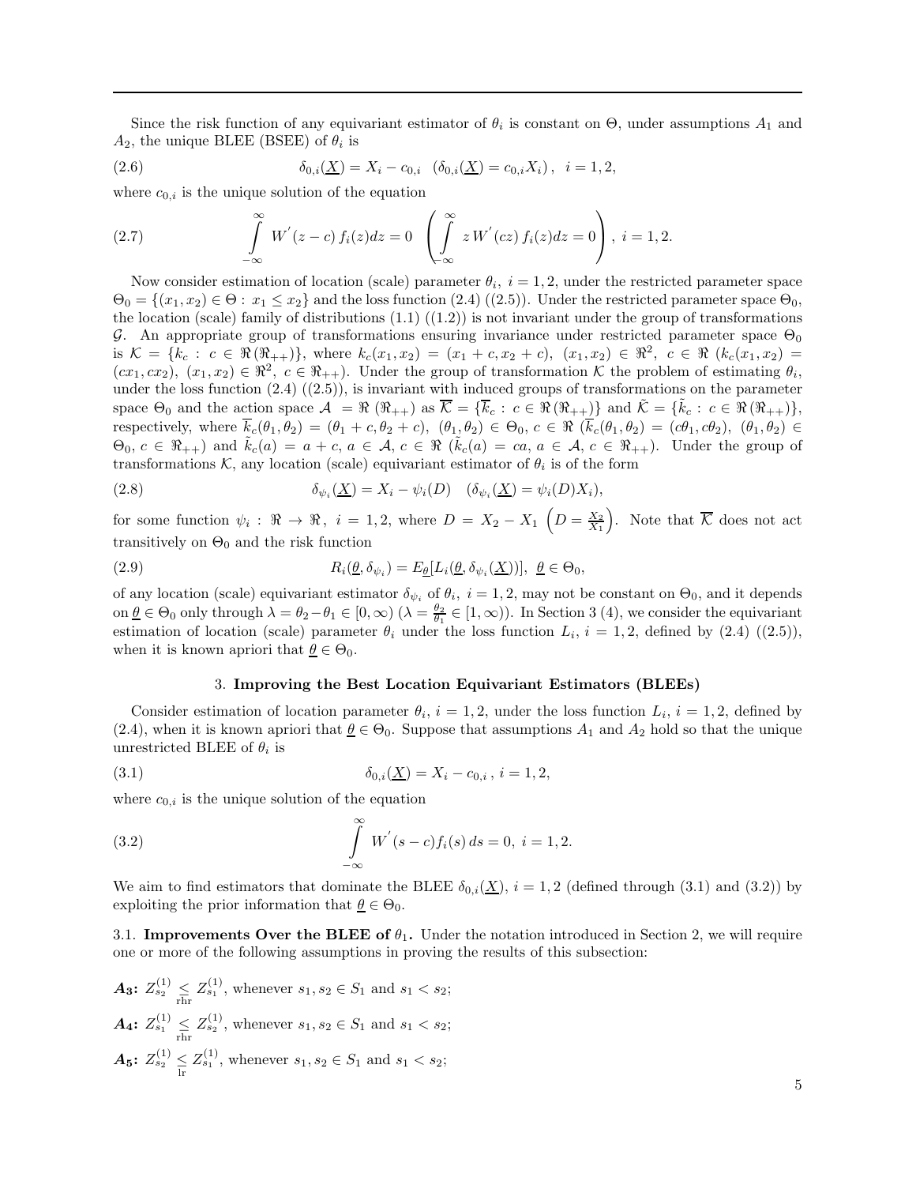Since the risk function of any equivariant estimator of $\theta_i$ is constant on $\Theta$, under assumptions $A_1$ and $A_2$, the unique BLEE (BSEE) of $\theta_i$ is

$$\delta_{0,i}(\underline{X}) = X_i - c_{0,i} \quad (\delta_{0,i}(\underline{X}) = c_{0,i}X_i)\,, \;\; i=1,2, \tag{2.6}$$

where $c_{0,i}$ is the unique solution of the equation

$$\int_{-\infty}^{\infty} W^{'}(z-c)\, f_i(z)dz = 0 \;\; \left(\int_{-\infty}^{\infty} z\, W^{'}(cz)\, f_i(z)dz = 0\right),\; i=1,2. \tag{2.7}$$

Now consider estimation of location (scale) parameter $\theta_i,\ i=1,2$, under the restricted parameter space $\Theta_0 = \{(x_1,x_2)\in\Theta:\ x_1\leq x_2\}$ and the loss function (2.4) ((2.5)). Under the restricted parameter space $\Theta_0$, the location (scale) family of distributions (1.1) ((1.2)) is not invariant under the group of transformations $\mathcal{G}$. An appropriate group of transformations ensuring invariance under restricted parameter space $\Theta_0$ is $\mathcal{K} = \{k_c:\ c\in\Re\,(\Re_{++})\}$, where $k_c(x_1,x_2) = (x_1+c, x_2+c)$, $(x_1,x_2)\in\Re^2$, $c\in\Re$ ($k_c(x_1,x_2) = (cx_1, cx_2)$, $(x_1,x_2)\in\Re^2$, $c\in\Re_{++}$). Under the group of transformation $\mathcal{K}$ the problem of estimating $\theta_i$, under the loss function (2.4) ((2.5)), is invariant with induced groups of transformations on the parameter space $\Theta_0$ and the action space $\mathcal{A} = \Re\ (\Re_{++})$ as $\overline{\mathcal{K}} = \{\overline{k}_c:\ c\in\Re\,(\Re_{++})\}$ and $\tilde{\mathcal{K}} = \{\tilde{k}_c:\ c\in\Re\,(\Re_{++})\}$, respectively, where $\overline{k}_c(\theta_1,\theta_2) = (\theta_1+c, \theta_2+c)$, $(\theta_1,\theta_2)\in\Theta_0$, $c\in\Re$ ($\overline{k}_c(\theta_1,\theta_2) = (c\theta_1, c\theta_2)$, $(\theta_1,\theta_2)\in\Theta_0$, $c\in\Re_{++}$) and $\tilde{k}_c(a) = a+c$, $a\in\mathcal{A}$, $c\in\Re$ ($\tilde{k}_c(a) = ca$, $a\in\mathcal{A}$, $c\in\Re_{++}$). Under the group of transformations $\mathcal{K}$, any location (scale) equivariant estimator of $\theta_i$ is of the form

$$\delta_{\psi_i}(\underline{X}) = X_i - \psi_i(D) \quad (\delta_{\psi_i}(\underline{X}) = \psi_i(D)X_i), \tag{2.8}$$

for some function $\psi_i:\ \Re\to\Re,\ i=1,2$, where $D = X_2 - X_1$ $\left(D = \frac{X_2}{X_1}\right)$. Note that $\overline{\mathcal{K}}$ does not act transitively on $\Theta_0$ and the risk function

$$R_i(\underline{\theta}, \delta_{\psi_i}) = E_{\underline{\theta}}[L_i(\underline{\theta}, \delta_{\psi_i}(\underline{X}))],\;\; \underline{\theta}\in\Theta_0, \tag{2.9}$$

of any location (scale) equivariant estimator $\delta_{\psi_i}$ of $\theta_i,\ i=1,2$, may not be constant on $\Theta_0$, and it depends on $\underline{\theta}\in\Theta_0$ only through $\lambda = \theta_2-\theta_1\in[0,\infty)$ $(\lambda = \frac{\theta_2}{\theta_1}\in[1,\infty))$. In Section 3 (4), we consider the equivariant estimation of location (scale) parameter $\theta_i$ under the loss function $L_i,\ i=1,2$, defined by (2.4) ((2.5)), when it is known apriori that $\underline{\theta}\in\Theta_0$.

## 3. **Improving the Best Location Equivariant Estimators (BLEEs)**

Consider estimation of location parameter $\theta_i,\ i=1,2$, under the loss function $L_i,\ i=1,2$, defined by (2.4), when it is known apriori that $\underline{\theta}\in\Theta_0$. Suppose that assumptions $A_1$ and $A_2$ hold so that the unique unrestricted BLEE of $\theta_i$ is

$$\delta_{0,i}(\underline{X}) = X_i - c_{0,i}\,,\; i=1,2, \tag{3.1}$$

where $c_{0,i}$ is the unique solution of the equation

$$\int_{-\infty}^{\infty} W^{'}(s-c)f_i(s)\,ds = 0,\; i=1,2. \tag{3.2}$$

We aim to find estimators that dominate the BLEE $\delta_{0,i}(\underline{X}),\ i=1,2$ (defined through (3.1) and (3.2)) by exploiting the prior information that $\underline{\theta}\in\Theta_0$.

### 3.1. **Improvements Over the BLEE of $\theta_1$.**

Under the notation introduced in Section 2, we will require one or more of the following assumptions in proving the results of this subsection:

***A*₃:** $Z_{s_2}^{(1)} \underset{\text{rhr}}{\leq} Z_{s_1}^{(1)}$, whenever $s_1, s_2\in S_1$ and $s_1<s_2$;

***A*₄:** $Z_{s_1}^{(1)} \underset{\text{rhr}}{\leq} Z_{s_2}^{(1)}$, whenever $s_1, s_2\in S_1$ and $s_1<s_2$;

***A*₅:** $Z_{s_2}^{(1)} \underset{\text{lr}}{\leq} Z_{s_1}^{(1)}$, whenever $s_1, s_2\in S_1$ and $s_1<s_2$;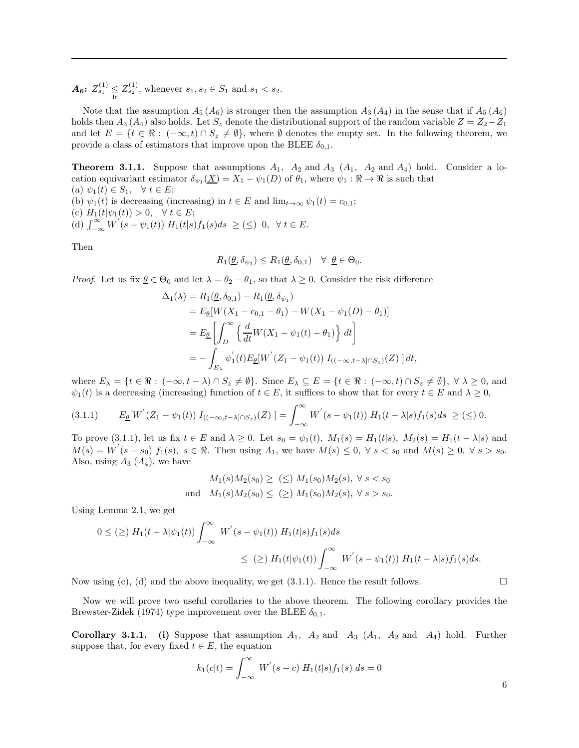***A*₆:** $Z_{s_1}^{(1)} \underset{\text{lr}}{\leq} Z_{s_2}^{(1)}$, whenever $s_1, s_2 \in S_1$ and $s_1 < s_2$.

Note that the assumption $A_5\,(A_6)$ is stronger then the assumption $A_3\,(A_4)$ in the sense that if $A_5\,(A_6)$ holds then $A_3\,(A_4)$ also holds. Let $S_z$ denote the distributional support of the random variable $Z = Z_2 - Z_1$ and let $E = \{t \in \Re :\, (-\infty, t) \cap S_z \neq \emptyset\}$, where $\emptyset$ denotes the empty set. In the following theorem, we provide a class of estimators that improve upon the BLEE $\delta_{0,1}$.

**Theorem 3.1.1.** Suppose that assumptions $A_1$, $A_2$ and $A_3$ ($A_1$, $A_2$ and $A_4$) hold. Consider a location equivariant estimator $\delta_{\psi_1}(\underline{X}) = X_1 - \psi_1(D)$ of $\theta_1$, where $\psi_1 : \Re \to \Re$ is such that
(a) $\psi_1(t) \in S_1, \quad \forall\; t \in E$;
(b) $\psi_1(t)$ is decreasing (increasing) in $t \in E$ and $\lim_{t\to\infty} \psi_1(t) = c_{0,1}$;
(c) $H_1(t|\psi_1(t)) > 0, \quad \forall\; t \in E$;
(d) $\int_{-\infty}^{\infty} W^{'}(s - \psi_1(t))\; H_1(t|s) f_1(s) ds \;\geq (\leq)\; 0, \;\; \forall\; t \in E.$

Then

$$R_1(\underline{\theta}, \delta_{\psi_1}) \leq R_1(\underline{\theta}, \delta_{0,1}) \quad \forall\; \underline{\theta} \in \Theta_0.$$

*Proof.* Let us fix $\underline{\theta} \in \Theta_0$ and let $\lambda = \theta_2 - \theta_1$, so that $\lambda \geq 0$. Consider the risk difference

$$\begin{aligned}
\Delta_1(\lambda) &= R_1(\underline{\theta}, \delta_{0,1}) - R_1(\underline{\theta}, \delta_{\psi_1}) \\
&= E_{\underline{\theta}}[W(X_1 - c_{0,1} - \theta_1) - W(X_1 - \psi_1(D) - \theta_1)] \\
&= E_{\underline{\theta}}\left[\int_D^{\infty} \left\{ \frac{d}{dt} W(X_1 - \psi_1(t) - \theta_1) \right\} dt \right] \\
&= -\int_{E_\lambda} \psi_1^{'}(t) E_{\underline{\theta}}[W^{'}(Z_1 - \psi_1(t))\; I_{((-\infty, t-\lambda] \cap S_z)}(Z)\;]\, dt,
\end{aligned}$$

where $E_\lambda = \{t \in \Re :\, (-\infty, t - \lambda) \cap S_z \neq \emptyset\}$. Since $E_\lambda \subseteq E = \{t \in \Re :\, (-\infty, t) \cap S_z \neq \emptyset\}, \; \forall\; \lambda \geq 0$, and $\psi_1(t)$ is a decreasing (increasing) function of $t \in E$, it suffices to show that for every $t \in E$ and $\lambda \geq 0$,

$$E_{\underline{\theta}}[W^{'}(Z_1 - \psi_1(t))\; I_{((-\infty, t-\lambda] \cap S_z)}(Z)\;] = \int_{-\infty}^{\infty} W^{'}(s - \psi_1(t))\; H_1(t - \lambda|s) f_1(s) ds \;\geq (\leq)\; 0. \tag{3.1.1}$$

To prove (3.1.1), let us fix $t \in E$ and $\lambda \geq 0$. Let $s_0 = \psi_1(t),\; M_1(s) = H_1(t|s),\; M_2(s) = H_1(t - \lambda|s)$ and $M(s) = W^{'}(s - s_0)\; f_1(s),\; s \in \Re$. Then using $A_1$, we have $M(s) \leq 0, \;\forall\; s < s_0$ and $M(s) \geq 0, \;\forall\; s > s_0$. Also, using $A_3$ ($A_4$), we have

$$\begin{aligned}
& M_1(s) M_2(s_0) \geq \;(\leq)\; M_1(s_0) M_2(s), \;\forall\; s < s_0 \\
\text{and} \quad & M_1(s) M_2(s_0) \leq \;(\geq)\; M_1(s_0) M_2(s), \;\forall\; s > s_0.
\end{aligned}$$

Using Lemma 2.1, we get

$$\begin{aligned}
0 \leq (\geq)\; H_1(t - \lambda|\psi_1(t)) &\int_{-\infty}^{\infty} W^{'}(s - \psi_1(t))\; H_1(t|s) f_1(s) ds \\
&\leq \;(\geq)\; H_1(t|\psi_1(t)) \int_{-\infty}^{\infty} W^{'}(s - \psi_1(t))\; H_1(t - \lambda|s) f_1(s) ds.
\end{aligned}$$

Now using (c), (d) and the above inequality, we get (3.1.1). Hence the result follows. $\square$

Now we will prove two useful corollaries to the above theorem. The following corollary provides the Brewster-Zidek (1974) type improvement over the BLEE $\delta_{0,1}$.

**Corollary 3.1.1. (i)** Suppose that assumption $A_1$, $A_2$ and $A_3$ ($A_1$, $A_2$ and $A_4$) hold. Further suppose that, for every fixed $t \in E$, the equation

$$k_1(c|t) = \int_{-\infty}^{\infty} W^{'}(s - c)\; H_1(t|s) f_1(s)\; ds = 0$$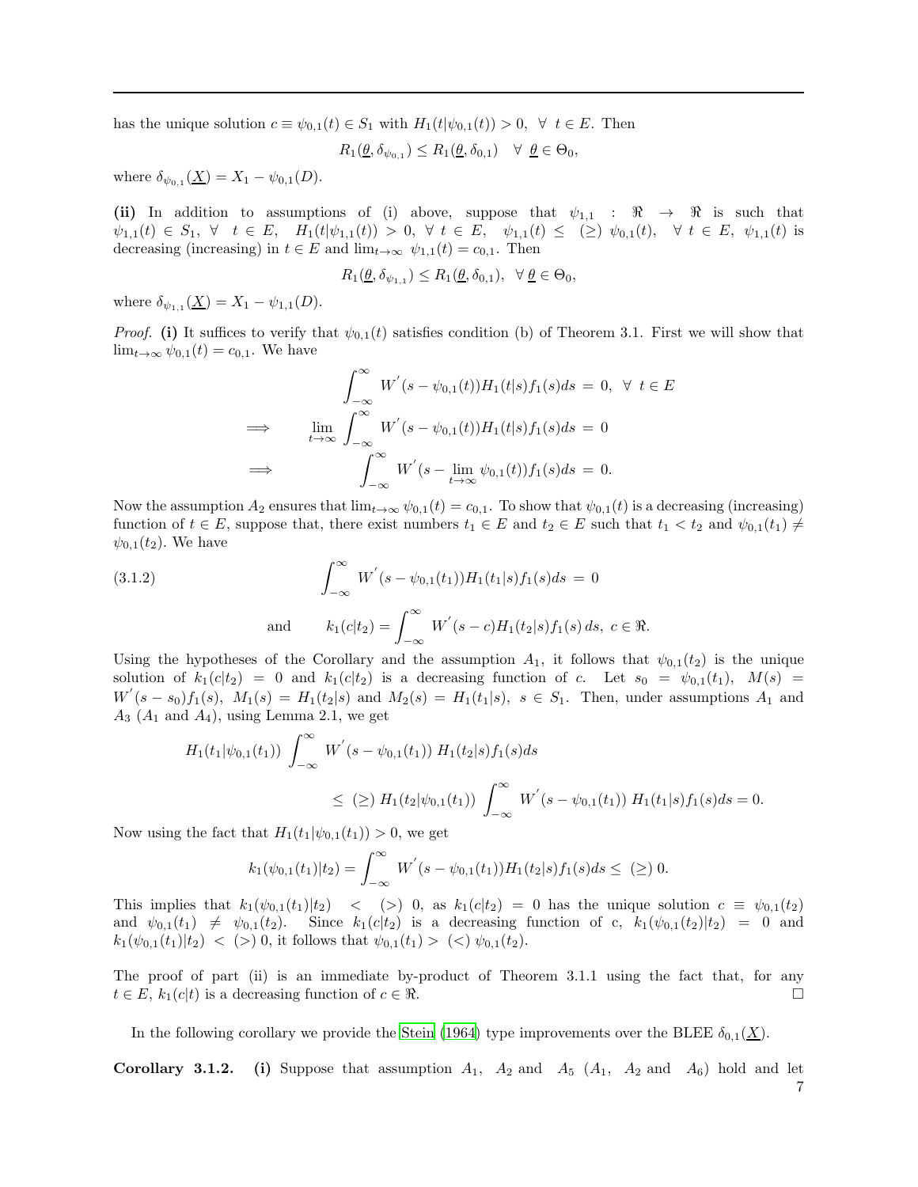has the unique solution $c \equiv \psi_{0,1}(t) \in S_1$ with $H_1(t|\psi_{0,1}(t)) > 0, \ \forall \ t \in E$. Then

$$R_1(\underline{\theta}, \delta_{\psi_{0,1}}) \leq R_1(\underline{\theta}, \delta_{0,1}) \quad \forall \ \underline{\theta} \in \Theta_0,$$

where $\delta_{\psi_{0,1}}(\underline{X}) = X_1 - \psi_{0,1}(D)$.

**(ii)** In addition to assumptions of (i) above, suppose that $\psi_{1,1} : \Re \to \Re$ is such that $\psi_{1,1}(t) \in S_1, \ \forall \ t \in E, \ H_1(t|\psi_{1,1}(t)) > 0, \ \forall \ t \in E, \ \psi_{1,1}(t) \leq \ (\geq) \ \psi_{0,1}(t), \ \forall \ t \in E, \ \psi_{1,1}(t)$ is decreasing (increasing) in $t \in E$ and $\lim_{t\to\infty} \psi_{1,1}(t) = c_{0,1}$. Then

$$R_1(\underline{\theta}, \delta_{\psi_{1,1}}) \leq R_1(\underline{\theta}, \delta_{0,1}), \ \forall \ \underline{\theta} \in \Theta_0,$$

where $\delta_{\psi_{1,1}}(\underline{X}) = X_1 - \psi_{1,1}(D)$.

*Proof.* **(i)** It suffices to verify that $\psi_{0,1}(t)$ satisfies condition (b) of Theorem 3.1. First we will show that $\lim_{t\to\infty} \psi_{0,1}(t) = c_{0,1}$. We have

$$\begin{aligned}
& \int_{-\infty}^{\infty} W^{'}(s - \psi_{0,1}(t))H_1(t|s)f_1(s)ds \ = \ 0, \ \forall \ t \in E \\
\implies \quad & \lim_{t\to\infty} \int_{-\infty}^{\infty} W^{'}(s - \psi_{0,1}(t))H_1(t|s)f_1(s)ds \ = \ 0 \\
\implies \quad & \int_{-\infty}^{\infty} W^{'}(s - \lim_{t\to\infty} \psi_{0,1}(t))f_1(s)ds \ = \ 0.
\end{aligned}$$

Now the assumption $A_2$ ensures that $\lim_{t\to\infty} \psi_{0,1}(t) = c_{0,1}$. To show that $\psi_{0,1}(t)$ is a decreasing (increasing) function of $t \in E$, suppose that, there exist numbers $t_1 \in E$ and $t_2 \in E$ such that $t_1 < t_2$ and $\psi_{0,1}(t_1) \neq \psi_{0,1}(t_2)$. We have

$$\int_{-\infty}^{\infty} W^{'}(s - \psi_{0,1}(t_1))H_1(t_1|s)f_1(s)ds \ = \ 0 \tag{3.1.2}$$

$$\text{and} \qquad k_1(c|t_2) = \int_{-\infty}^{\infty} W^{'}(s - c)H_1(t_2|s)f_1(s)\,ds, \ c \in \Re.$$

Using the hypotheses of the Corollary and the assumption $A_1$, it follows that $\psi_{0,1}(t_2)$ is the unique solution of $k_1(c|t_2) = 0$ and $k_1(c|t_2)$ is a decreasing function of $c$. Let $s_0 = \psi_{0,1}(t_1)$, $M(s) = W^{'}(s - s_0)f_1(s)$, $M_1(s) = H_1(t_2|s)$ and $M_2(s) = H_1(t_1|s)$, $s \in S_1$. Then, under assumptions $A_1$ and $A_3$ ($A_1$ and $A_4$), using Lemma 2.1, we get

$$\begin{aligned}
H_1(t_1|\psi_{0,1}(t_1)) & \int_{-\infty}^{\infty} W^{'}(s - \psi_{0,1}(t_1)) \ H_1(t_2|s)f_1(s)ds \\
& \leq \ (\geq) \ H_1(t_2|\psi_{0,1}(t_1)) \int_{-\infty}^{\infty} W^{'}(s - \psi_{0,1}(t_1)) \ H_1(t_1|s)f_1(s)ds = 0.
\end{aligned}$$

Now using the fact that $H_1(t_1|\psi_{0,1}(t_1)) > 0$, we get

$$k_1(\psi_{0,1}(t_1)|t_2) = \int_{-\infty}^{\infty} W^{'}(s - \psi_{0,1}(t_1))H_1(t_2|s)f_1(s)ds \leq \ (\geq) \ 0.$$

This implies that $k_1(\psi_{0,1}(t_1)|t_2) \ < \ (>) \ 0$, as $k_1(c|t_2) = 0$ has the unique solution $c \equiv \psi_{0,1}(t_2)$ and $\psi_{0,1}(t_1) \neq \psi_{0,1}(t_2)$. Since $k_1(c|t_2)$ is a decreasing function of c, $k_1(\psi_{0,1}(t_2)|t_2) = 0$ and $k_1(\psi_{0,1}(t_1)|t_2) \ < \ (>) \ 0$, it follows that $\psi_{0,1}(t_1) > \ (<) \ \psi_{0,1}(t_2)$.

The proof of part (ii) is an immediate by-product of Theorem 3.1.1 using the fact that, for any $t \in E$, $k_1(c|t)$ is a decreasing function of $c \in \Re$. □

In the following corollary we provide the Stein (1964) type improvements over the BLEE $\delta_{0,1}(\underline{X})$.

**Corollary 3.1.2.** **(i)** Suppose that assumption $A_1$, $A_2$ and $A_5$ ($A_1$, $A_2$ and $A_6$) hold and let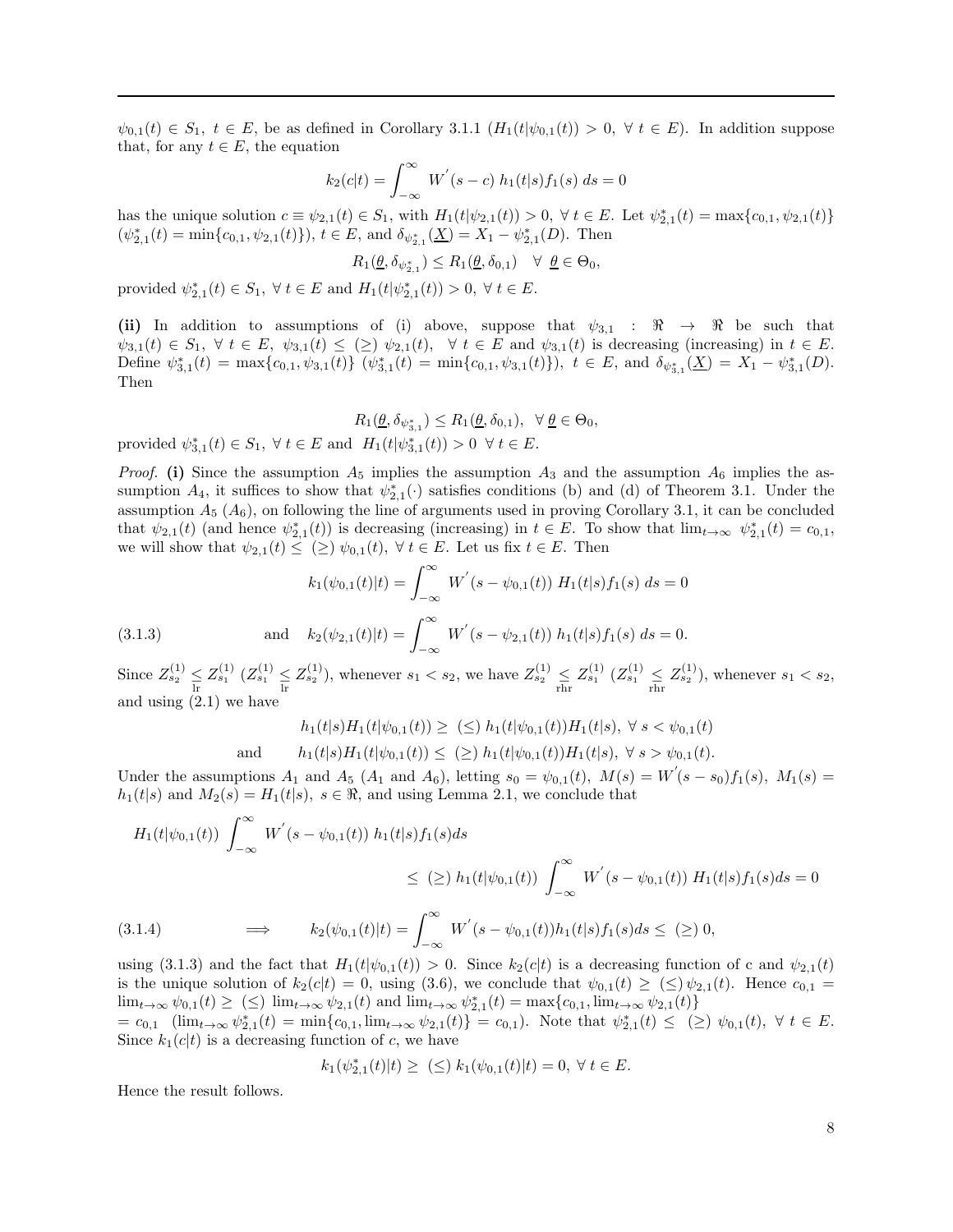$\psi_{0,1}(t) \in S_1,\ t \in E$, be as defined in Corollary 3.1.1 ($H_1(t|\psi_{0,1}(t)) > 0,\ \forall\ t \in E$). In addition suppose that, for any $t \in E$, the equation

$$k_2(c|t) = \int_{-\infty}^{\infty} W^{'}(s-c)\ h_1(t|s) f_1(s)\ ds = 0$$

has the unique solution $c \equiv \psi_{2,1}(t) \in S_1$, with $H_1(t|\psi_{2,1}(t)) > 0,\ \forall\ t \in E$. Let $\psi^*_{2,1}(t) = \max\{c_{0,1}, \psi_{2,1}(t)\}$ ($\psi^*_{2,1}(t) = \min\{c_{0,1}, \psi_{2,1}(t)\}$), $t \in E$, and $\delta_{\psi^*_{2,1}}(\underline{X}) = X_1 - \psi^*_{2,1}(D)$. Then

$$R_1(\underline{\theta}, \delta_{\psi^*_{2,1}}) \leq R_1(\underline{\theta}, \delta_{0,1}) \quad \forall\ \underline{\theta} \in \Theta_0,$$

provided $\psi^*_{2,1}(t) \in S_1,\ \forall\ t \in E$ and $H_1(t|\psi^*_{2,1}(t)) > 0,\ \forall\ t \in E$.

**(ii)** In addition to assumptions of (i) above, suppose that $\psi_{3,1} : \Re \to \Re$ be such that $\psi_{3,1}(t) \in S_1,\ \forall\ t \in E,\ \psi_{3,1}(t) \leq (\geq)\ \psi_{2,1}(t),\ \ \forall\ t \in E$ and $\psi_{3,1}(t)$ is decreasing (increasing) in $t \in E$. Define $\psi^*_{3,1}(t) = \max\{c_{0,1}, \psi_{3,1}(t)\}$ ($\psi^*_{3,1}(t) = \min\{c_{0,1}, \psi_{3,1}(t)\}$), $t \in E$, and $\delta_{\psi^*_{3,1}}(\underline{X}) = X_1 - \psi^*_{3,1}(D)$. Then

$$R_1(\underline{\theta}, \delta_{\psi^*_{3,1}}) \leq R_1(\underline{\theta}, \delta_{0,1}),\ \ \forall\ \underline{\theta} \in \Theta_0,$$

provided $\psi^*_{3,1}(t) \in S_1,\ \forall\ t \in E$ and $H_1(t|\psi^*_{3,1}(t)) > 0\ \ \forall\ t \in E$.

*Proof.* **(i)** Since the assumption $A_5$ implies the assumption $A_3$ and the assumption $A_6$ implies the assumption $A_4$, it suffices to show that $\psi^*_{2,1}(\cdot)$ satisfies conditions (b) and (d) of Theorem 3.1. Under the assumption $A_5$ ($A_6$), on following the line of arguments used in proving Corollary 3.1, it can be concluded that $\psi_{2,1}(t)$ (and hence $\psi^*_{2,1}(t)$) is decreasing (increasing) in $t \in E$. To show that $\lim_{t\to\infty}\ \psi^*_{2,1}(t) = c_{0,1}$, we will show that $\psi_{2,1}(t) \leq\ (\geq)\ \psi_{0,1}(t),\ \forall\ t \in E$. Let us fix $t \in E$. Then

$$k_1(\psi_{0,1}(t)|t) = \int_{-\infty}^{\infty} W^{'}(s-\psi_{0,1}(t))\ H_1(t|s) f_1(s)\ ds = 0$$

$$\text{(3.1.3)} \qquad \text{and} \quad k_2(\psi_{2,1}(t)|t) = \int_{-\infty}^{\infty} W^{'}(s-\psi_{2,1}(t))\ h_1(t|s) f_1(s)\ ds = 0.$$

Since $Z^{(1)}_{s_2} \underset{\text{lr}}{\leq} Z^{(1)}_{s_1}$ ($Z^{(1)}_{s_1} \underset{\text{lr}}{\leq} Z^{(1)}_{s_2}$), whenever $s_1 < s_2$, we have $Z^{(1)}_{s_2} \underset{\text{rhr}}{\leq} Z^{(1)}_{s_1}$ ($Z^{(1)}_{s_1} \underset{\text{rhr}}{\leq} Z^{(1)}_{s_2}$), whenever $s_1 < s_2$, and using (2.1) we have

$$h_1(t|s) H_1(t|\psi_{0,1}(t)) \geq\ (\leq)\ h_1(t|\psi_{0,1}(t)) H_1(t|s),\ \forall\ s < \psi_{0,1}(t)$$

$$\text{and} \qquad h_1(t|s) H_1(t|\psi_{0,1}(t)) \leq\ (\geq)\ h_1(t|\psi_{0,1}(t)) H_1(t|s),\ \forall\ s > \psi_{0,1}(t).$$

Under the assumptions $A_1$ and $A_5$ ($A_1$ and $A_6$), letting $s_0 = \psi_{0,1}(t),\ M(s) = W^{'}(s-s_0) f_1(s),\ M_1(s) = h_1(t|s)$ and $M_2(s) = H_1(t|s),\ s \in \Re$, and using Lemma 2.1, we conclude that

$$\begin{aligned} H_1(t|\psi_{0,1}(t)) \int_{-\infty}^{\infty} & W^{'}(s-\psi_{0,1}(t))\ h_1(t|s) f_1(s) ds \\ & \leq\ (\geq)\ h_1(t|\psi_{0,1}(t)) \int_{-\infty}^{\infty} W^{'}(s-\psi_{0,1}(t))\ H_1(t|s) f_1(s) ds = 0 \end{aligned}$$

$$\text{(3.1.4)} \qquad \implies \qquad k_2(\psi_{0,1}(t)|t) = \int_{-\infty}^{\infty} W^{'}(s-\psi_{0,1}(t)) h_1(t|s) f_1(s) ds \leq\ (\geq)\ 0,$$

using (3.1.3) and the fact that $H_1(t|\psi_{0,1}(t)) > 0$. Since $k_2(c|t)$ is a decreasing function of c and $\psi_{2,1}(t)$ is the unique solution of $k_2(c|t) = 0$, using (3.6), we conclude that $\psi_{0,1}(t) \geq\ (\leq)\ \psi_{2,1}(t)$. Hence $c_{0,1} = \lim_{t\to\infty} \psi_{0,1}(t) \geq\ (\leq)\ \lim_{t\to\infty} \psi_{2,1}(t)$ and $\lim_{t\to\infty} \psi^*_{2,1}(t) = \max\{c_{0,1}, \lim_{t\to\infty} \psi_{2,1}(t)\}$
$= c_{0,1}$ ($\lim_{t\to\infty} \psi^*_{2,1}(t) = \min\{c_{0,1}, \lim_{t\to\infty} \psi_{2,1}(t)\} = c_{0,1}$). Note that $\psi^*_{2,1}(t) \leq\ (\geq)\ \psi_{0,1}(t),\ \forall\ t \in E$. Since $k_1(c|t)$ is a decreasing function of $c$, we have

$$k_1(\psi^*_{2,1}(t)|t) \geq\ (\leq)\ k_1(\psi_{0,1}(t)|t) = 0,\ \forall\ t \in E.$$

Hence the result follows.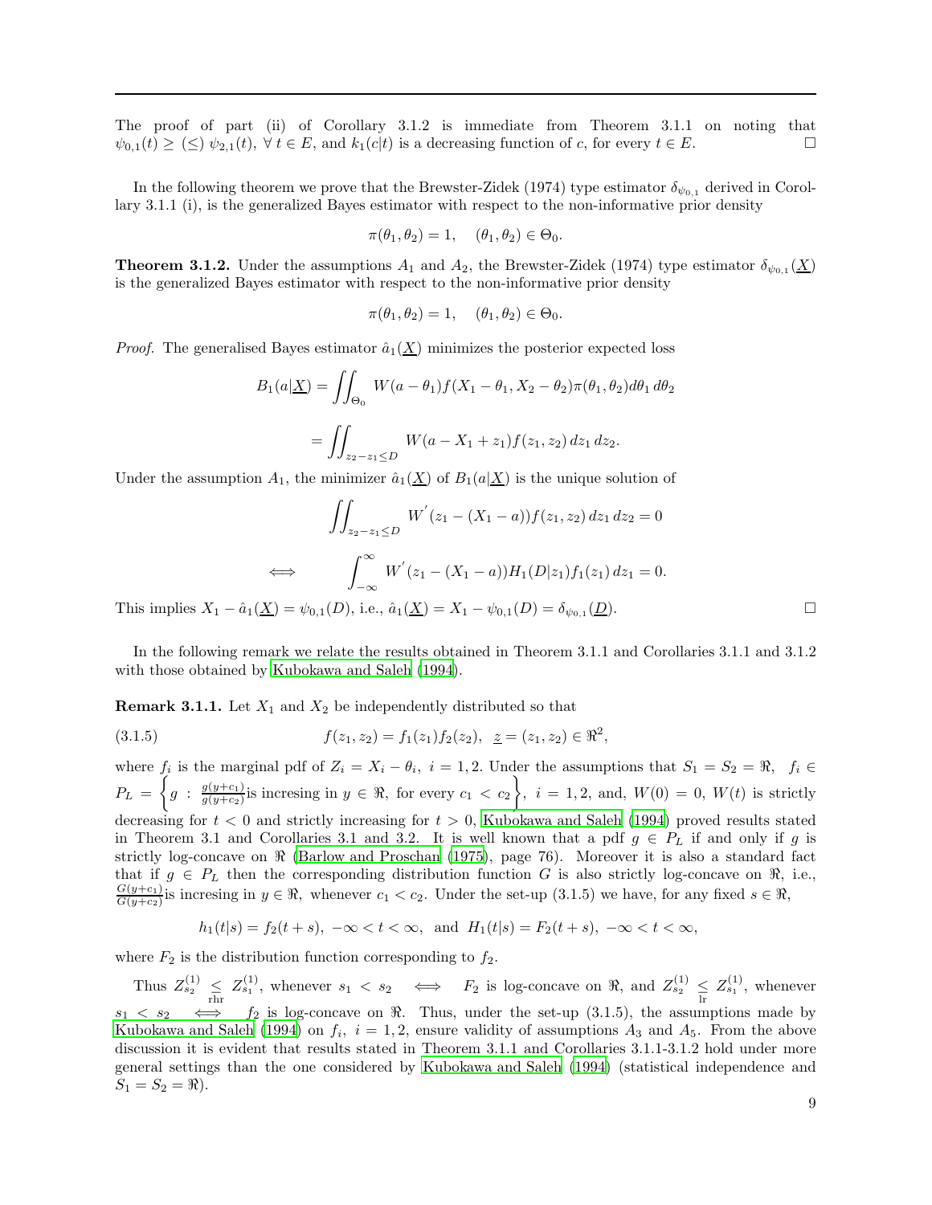The proof of part (ii) of Corollary 3.1.2 is immediate from Theorem 3.1.1 on noting that $\psi_{0,1}(t) \geq (\leq)\ \psi_{2,1}(t),\ \forall\ t \in E$, and $k_1(c|t)$ is a decreasing function of $c$, for every $t \in E$. $\square$

In the following theorem we prove that the Brewster-Zidek (1974) type estimator $\delta_{\psi_{0,1}}$ derived in Corollary 3.1.1 (i), is the generalized Bayes estimator with respect to the non-informative prior density

$$\pi(\theta_1, \theta_2) = 1, \quad (\theta_1, \theta_2) \in \Theta_0.$$

**Theorem 3.1.2.** Under the assumptions $A_1$ and $A_2$, the Brewster-Zidek (1974) type estimator $\delta_{\psi_{0,1}}(\underline{X})$ is the generalized Bayes estimator with respect to the non-informative prior density

$$\pi(\theta_1, \theta_2) = 1, \quad (\theta_1, \theta_2) \in \Theta_0.$$

*Proof.* The generalised Bayes estimator $\hat{a}_1(\underline{X})$ minimizes the posterior expected loss

$$B_1(a|\underline{X}) = \iint_{\Theta_0} W(a - \theta_1) f(X_1 - \theta_1, X_2 - \theta_2)\pi(\theta_1, \theta_2) d\theta_1\, d\theta_2$$

$$= \iint_{z_2 - z_1 \leq D} W(a - X_1 + z_1) f(z_1, z_2)\, dz_1\, dz_2.$$

Under the assumption $A_1$, the minimizer $\hat{a}_1(\underline{X})$ of $B_1(a|\underline{X})$ is the unique solution of

$$\iint_{z_2 - z_1 \leq D} W^{'}(z_1 - (X_1 - a)) f(z_1, z_2)\, dz_1\, dz_2 = 0$$

$$\iff \qquad \int_{-\infty}^{\infty} W^{'}(z_1 - (X_1 - a)) H_1(D|z_1) f_1(z_1)\, dz_1 = 0.$$

This implies $X_1 - \hat{a}_1(\underline{X}) = \psi_{0,1}(D)$, i.e., $\hat{a}_1(\underline{X}) = X_1 - \psi_{0,1}(D) = \delta_{\psi_{0,1}}(\underline{D})$. $\square$

In the following remark we relate the results obtained in Theorem 3.1.1 and Corollaries 3.1.1 and 3.1.2 with those obtained by Kubokawa and Saleh (1994).

**Remark 3.1.1.** Let $X_1$ and $X_2$ be independently distributed so that

$$f(z_1, z_2) = f_1(z_1) f_2(z_2), \quad \underline{z} = (z_1, z_2) \in \Re^2, \tag{3.1.5}$$

where $f_i$ is the marginal pdf of $Z_i = X_i - \theta_i,\ i = 1, 2$. Under the assumptions that $S_1 = S_2 = \Re,\ f_i \in P_L = \left\{ g\ :\ \frac{g(y+c_1)}{g(y+c_2)} \text{is incresing in } y \in \Re, \text{ for every } c_1 < c_2 \right\},\ i = 1, 2$, and, $W(0) = 0$, $W(t)$ is strictly decreasing for $t < 0$ and strictly increasing for $t > 0$, Kubokawa and Saleh (1994) proved results stated in Theorem 3.1 and Corollaries 3.1 and 3.2. It is well known that a pdf $g \in P_L$ if and only if $g$ is strictly log-concave on $\Re$ (Barlow and Proschan (1975), page 76). Moreover it is also a standard fact that if $g \in P_L$ then the corresponding distribution function $G$ is also strictly log-concave on $\Re$, i.e., $\frac{G(y+c_1)}{G(y+c_2)}$is incresing in $y \in \Re$, whenever $c_1 < c_2$. Under the set-up (3.1.5) we have, for any fixed $s \in \Re$,

$$h_1(t|s) = f_2(t + s),\ -\infty < t < \infty, \text{ and } H_1(t|s) = F_2(t + s),\ -\infty < t < \infty,$$

where $F_2$ is the distribution function corresponding to $f_2$.

Thus $Z_{s_2}^{(1)} \underset{\text{rhr}}{\leq} Z_{s_1}^{(1)}$, whenever $s_1 < s_2 \iff F_2$ is log-concave on $\Re$, and $Z_{s_2}^{(1)} \underset{\text{lr}}{\leq} Z_{s_1}^{(1)}$, whenever $s_1 < s_2 \iff f_2$ is log-concave on $\Re$. Thus, under the set-up (3.1.5), the assumptions made by Kubokawa and Saleh (1994) on $f_i,\ i = 1, 2$, ensure validity of assumptions $A_3$ and $A_5$. From the above discussion it is evident that results stated in Theorem 3.1.1 and Corollaries 3.1.1-3.1.2 hold under more general settings than the one considered by Kubokawa and Saleh (1994) (statistical independence and $S_1 = S_2 = \Re$).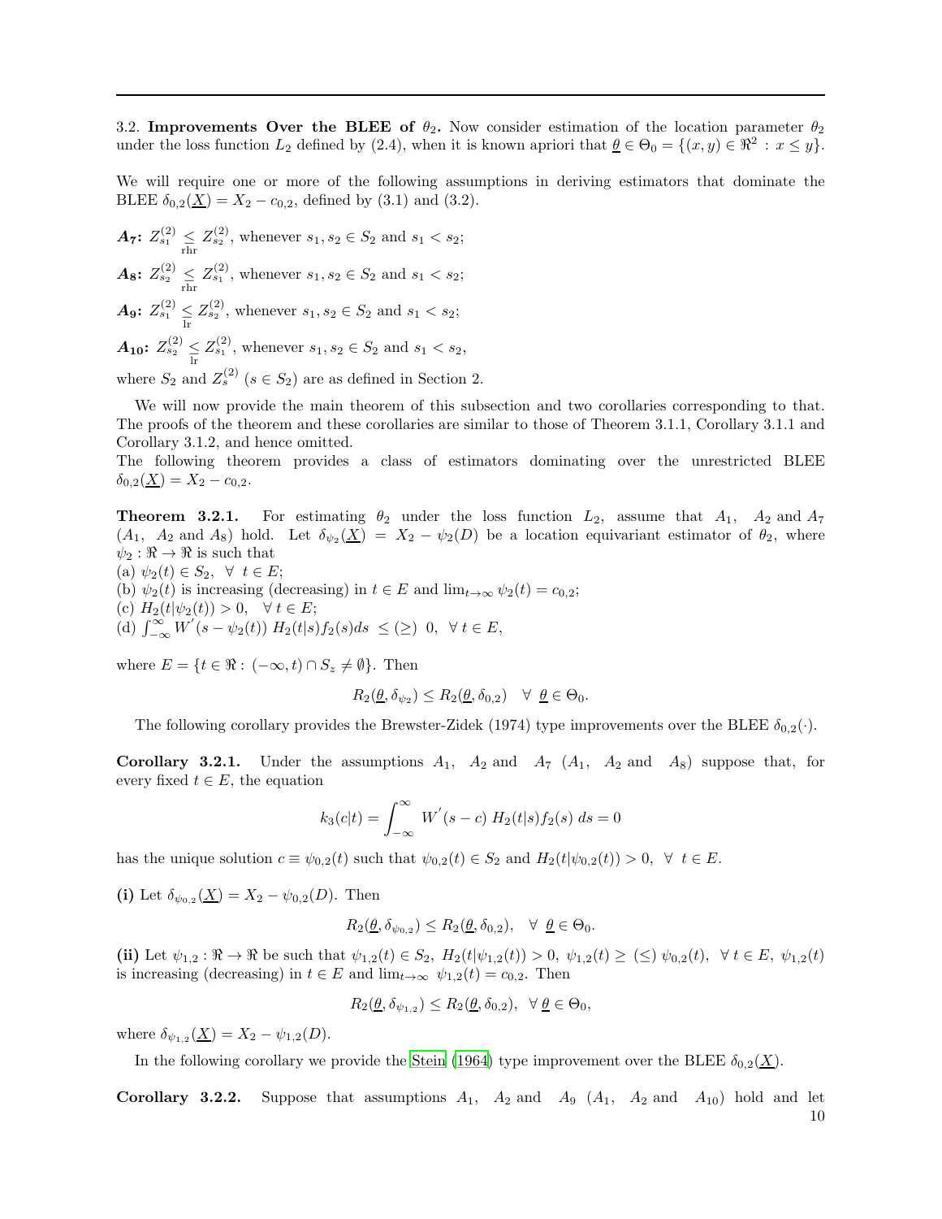3.2. **Improvements Over the BLEE of $\theta_2$.** Now consider estimation of the location parameter $\theta_2$ under the loss function $L_2$ defined by (2.4), when it is known apriori that $\underline{\theta} \in \Theta_0 = \{(x,y) \in \Re^2 : x \leq y\}$.

We will require one or more of the following assumptions in deriving estimators that dominate the BLEE $\delta_{0,2}(\underline{X}) = X_2 - c_{0,2}$, defined by (3.1) and (3.2).

***A*₇:** $Z_{s_1}^{(2)} \underset{\text{rhr}}{\leq} Z_{s_2}^{(2)}$, whenever $s_1, s_2 \in S_2$ and $s_1 < s_2$;

***A*₈:** $Z_{s_2}^{(2)} \underset{\text{rhr}}{\leq} Z_{s_1}^{(2)}$, whenever $s_1, s_2 \in S_2$ and $s_1 < s_2$;

***A*₉:** $Z_{s_1}^{(2)} \underset{\text{lr}}{\leq} Z_{s_2}^{(2)}$, whenever $s_1, s_2 \in S_2$ and $s_1 < s_2$;

***A*₁₀:** $Z_{s_2}^{(2)} \underset{\text{lr}}{\leq} Z_{s_1}^{(2)}$, whenever $s_1, s_2 \in S_2$ and $s_1 < s_2$,

where $S_2$ and $Z_s^{(2)}$ $(s \in S_2)$ are as defined in Section 2.

We will now provide the main theorem of this subsection and two corollaries corresponding to that. The proofs of the theorem and these corollaries are similar to those of Theorem 3.1.1, Corollary 3.1.1 and Corollary 3.1.2, and hence omitted.

The following theorem provides a class of estimators dominating over the unrestricted BLEE $\delta_{0,2}(\underline{X}) = X_2 - c_{0,2}$.

**Theorem 3.2.1.** For estimating $\theta_2$ under the loss function $L_2$, assume that $A_1$, $A_2$ and $A_7$ ($A_1$, $A_2$ and $A_8$) hold. Let $\delta_{\psi_2}(\underline{X}) = X_2 - \psi_2(D)$ be a location equivariant estimator of $\theta_2$, where $\psi_2 : \Re \to \Re$ is such that

(a) $\psi_2(t) \in S_2, \ \forall \ t \in E$;

(b) $\psi_2(t)$ is increasing (decreasing) in $t \in E$ and $\lim_{t\to\infty} \psi_2(t) = c_{0,2}$;

(c) $H_2(t|\psi_2(t)) > 0, \quad \forall \ t \in E$;

(d) $\int_{-\infty}^{\infty} W^{'}(s - \psi_2(t)) \, H_2(t|s) f_2(s) ds \ \leq (\geq) \ 0, \ \forall \ t \in E$,

where $E = \{t \in \Re : (-\infty, t) \cap S_z \neq \emptyset\}$. Then

$$R_2(\underline{\theta}, \delta_{\psi_2}) \leq R_2(\underline{\theta}, \delta_{0,2}) \quad \forall \ \underline{\theta} \in \Theta_0.$$

The following corollary provides the Brewster-Zidek (1974) type improvements over the BLEE $\delta_{0,2}(\cdot)$.

**Corollary 3.2.1.** Under the assumptions $A_1$, $A_2$ and $A_7$ ($A_1$, $A_2$ and $A_8$) suppose that, for every fixed $t \in E$, the equation

$$k_3(c|t) = \int_{-\infty}^{\infty} W^{'}(s - c) \, H_2(t|s) f_2(s) \, ds = 0$$

has the unique solution $c \equiv \psi_{0,2}(t)$ such that $\psi_{0,2}(t) \in S_2$ and $H_2(t|\psi_{0,2}(t)) > 0, \ \forall \ t \in E$.

**(i)** Let $\delta_{\psi_{0,2}}(\underline{X}) = X_2 - \psi_{0,2}(D)$. Then

$$R_2(\underline{\theta}, \delta_{\psi_{0,2}}) \leq R_2(\underline{\theta}, \delta_{0,2}), \quad \forall \ \underline{\theta} \in \Theta_0.$$

**(ii)** Let $\psi_{1,2} : \Re \to \Re$ be such that $\psi_{1,2}(t) \in S_2$, $H_2(t|\psi_{1,2}(t)) > 0$, $\psi_{1,2}(t) \geq (\leq) \ \psi_{0,2}(t), \ \forall \ t \in E$, $\psi_{1,2}(t)$ is increasing (decreasing) in $t \in E$ and $\lim_{t\to\infty} \psi_{1,2}(t) = c_{0,2}$. Then

$$R_2(\underline{\theta}, \delta_{\psi_{1,2}}) \leq R_2(\underline{\theta}, \delta_{0,2}), \ \ \forall \ \underline{\theta} \in \Theta_0,$$

where $\delta_{\psi_{1,2}}(\underline{X}) = X_2 - \psi_{1,2}(D)$.

In the following corollary we provide the Stein (1964) type improvement over the BLEE $\delta_{0,2}(\underline{X})$.

**Corollary 3.2.2.** Suppose that assumptions $A_1$, $A_2$ and $A_9$ ($A_1$, $A_2$ and $A_{10}$) hold and let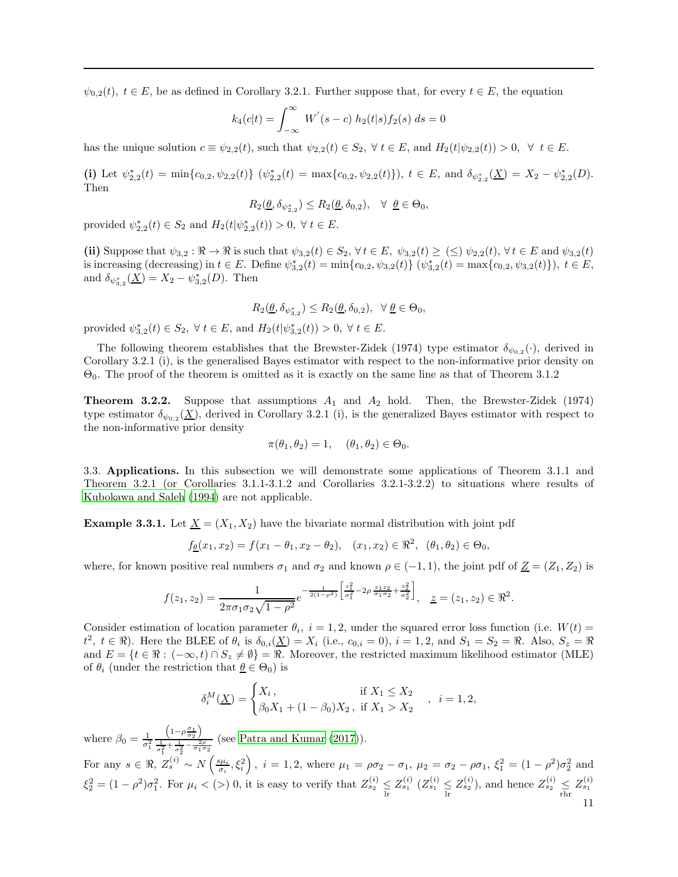$\psi_{0,2}(t),\ t \in E$, be as defined in Corollary 3.2.1. Further suppose that, for every $t \in E$, the equation

$$k_4(c|t) = \int_{-\infty}^{\infty} W^{'}(s-c)\ h_2(t|s) f_2(s)\ ds = 0$$

has the unique solution $c \equiv \psi_{2,2}(t)$, such that $\psi_{2,2}(t) \in S_2,\ \forall\ t \in E$, and $H_2(t|\psi_{2,2}(t)) > 0,\ \forall\ t \in E$.

**(i)** Let $\psi^*_{2,2}(t) = \min\{c_{0,2}, \psi_{2,2}(t)\}$ ($\psi^*_{2,2}(t) = \max\{c_{0,2}, \psi_{2,2}(t)\}$), $t \in E$, and $\delta_{\psi^*_{2,2}}(\underline{X}) = X_2 - \psi^*_{2,2}(D)$. Then

$$R_2(\underline{\theta}, \delta_{\psi^*_{2,2}}) \leq R_2(\underline{\theta}, \delta_{0,2}), \quad \forall\ \underline{\theta} \in \Theta_0,$$

provided $\psi^*_{2,2}(t) \in S_2$ and $H_2(t|\psi^*_{2,2}(t)) > 0,\ \forall\ t \in E$.

**(ii)** Suppose that $\psi_{3,2} : \Re \to \Re$ is such that $\psi_{3,2}(t) \in S_2,\ \forall\ t \in E,\ \psi_{3,2}(t) \geq (\leq)\ \psi_{2,2}(t), \forall\ t \in E$ and $\psi_{3,2}(t)$ is increasing (decreasing) in $t \in E$. Define $\psi^*_{3,2}(t) = \min\{c_{0,2}, \psi_{3,2}(t)\}$ ($\psi^*_{3,2}(t) = \max\{c_{0,2}, \psi_{3,2}(t)\}$), $t \in E$, and $\delta_{\psi^*_{3,2}}(\underline{X}) = X_2 - \psi^*_{3,2}(D)$. Then

$$R_2(\underline{\theta}, \delta_{\psi^*_{3,2}}) \leq R_2(\underline{\theta}, \delta_{0,2}), \quad \forall\ \underline{\theta} \in \Theta_0,$$

provided $\psi^*_{3,2}(t) \in S_2,\ \forall\ t \in E$, and $H_2(t|\psi^*_{3,2}(t)) > 0,\ \forall\ t \in E$.

The following theorem establishes that the Brewster-Zidek (1974) type estimator $\delta_{\psi_{0,2}}(\cdot)$, derived in Corollary 3.2.1 (i), is the generalised Bayes estimator with respect to the non-informative prior density on $\Theta_0$. The proof of the theorem is omitted as it is exactly on the same line as that of Theorem 3.1.2

**Theorem 3.2.2.** Suppose that assumptions $A_1$ and $A_2$ hold. Then, the Brewster-Zidek (1974) type estimator $\delta_{\psi_{0,2}}(\underline{X})$, derived in Corollary 3.2.1 (i), is the generalized Bayes estimator with respect to the non-informative prior density

$$\pi(\theta_1, \theta_2) = 1, \quad (\theta_1, \theta_2) \in \Theta_0.$$

3.3. **Applications.** In this subsection we will demonstrate some applications of Theorem 3.1.1 and Theorem 3.2.1 (or Corollaries 3.1.1-3.1.2 and Corollaries 3.2.1-3.2.2) to situations where results of Kubokawa and Saleh (1994) are not applicable.

**Example 3.3.1.** Let $\underline{X} = (X_1, X_2)$ have the bivariate normal distribution with joint pdf

$$f_{\underline{\theta}}(x_1, x_2) = f(x_1 - \theta_1, x_2 - \theta_2), \quad (x_1, x_2) \in \Re^2,\ (\theta_1, \theta_2) \in \Theta_0,$$

where, for known positive real numbers $\sigma_1$ and $\sigma_2$ and known $\rho \in (-1, 1)$, the joint pdf of $\underline{Z} = (Z_1, Z_2)$ is

$$f(z_1, z_2) = \frac{1}{2\pi\sigma_1\sigma_2\sqrt{1-\rho^2}} e^{-\frac{1}{2(1-\rho^2)}\left[\frac{z_1^2}{\sigma_1^2} - 2\rho\frac{z_1 z_2}{\sigma_1\sigma_2} + \frac{z_2^2}{\sigma_2^2}\right]}, \quad \underline{z} = (z_1, z_2) \in \Re^2.$$

Consider estimation of location parameter $\theta_i,\ i = 1, 2$, under the squared error loss function (i.e. $W(t) = t^2,\ t \in \Re$). Here the BLEE of $\theta_i$ is $\delta_{0,i}(\underline{X}) = X_i$ (i.e., $c_{0,i} = 0$), $i = 1, 2$, and $S_1 = S_2 = \Re$. Also, $S_z = \Re$ and $E = \{t \in \Re : (-\infty, t) \cap S_z \neq \emptyset\} = \Re$. Moreover, the restricted maximum likelihood estimator (MLE) of $\theta_i$ (under the restriction that $\underline{\theta} \in \Theta_0$) is

$$\delta_i^M(\underline{X}) = \begin{cases} X_i\,, & \text{if } X_1 \leq X_2 \\ \beta_0 X_1 + (1 - \beta_0) X_2\,, & \text{if } X_1 > X_2 \end{cases}, \quad i = 1, 2,$$

where $\beta_0 = \frac{1}{\sigma_1^2} \frac{\left(1 - \rho\frac{\sigma_1}{\sigma_2}\right)}{\frac{1}{\sigma_1^2} + \frac{1}{\sigma_2^2} - \frac{2\rho}{\sigma_1\sigma_2}}$ (see Patra and Kumar (2017)).

For any $s \in \Re$, $Z_s^{(i)} \sim N\left(\frac{s\mu_i}{\sigma_i}, \xi_i^2\right),\ i = 1, 2$, where $\mu_1 = \rho\sigma_2 - \sigma_1$, $\mu_2 = \sigma_2 - \rho\sigma_1$, $\xi_1^2 = (1 - \rho^2)\sigma_2^2$ and $\xi_2^2 = (1 - \rho^2)\sigma_1^2$. For $\mu_i < (>)\ 0$, it is easy to verify that $Z_{s_2}^{(i)} \underset{\text{lr}}{\leq} Z_{s_1}^{(i)}$ ($Z_{s_1}^{(i)} \underset{\text{lr}}{\leq} Z_{s_2}^{(i)}$), and hence $Z_{s_2}^{(i)} \underset{\text{rhr}}{\leq} Z_{s_1}^{(i)}$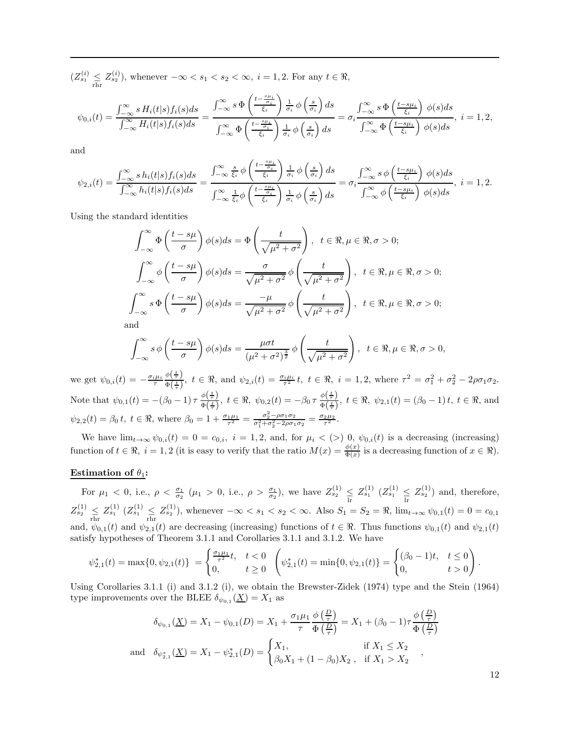$(Z_{s_1}^{(i)} \underset{\text{rhr}}{\leq} Z_{s_2}^{(i)})$, whenever $-\infty < s_1 < s_2 < \infty$, $i = 1, 2$. For any $t \in \Re$,

$$\psi_{0,i}(t) = \frac{\int_{-\infty}^{\infty} s\, H_i(t|s) f_i(s) ds}{\int_{-\infty}^{\infty} H_i(t|s) f_i(s) ds} = \frac{\int_{-\infty}^{\infty} s\, \Phi\left(\frac{t - \frac{s\mu_i}{\sigma_i}}{\xi_i}\right) \frac{1}{\sigma_i}\, \phi\left(\frac{s}{\sigma_i}\right) ds}{\int_{-\infty}^{\infty} \Phi\left(\frac{t - \frac{s\mu_i}{\sigma_i}}{\xi_i}\right) \frac{1}{\sigma_i}\, \phi\left(\frac{s}{\sigma_i}\right) ds} = \sigma_i \frac{\int_{-\infty}^{\infty} s\, \Phi\left(\frac{t - s\mu_i}{\xi_i}\right)\, \phi(s) ds}{\int_{-\infty}^{\infty} \Phi\left(\frac{t - s\mu_i}{\xi_i}\right)\, \phi(s) ds},\ i = 1, 2,$$

and

$$\psi_{2,i}(t) = \frac{\int_{-\infty}^{\infty} s\, h_i(t|s) f_i(s) ds}{\int_{-\infty}^{\infty} h_i(t|s) f_i(s) ds} = \frac{\int_{-\infty}^{\infty} \frac{s}{\xi_i}\, \phi\left(\frac{t - \frac{s\mu_i}{\sigma_i}}{\xi_i}\right) \frac{1}{\sigma_i}\, \phi\left(\frac{s}{\sigma_i}\right) ds}{\int_{-\infty}^{\infty} \frac{1}{\xi_i} \phi\left(\frac{t - \frac{s\mu_i}{\sigma_i}}{\xi_i}\right) \frac{1}{\sigma_i}\, \phi\left(\frac{s}{\sigma_i}\right) ds} = \sigma_i \frac{\int_{-\infty}^{\infty} s\, \phi\left(\frac{t - s\mu_i}{\xi_i}\right)\, \phi(s) ds}{\int_{-\infty}^{\infty} \phi\left(\frac{t - s\mu_i}{\xi_i}\right)\, \phi(s) ds},\ i = 1, 2.$$

Using the standard identities

$$\int_{-\infty}^{\infty} \Phi\left(\frac{t - s\mu}{\sigma}\right) \phi(s) ds = \Phi\left(\frac{t}{\sqrt{\mu^2 + \sigma^2}}\right),\ \ t \in \Re, \mu \in \Re, \sigma > 0;$$

$$\int_{-\infty}^{\infty} \phi\left(\frac{t - s\mu}{\sigma}\right) \phi(s) ds = \frac{\sigma}{\sqrt{\mu^2 + \sigma^2}}\, \phi\left(\frac{t}{\sqrt{\mu^2 + \sigma^2}}\right),\ \ t \in \Re, \mu \in \Re, \sigma > 0;$$

$$\int_{-\infty}^{\infty} s\, \Phi\left(\frac{t - s\mu}{\sigma}\right) \phi(s) ds = \frac{-\mu}{\sqrt{\mu^2 + \sigma^2}}\, \phi\left(\frac{t}{\sqrt{\mu^2 + \sigma^2}}\right),\ \ t \in \Re, \mu \in \Re, \sigma > 0;$$

and

$$\int_{-\infty}^{\infty} s\, \phi\left(\frac{t - s\mu}{\sigma}\right) \phi(s) ds = \frac{\mu\sigma t}{(\mu^2 + \sigma^2)^{\frac{3}{2}}}\, \phi\left(\frac{t}{\sqrt{\mu^2 + \sigma^2}}\right),\ \ t \in \Re, \mu \in \Re, \sigma > 0,$$

we get $\psi_{0,i}(t) = -\frac{\sigma_i\mu_i}{\tau} \frac{\phi\left(\frac{t}{\tau}\right)}{\Phi\left(\frac{t}{\tau}\right)},\ t \in \Re$, and $\psi_{2,i}(t) = \frac{\sigma_i\mu_i}{\tau^2}\, t,\ t \in \Re,\ i = 1, 2$, where $\tau^2 = \sigma_1^2 + \sigma_2^2 - 2\rho\sigma_1\sigma_2$. Note that $\psi_{0,1}(t) = -(\beta_0 - 1)\, \tau \frac{\phi\left(\frac{t}{\tau}\right)}{\Phi\left(\frac{t}{\tau}\right)},\ t \in \Re,\ \psi_{0,2}(t) = -\beta_0\, \tau \frac{\phi\left(\frac{t}{\tau}\right)}{\Phi\left(\frac{t}{\tau}\right)},\ t \in \Re,\ \psi_{2,1}(t) = (\beta_0 - 1)\, t,\ t \in \Re$, and $\psi_{2,2}(t) = \beta_0\, t,\ t \in \Re$, where $\beta_0 = 1 + \frac{\sigma_1\mu_1}{\tau^2} = \frac{\sigma_2^2 - \rho\sigma_1\sigma_2}{\sigma_1^2 + \sigma_2^2 - 2\rho\sigma_1\sigma_2} = \frac{\sigma_2\mu_2}{\tau^2}$.

We have $\lim_{t\to\infty} \psi_{0,i}(t) = 0 = c_{0,i},\ i = 1, 2$, and, for $\mu_i < (>)\ 0$, $\psi_{0,i}(t)$ is a decreasing (increasing) function of $t \in \Re,\ i = 1, 2$ (it is easy to verify that the ratio $M(x) = \frac{\phi(x)}{\Phi(x)}$ is a decreasing function of $x \in \Re$).

**Estimation of $\theta_1$:**

For $\mu_1 < 0$, i.e., $\rho < \frac{\sigma_1}{\sigma_2}$ ($\mu_1 > 0$, i.e., $\rho > \frac{\sigma_1}{\sigma_2}$), we have $Z_{s_2}^{(1)} \underset{\text{lr}}{\leq} Z_{s_1}^{(1)}$ ($Z_{s_1}^{(1)} \underset{\text{lr}}{\leq} Z_{s_2}^{(1)}$) and, therefore, $Z_{s_2}^{(1)} \underset{\text{rhr}}{\leq} Z_{s_1}^{(1)}$ ($Z_{s_1}^{(1)} \underset{\text{rhr}}{\leq} Z_{s_2}^{(1)}$), whenever $-\infty < s_1 < s_2 < \infty$. Also $S_1 = S_2 = \Re$, $\lim_{t\to\infty} \psi_{0,1}(t) = 0 = c_{0,1}$ and, $\psi_{0,1}(t)$ and $\psi_{2,1}(t)$ are decreasing (increasing) functions of $t \in \Re$. Thus functions $\psi_{0,1}(t)$ and $\psi_{2,1}(t)$ satisfy hypotheses of Theorem 3.1.1 and Corollaries 3.1.1 and 3.1.2. We have

$$\psi_{2,1}^*(t) = \max\{0, \psi_{2,1}(t)\} = \begin{cases} \frac{\sigma_1\mu_1}{\tau^2} t, & t < 0 \\ 0, & t \geq 0 \end{cases} \left(\psi_{2,1}^*(t) = \min\{0, \psi_{2,1}(t)\} = \begin{cases} (\beta_0 - 1)t, & t \leq 0 \\ 0, & t > 0 \end{cases}\right).$$

Using Corollaries 3.1.1 (i) and 3.1.2 (i), we obtain the Brewster-Zidek (1974) type and the Stein (1964) type improvements over the BLEE $\delta_{\psi_{0,1}}(\underline{X}) = X_1$ as

$$\delta_{\psi_{0,1}}(\underline{X}) = X_1 - \psi_{0,1}(D) = X_1 + \frac{\sigma_1\mu_1}{\tau} \frac{\phi\left(\frac{D}{\tau}\right)}{\Phi\left(\frac{D}{\tau}\right)} = X_1 + (\beta_0 - 1)\tau \frac{\phi\left(\frac{D}{\tau}\right)}{\Phi\left(\frac{D}{\tau}\right)}$$

$$\text{and}\quad \delta_{\psi_{2,1}^*}(\underline{X}) = X_1 - \psi_{2,1}^*(D) = \begin{cases} X_1, & \text{if } X_1 \leq X_2 \\ \beta_0 X_1 + (1 - \beta_0) X_2\,, & \text{if } X_1 > X_2 \end{cases},$$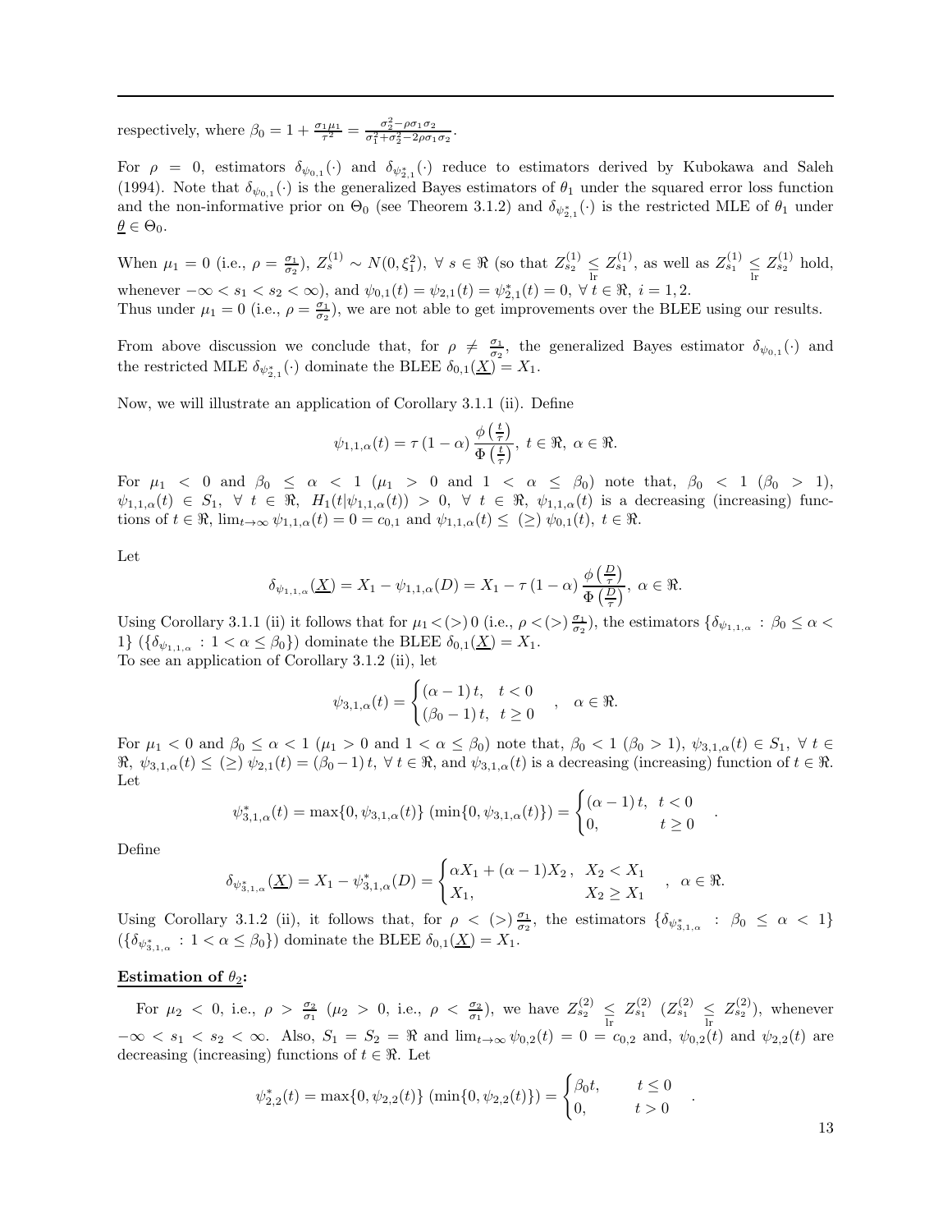respectively, where $\beta_0 = 1 + \frac{\sigma_1 \mu_1}{\tau^2} = \frac{\sigma_2^2 - \rho\sigma_1\sigma_2}{\sigma_1^2+\sigma_2^2-2\rho\sigma_1\sigma_2}$.

For $\rho = 0$, estimators $\delta_{\psi_{0,1}}(\cdot)$ and $\delta_{\psi^*_{2,1}}(\cdot)$ reduce to estimators derived by Kubokawa and Saleh (1994). Note that $\delta_{\psi_{0,1}}(\cdot)$ is the generalized Bayes estimators of $\theta_1$ under the squared error loss function and the non-informative prior on $\Theta_0$ (see Theorem 3.1.2) and $\delta_{\psi^*_{2,1}}(\cdot)$ is the restricted MLE of $\theta_1$ under $\underline{\theta} \in \Theta_0$.

When $\mu_1 = 0$ (i.e., $\rho = \frac{\sigma_1}{\sigma_2}$), $Z^{(1)}_s \sim N(0, \xi_1^2)$, $\forall\, s \in \Re$ (so that $Z^{(1)}_{s_2} \underset{\text{lr}}{\leq} Z^{(1)}_{s_1}$, as well as $Z^{(1)}_{s_1} \underset{\text{lr}}{\leq} Z^{(1)}_{s_2}$ hold, whenever $-\infty < s_1 < s_2 < \infty$), and $\psi_{0,1}(t) = \psi_{2,1}(t) = \psi^*_{2,1}(t) = 0$, $\forall\, t \in \Re$, $i = 1, 2$.
Thus under $\mu_1 = 0$ (i.e., $\rho = \frac{\sigma_1}{\sigma_2}$), we are not able to get improvements over the BLEE using our results.

From above discussion we conclude that, for $\rho \neq \frac{\sigma_1}{\sigma_2}$, the generalized Bayes estimator $\delta_{\psi_{0,1}}(\cdot)$ and the restricted MLE $\delta_{\psi^*_{2,1}}(\cdot)$ dominate the BLEE $\delta_{0,1}(\underline{X}) = X_1$.

Now, we will illustrate an application of Corollary 3.1.1 (ii). Define

$$\psi_{1,1,\alpha}(t) = \tau\,(1-\alpha)\,\frac{\phi\left(\frac{t}{\tau}\right)}{\Phi\left(\frac{t}{\tau}\right)},\ t \in \Re,\ \alpha \in \Re.$$

For $\mu_1 < 0$ and $\beta_0 \leq \alpha < 1$ ($\mu_1 > 0$ and $1 < \alpha \leq \beta_0$) note that, $\beta_0 < 1$ ($\beta_0 > 1$), $\psi_{1,1,\alpha}(t) \in S_1$, $\forall\, t \in \Re$, $H_1(t|\psi_{1,1,\alpha}(t)) > 0$, $\forall\, t \in \Re$, $\psi_{1,1,\alpha}(t)$ is a decreasing (increasing) functions of $t \in \Re$, $\lim_{t\to\infty} \psi_{1,1,\alpha}(t) = 0 = c_{0,1}$ and $\psi_{1,1,\alpha}(t) \leq\ (\geq)\ \psi_{0,1}(t)$, $t \in \Re$.

Let

$$\delta_{\psi_{1,1,\alpha}}(\underline{X}) = X_1 - \psi_{1,1,\alpha}(D) = X_1 - \tau\,(1-\alpha)\,\frac{\phi\left(\frac{D}{\tau}\right)}{\Phi\left(\frac{D}{\tau}\right)},\ \alpha \in \Re.$$

Using Corollary 3.1.1 (ii) it follows that for $\mu_1 < (>)\, 0$ (i.e., $\rho < (>)\, \frac{\sigma_1}{\sigma_2}$), the estimators $\{\delta_{\psi_{1,1,\alpha}} : \beta_0 \leq \alpha < 1\}$ ($\{\delta_{\psi_{1,1,\alpha}} : 1 < \alpha \leq \beta_0\}$) dominate the BLEE $\delta_{0,1}(\underline{X}) = X_1$.
To see an application of Corollary 3.1.2 (ii), let

$$\psi_{3,1,\alpha}(t) = \begin{cases} (\alpha-1)\,t, & t < 0 \\ (\beta_0-1)\,t, & t \geq 0 \end{cases},\quad \alpha \in \Re.$$

For $\mu_1 < 0$ and $\beta_0 \leq \alpha < 1$ ($\mu_1 > 0$ and $1 < \alpha \leq \beta_0$) note that, $\beta_0 < 1$ ($\beta_0 > 1$), $\psi_{3,1,\alpha}(t) \in S_1$, $\forall\, t \in \Re$, $\psi_{3,1,\alpha}(t) \leq (\geq)\, \psi_{2,1}(t) = (\beta_0 - 1)\,t$, $\forall\, t \in \Re$, and $\psi_{3,1,\alpha}(t)$ is a decreasing (increasing) function of $t \in \Re$.
Let

$$\psi^*_{3,1,\alpha}(t) = \max\{0, \psi_{3,1,\alpha}(t)\}\ (\min\{0, \psi_{3,1,\alpha}(t)\}) = \begin{cases} (\alpha-1)\,t, & t < 0 \\ 0, & t \geq 0 \end{cases}.$$

Define

$$\delta_{\psi^*_{3,1,\alpha}}(\underline{X}) = X_1 - \psi^*_{3,1,\alpha}(D) = \begin{cases} \alpha X_1 + (\alpha-1)X_2\,, & X_2 < X_1 \\ X_1, & X_2 \geq X_1 \end{cases},\quad \alpha \in \Re.$$

Using Corollary 3.1.2 (ii), it follows that, for $\rho < (>)\, \frac{\sigma_1}{\sigma_2}$, the estimators $\{\delta_{\psi^*_{3,1,\alpha}} : \beta_0 \leq \alpha < 1\}$ ($\{\delta_{\psi^*_{3,1,\alpha}} : 1 < \alpha \leq \beta_0\}$) dominate the BLEE $\delta_{0,1}(\underline{X}) = X_1$.

**Estimation of $\theta_2$:**

For $\mu_2 < 0$, i.e., $\rho > \frac{\sigma_2}{\sigma_1}$ ($\mu_2 > 0$, i.e., $\rho < \frac{\sigma_2}{\sigma_1}$), we have $Z^{(2)}_{s_2} \underset{\text{lr}}{\leq} Z^{(2)}_{s_1}$ ($Z^{(2)}_{s_1} \underset{\text{lr}}{\leq} Z^{(2)}_{s_2}$), whenever $-\infty < s_1 < s_2 < \infty$. Also, $S_1 = S_2 = \Re$ and $\lim_{t\to\infty} \psi_{0,2}(t) = 0 = c_{0,2}$ and, $\psi_{0,2}(t)$ and $\psi_{2,2}(t)$ are decreasing (increasing) functions of $t \in \Re$. Let

$$\psi^*_{2,2}(t) = \max\{0, \psi_{2,2}(t)\}\ (\min\{0, \psi_{2,2}(t)\}) = \begin{cases} \beta_0 t, & t \leq 0 \\ 0, & t > 0 \end{cases}.$$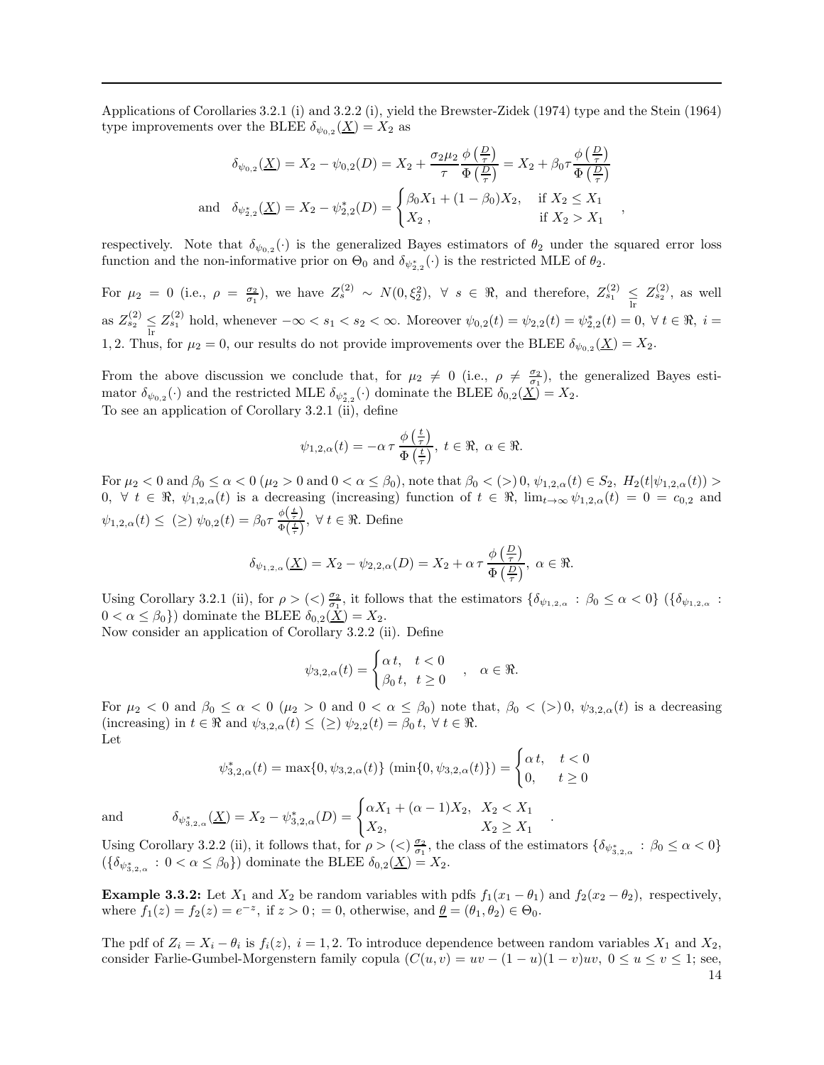Applications of Corollaries 3.2.1 (i) and 3.2.2 (i), yield the Brewster-Zidek (1974) type and the Stein (1964) type improvements over the BLEE $\delta_{\psi_{0,2}}(\underline{X}) = X_2$ as

$$\delta_{\psi_{0,2}}(\underline{X}) = X_2 - \psi_{0,2}(D) = X_2 + \frac{\sigma_2 \mu_2}{\tau} \frac{\phi\left(\frac{D}{\tau}\right)}{\Phi\left(\frac{D}{\tau}\right)} = X_2 + \beta_0 \tau \frac{\phi\left(\frac{D}{\tau}\right)}{\Phi\left(\frac{D}{\tau}\right)}$$

$$\text{and} \quad \delta_{\psi^*_{2,2}}(\underline{X}) = X_2 - \psi^*_{2,2}(D) = \begin{cases} \beta_0 X_1 + (1-\beta_0) X_2, & \text{if } X_2 \leq X_1 \\ X_2\,, & \text{if } X_2 > X_1 \end{cases},$$

respectively. Note that $\delta_{\psi_{0,2}}(\cdot)$ is the generalized Bayes estimators of $\theta_2$ under the squared error loss function and the non-informative prior on $\Theta_0$ and $\delta_{\psi^*_{2,2}}(\cdot)$ is the restricted MLE of $\theta_2$.

For $\mu_2 = 0$ (i.e., $\rho = \frac{\sigma_2}{\sigma_1}$), we have $Z_s^{(2)} \sim N(0, \xi_2^2),\ \forall\ s \in \Re$, and therefore, $Z_{s_1}^{(2)} \underset{\text{lr}}{\leq} Z_{s_2}^{(2)}$, as well as $Z_{s_2}^{(2)} \underset{\text{lr}}{\leq} Z_{s_1}^{(2)}$ hold, whenever $-\infty < s_1 < s_2 < \infty$. Moreover $\psi_{0,2}(t) = \psi_{2,2}(t) = \psi^*_{2,2}(t) = 0,\ \forall\ t \in \Re,\ i = 1, 2$. Thus, for $\mu_2 = 0$, our results do not provide improvements over the BLEE $\delta_{\psi_{0,2}}(\underline{X}) = X_2$.

From the above discussion we conclude that, for $\mu_2 \neq 0$ (i.e., $\rho \neq \frac{\sigma_2}{\sigma_1}$), the generalized Bayes estimator $\delta_{\psi_{0,2}}(\cdot)$ and the restricted MLE $\delta_{\psi^*_{2,2}}(\cdot)$ dominate the BLEE $\delta_{0,2}(\underline{X}) = X_2$.
To see an application of Corollary 3.2.1 (ii), define

$$\psi_{1,2,\alpha}(t) = -\alpha\, \tau \frac{\phi\left(\frac{t}{\tau}\right)}{\Phi\left(\frac{t}{\tau}\right)},\ t \in \Re,\ \alpha \in \Re.$$

For $\mu_2 < 0$ and $\beta_0 \leq \alpha < 0$ ($\mu_2 > 0$ and $0 < \alpha \leq \beta_0$), note that $\beta_0 < (>)\, 0$, $\psi_{1,2,\alpha}(t) \in S_2,\ H_2(t|\psi_{1,2,\alpha}(t)) > 0,\ \forall\ t \in \Re$, $\psi_{1,2,\alpha}(t)$ is a decreasing (increasing) function of $t \in \Re$, $\lim_{t\to\infty} \psi_{1,2,\alpha}(t) = 0 = c_{0,2}$ and $\psi_{1,2,\alpha}(t) \leq\ (\geq)\ \psi_{0,2}(t) = \beta_0 \tau \frac{\phi\left(\frac{t}{\tau}\right)}{\Phi\left(\frac{t}{\tau}\right)},\ \forall\ t \in \Re$. Define

$$\delta_{\psi_{1,2,\alpha}}(\underline{X}) = X_2 - \psi_{2,2,\alpha}(D) = X_2 + \alpha\, \tau \frac{\phi\left(\frac{D}{\tau}\right)}{\Phi\left(\frac{D}{\tau}\right)},\ \alpha \in \Re.$$

Using Corollary 3.2.1 (ii), for $\rho > (<) \frac{\sigma_2}{\sigma_1}$, it follows that the estimators $\{\delta_{\psi_{1,2,\alpha}} : \beta_0 \leq \alpha < 0\}$ ($\{\delta_{\psi_{1,2,\alpha}} : 0 < \alpha \leq \beta_0\}$) dominate the BLEE $\delta_{0,2}(\underline{X}) = X_2$.
Now consider an application of Corollary 3.2.2 (ii). Define

$$\psi_{3,2,\alpha}(t) = \begin{cases} \alpha\, t, & t < 0 \\ \beta_0\, t, & t \geq 0 \end{cases}, \quad \alpha \in \Re.$$

For $\mu_2 < 0$ and $\beta_0 \leq \alpha < 0$ ($\mu_2 > 0$ and $0 < \alpha \leq \beta_0$) note that, $\beta_0 < (>)\, 0$, $\psi_{3,2,\alpha}(t)$ is a decreasing (increasing) in $t \in \Re$ and $\psi_{3,2,\alpha}(t) \leq (\geq)\ \psi_{2,2}(t) = \beta_0\, t,\ \forall\ t \in \Re$.
Let

$$\psi^*_{3,2,\alpha}(t) = \max\{0, \psi_{3,2,\alpha}(t)\}\ (\min\{0, \psi_{3,2,\alpha}(t)\}) = \begin{cases} \alpha\, t, & t < 0 \\ 0, & t \geq 0 \end{cases}$$

$$\text{and} \qquad \delta_{\psi^*_{3,2,\alpha}}(\underline{X}) = X_2 - \psi^*_{3,2,\alpha}(D) = \begin{cases} \alpha X_1 + (\alpha - 1) X_2, & X_2 < X_1 \\ X_2, & X_2 \geq X_1 \end{cases}.$$

Using Corollary 3.2.2 (ii), it follows that, for $\rho > (<) \frac{\sigma_2}{\sigma_1}$, the class of the estimators $\{\delta_{\psi^*_{3,2,\alpha}} : \beta_0 \leq \alpha < 0\}$ ($\{\delta_{\psi^*_{3,2,\alpha}} : 0 < \alpha \leq \beta_0\}$) dominate the BLEE $\delta_{0,2}(\underline{X}) = X_2$.

**Example 3.3.2:** Let $X_1$ and $X_2$ be random variables with pdfs $f_1(x_1 - \theta_1)$ and $f_2(x_2 - \theta_2)$, respectively, where $f_1(z) = f_2(z) = e^{-z}$, if $z > 0\,; = 0$, otherwise, and $\underline{\theta} = (\theta_1, \theta_2) \in \Theta_0$.

The pdf of $Z_i = X_i - \theta_i$ is $f_i(z),\ i = 1, 2$. To introduce dependence between random variables $X_1$ and $X_2$, consider Farlie-Gumbel-Morgenstern family copula ($C(u, v) = uv - (1-u)(1-v)uv,\ 0 \leq u \leq v \leq 1$; see,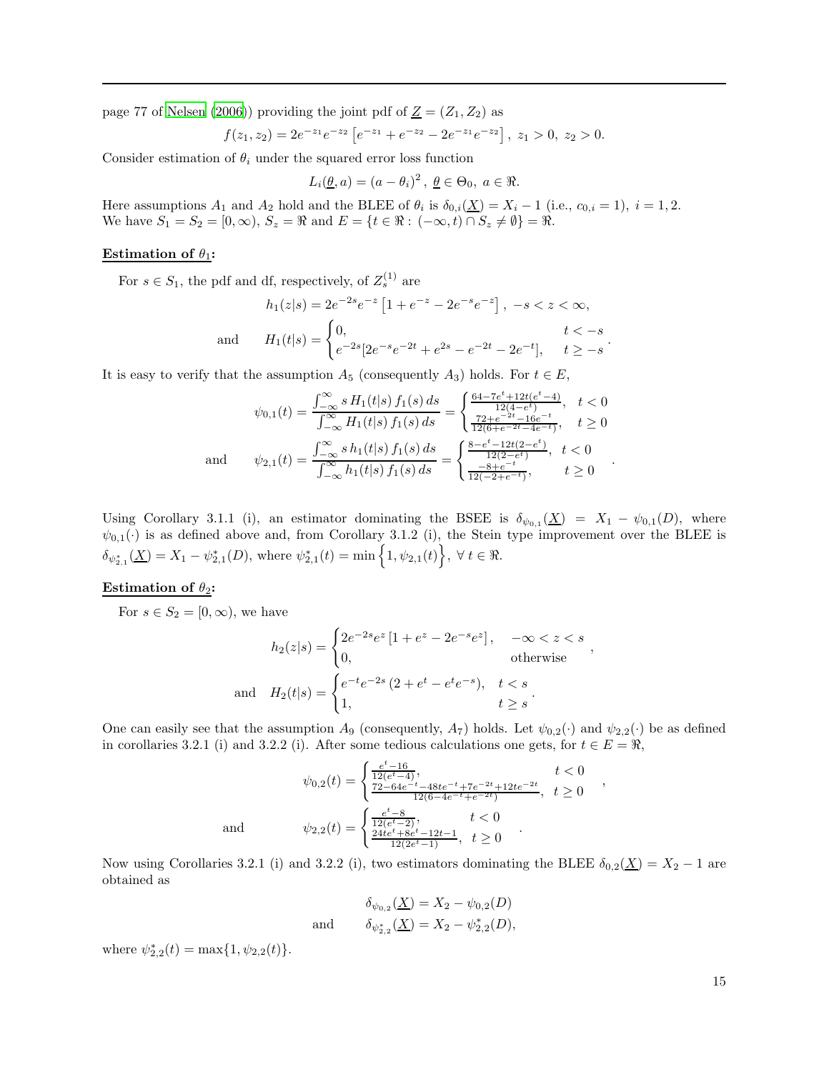page 77 of Nelsen (2006)) providing the joint pdf of $\underline{Z} = (Z_1, Z_2)$ as

$$f(z_1, z_2) = 2e^{-z_1}e^{-z_2}\left[e^{-z_1} + e^{-z_2} - 2e^{-z_1}e^{-z_2}\right],\ z_1 > 0,\ z_2 > 0.$$

Consider estimation of $\theta_i$ under the squared error loss function

$$L_i(\underline{\theta}, a) = (a - \theta_i)^2\,,\ \underline{\theta} \in \Theta_0,\ a \in \Re.$$

Here assumptions $A_1$ and $A_2$ hold and the BLEE of $\theta_i$ is $\delta_{0,i}(\underline{X}) = X_i - 1$ (i.e., $c_{0,i} = 1$), $i = 1, 2$. We have $S_1 = S_2 = [0, \infty)$, $S_z = \Re$ and $E = \{t \in \Re :\ (-\infty, t) \cap S_z \neq \emptyset\} = \Re$.

**Estimation of $\theta_1$:**

For $s \in S_1$, the pdf and df, respectively, of $Z_s^{(1)}$ are

$$h_1(z|s) = 2e^{-2s}e^{-z}\left[1 + e^{-z} - 2e^{-s}e^{-z}\right],\ -s < z < \infty,$$

$$\text{and} \qquad H_1(t|s) = \begin{cases} 0, & t < -s \\ e^{-2s}[2e^{-s}e^{-2t} + e^{2s} - e^{-2t} - 2e^{-t}], & t \geq -s \end{cases}.$$

It is easy to verify that the assumption $A_5$ (consequently $A_3$) holds. For $t \in E$,

$$\psi_{0,1}(t) = \frac{\int_{-\infty}^{\infty} s\, H_1(t|s)\, f_1(s)\, ds}{\int_{-\infty}^{\infty} H_1(t|s)\, f_1(s)\, ds} = \begin{cases} \frac{64 - 7e^t + 12t(e^t - 4)}{12(4 - e^t)}, & t < 0 \\ \frac{72 + e^{-2t} - 16e^{-t}}{12(6 + e^{-2t} - 4e^{-t})}, & t \geq 0 \end{cases}$$

$$\text{and} \qquad \psi_{2,1}(t) = \frac{\int_{-\infty}^{\infty} s\, h_1(t|s)\, f_1(s)\, ds}{\int_{-\infty}^{\infty} h_1(t|s)\, f_1(s)\, ds} = \begin{cases} \frac{8 - e^t - 12t(2 - e^t)}{12(2 - e^t)}, & t < 0 \\ \frac{-8 + e^{-t}}{12(-2 + e^{-t})}, & t \geq 0 \end{cases}.$$

Using Corollary 3.1.1 (i), an estimator dominating the BSEE is $\delta_{\psi_{0,1}}(\underline{X}) = X_1 - \psi_{0,1}(D)$, where $\psi_{0,1}(\cdot)$ is as defined above and, from Corollary 3.1.2 (i), the Stein type improvement over the BLEE is $\delta_{\psi_{2,1}^*}(\underline{X}) = X_1 - \psi_{2,1}^*(D)$, where $\psi_{2,1}^*(t) = \min\left\{1, \psi_{2,1}(t)\right\},\ \forall\, t \in \Re$.

**Estimation of $\theta_2$:**

For $s \in S_2 = [0, \infty)$, we have

$$h_2(z|s) = \begin{cases} 2e^{-2s}e^{z}\left[1 + e^{z} - 2e^{-s}e^{z}\right], & -\infty < z < s \\ 0, & \text{otherwise} \end{cases},$$

$$\text{and} \quad H_2(t|s) = \begin{cases} e^{-t}e^{-2s}\,(2 + e^t - e^t e^{-s}), & t < s \\ 1, & t \geq s \end{cases}.$$

One can easily see that the assumption $A_9$ (consequently, $A_7$) holds. Let $\psi_{0,2}(\cdot)$ and $\psi_{2,2}(\cdot)$ be as defined in corollaries 3.2.1 (i) and 3.2.2 (i). After some tedious calculations one gets, for $t \in E = \Re$,

$$\psi_{0,2}(t) = \begin{cases} \frac{e^t - 16}{12(e^t - 4)}, & t < 0 \\ \frac{72 - 64e^{-t} - 48te^{-t} + 7e^{-2t} + 12te^{-2t}}{12(6 - 4e^{-t} + e^{-2t})}, & t \geq 0 \end{cases},$$

$$\text{and} \qquad \psi_{2,2}(t) = \begin{cases} \frac{e^t - 8}{12(e^t - 2)}, & t < 0 \\ \frac{24te^t + 8e^t - 12t - 1}{12(2e^t - 1)}, & t \geq 0 \end{cases}.$$

Now using Corollaries 3.2.1 (i) and 3.2.2 (i), two estimators dominating the BLEE $\delta_{0,2}(\underline{X}) = X_2 - 1$ are obtained as

$$\delta_{\psi_{0,2}}(\underline{X}) = X_2 - \psi_{0,2}(D)$$

$$\text{and} \qquad \delta_{\psi_{2,2}^*}(\underline{X}) = X_2 - \psi_{2,2}^*(D),$$

where $\psi_{2,2}^*(t) = \max\{1, \psi_{2,2}(t)\}$.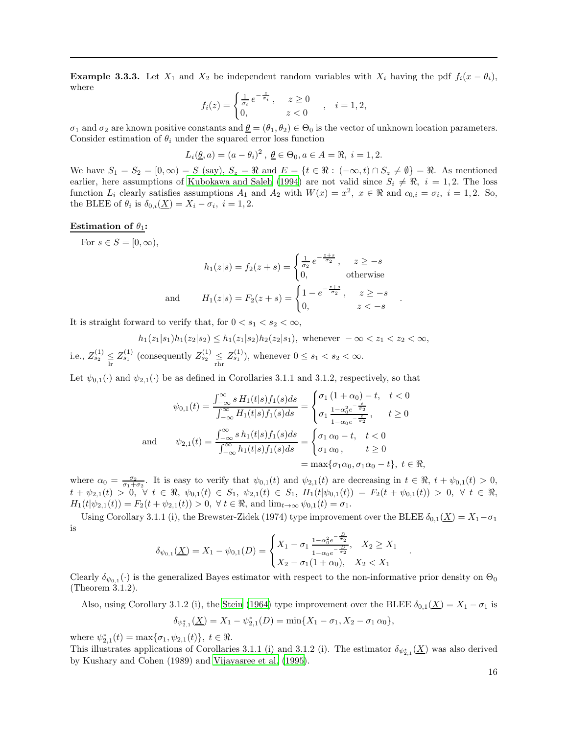**Example 3.3.3.** Let $X_1$ and $X_2$ be independent random variables with $X_i$ having the pdf $f_i(x - \theta_i)$, where

$$f_i(z) = \begin{cases} \frac{1}{\sigma_i} e^{-\frac{z}{\sigma_i}}, & z \geq 0 \\ 0, & z < 0 \end{cases}, \quad i = 1, 2,$$

$\sigma_1$ and $\sigma_2$ are known positive constants and $\underline{\theta} = (\theta_1, \theta_2) \in \Theta_0$ is the vector of unknown location parameters. Consider estimation of $\theta_i$ under the squared error loss function

$$L_i(\underline{\theta}, a) = (a - \theta_i)^2, \; \underline{\theta} \in \Theta_0, a \in A = \Re, \; i = 1, 2.$$

We have $S_1 = S_2 = [0, \infty) = S$ (say), $S_z = \Re$ and $E = \{t \in \Re : (-\infty, t) \cap S_z \neq \emptyset\} = \Re$. As mentioned earlier, here assumptions of Kubokawa and Saleh (1994) are not valid since $S_i \neq \Re, \; i = 1, 2$. The loss function $L_i$ clearly satisfies assumptions $A_1$ and $A_2$ with $W(x) = x^2, \; x \in \Re$ and $c_{0,i} = \sigma_i, \; i = 1, 2$. So, the BLEE of $\theta_i$ is $\delta_{0,i}(\underline{X}) = X_i - \sigma_i, \; i = 1, 2$.

**Estimation of $\theta_1$:**

For $s \in S = [0, \infty)$,

$$h_1(z|s) = f_2(z + s) = \begin{cases} \frac{1}{\sigma_2} e^{-\frac{z+s}{\sigma_2}}, & z \geq -s \\ 0, & \text{otherwise} \end{cases}$$

$$\text{and} \qquad H_1(z|s) = F_2(z + s) = \begin{cases} 1 - e^{-\frac{z+s}{\sigma_2}}, & z \geq -s \\ 0, & z < -s \end{cases}.$$

It is straight forward to verify that, for $0 < s_1 < s_2 < \infty$,

$$h_1(z_1|s_1)h_1(z_2|s_2) \leq h_1(z_1|s_2)h_2(z_2|s_1), \text{ whenever } -\infty < z_1 < z_2 < \infty,$$

i.e., $Z_{s_2}^{(1)} \underset{\text{lr}}{\leq} Z_{s_1}^{(1)}$ (consequently $Z_{s_2}^{(1)} \underset{\text{rhr}}{\leq} Z_{s_1}^{(1)}$), whenever $0 \leq s_1 < s_2 < \infty$.

Let $\psi_{0,1}(\cdot)$ and $\psi_{2,1}(\cdot)$ be as defined in Corollaries 3.1.1 and 3.1.2, respectively, so that

$$\psi_{0,1}(t) = \frac{\int_{-\infty}^{\infty} s \, H_1(t|s) f_1(s) ds}{\int_{-\infty}^{\infty} H_1(t|s) f_1(s) ds} = \begin{cases} \sigma_1 (1 + \alpha_0) - t, & t < 0 \\ \sigma_1 \frac{1 - \alpha_0^2 e^{-\frac{t}{\sigma_2}}}{1 - \alpha_0 e^{-\frac{t}{\sigma_2}}}, & t \geq 0 \end{cases}$$

$$\text{and} \qquad \psi_{2,1}(t) = \frac{\int_{-\infty}^{\infty} s \, h_1(t|s) f_1(s) ds}{\int_{-\infty}^{\infty} h_1(t|s) f_1(s) ds} = \begin{cases} \sigma_1 \alpha_0 - t, & t < 0 \\ \sigma_1 \alpha_0, & t \geq 0 \end{cases}$$
$$= \max\{\sigma_1 \alpha_0, \sigma_1 \alpha_0 - t\}, \; t \in \Re,$$

where $\alpha_0 = \frac{\sigma_2}{\sigma_1 + \sigma_2}$. It is easy to verify that $\psi_{0,1}(t)$ and $\psi_{2,1}(t)$ are decreasing in $t \in \Re$, $t + \psi_{0,1}(t) > 0$, $t + \psi_{2,1}(t) > 0, \; \forall \; t \in \Re$, $\psi_{0,1}(t) \in S_1$, $\psi_{2,1}(t) \in S_1$, $H_1(t|\psi_{0,1}(t)) = F_2(t + \psi_{0,1}(t)) > 0, \; \forall \; t \in \Re$, $H_1(t|\psi_{2,1}(t)) = F_2(t + \psi_{2,1}(t)) > 0, \; \forall \; t \in \Re$, and $\lim_{t \to \infty} \psi_{0,1}(t) = \sigma_1$.

Using Corollary 3.1.1 (i), the Brewster-Zidek (1974) type improvement over the BLEE $\delta_{0,1}(\underline{X}) = X_1 - \sigma_1$ is

$$\delta_{\psi_{0,1}}(\underline{X}) = X_1 - \psi_{0,1}(D) = \begin{cases} X_1 - \sigma_1 \frac{1 - \alpha_0^2 e^{-\frac{D}{\sigma_2}}}{1 - \alpha_0 e^{-\frac{D}{\sigma_2}}}, & X_2 \geq X_1 \\ X_2 - \sigma_1 (1 + \alpha_0), & X_2 < X_1 \end{cases}.$$

Clearly $\delta_{\psi_{0,1}}(\cdot)$ is the generalized Bayes estimator with respect to the non-informative prior density on $\Theta_0$ (Theorem 3.1.2).

Also, using Corollary 3.1.2 (i), the Stein (1964) type improvement over the BLEE $\delta_{0,1}(\underline{X}) = X_1 - \sigma_1$ is

$$\delta_{\psi_{2,1}^*}(\underline{X}) = X_1 - \psi_{2,1}^*(D) = \min\{X_1 - \sigma_1, X_2 - \sigma_1 \alpha_0\},$$

where $\psi_{2,1}^*(t) = \max\{\sigma_1, \psi_{2,1}(t)\}, \; t \in \Re$.

This illustrates applications of Corollaries 3.1.1 (i) and 3.1.2 (i). The estimator $\delta_{\psi_{2,1}^*}(\underline{X})$ was also derived by Kushary and Cohen (1989) and Vijayasree et al. (1995).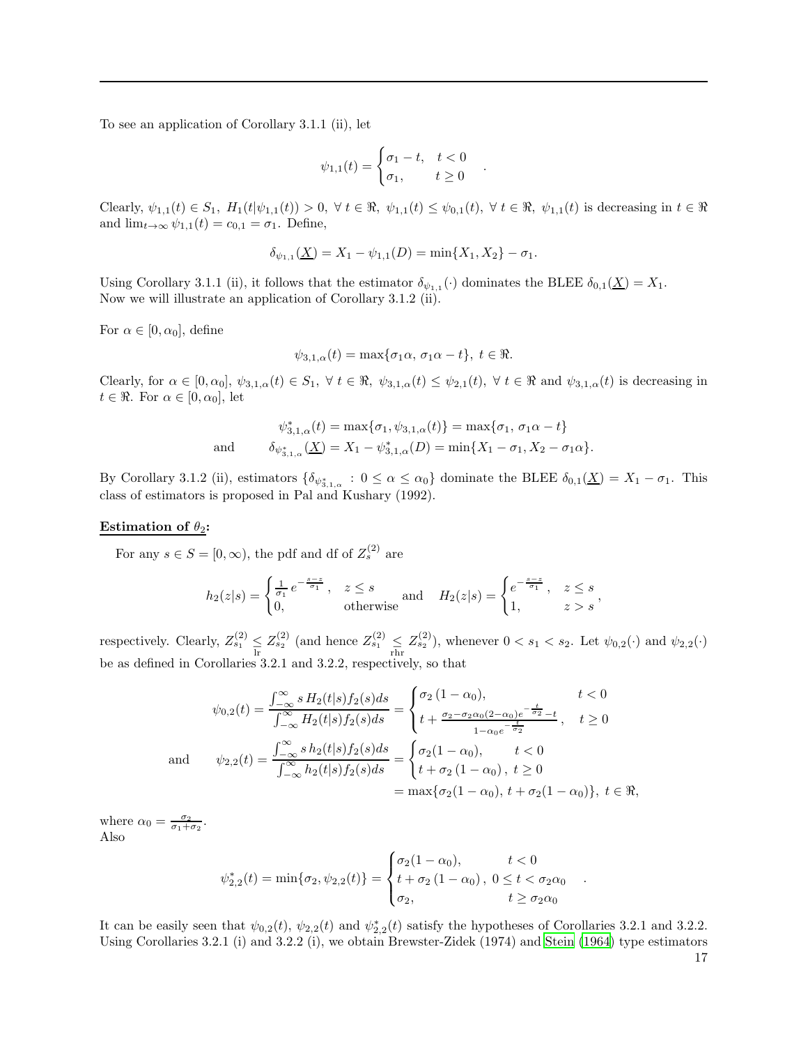To see an application of Corollary 3.1.1 (ii), let

$$\psi_{1,1}(t) = \begin{cases} \sigma_1 - t, & t < 0 \\ \sigma_1, & t \geq 0 \end{cases}.$$

Clearly, $\psi_{1,1}(t) \in S_1,\ H_1(t|\psi_{1,1}(t)) > 0,\ \forall\ t \in \Re,\ \psi_{1,1}(t) \leq \psi_{0,1}(t),\ \forall\ t \in \Re,\ \psi_{1,1}(t)$ is decreasing in $t \in \Re$ and $\lim_{t\to\infty} \psi_{1,1}(t) = c_{0,1} = \sigma_1$. Define,

$$\delta_{\psi_{1,1}}(\underline{X}) = X_1 - \psi_{1,1}(D) = \min\{X_1, X_2\} - \sigma_1.$$

Using Corollary 3.1.1 (ii), it follows that the estimator $\delta_{\psi_{1,1}}(\cdot)$ dominates the BLEE $\delta_{0,1}(\underline{X}) = X_1$.
Now we will illustrate an application of Corollary 3.1.2 (ii).

For $\alpha \in [0, \alpha_0]$, define

$$\psi_{3,1,\alpha}(t) = \max\{\sigma_1\alpha,\ \sigma_1\alpha - t\},\ t \in \Re.$$

Clearly, for $\alpha \in [0, \alpha_0]$, $\psi_{3,1,\alpha}(t) \in S_1,\ \forall\ t \in \Re,\ \psi_{3,1,\alpha}(t) \leq \psi_{2,1}(t),\ \forall\ t \in \Re$ and $\psi_{3,1,\alpha}(t)$ is decreasing in $t \in \Re$. For $\alpha \in [0, \alpha_0]$, let

$$\psi^*_{3,1,\alpha}(t) = \max\{\sigma_1, \psi_{3,1,\alpha}(t)\} = \max\{\sigma_1,\ \sigma_1\alpha - t\}$$

$$\text{and} \qquad \delta_{\psi^*_{3,1,\alpha}}(\underline{X}) = X_1 - \psi^*_{3,1,\alpha}(D) = \min\{X_1 - \sigma_1, X_2 - \sigma_1\alpha\}.$$

By Corollary 3.1.2 (ii), estimators $\{\delta_{\psi^*_{3,1,\alpha}} : 0 \leq \alpha \leq \alpha_0\}$ dominate the BLEE $\delta_{0,1}(\underline{X}) = X_1 - \sigma_1$. This class of estimators is proposed in Pal and Kushary (1992).

**Estimation of $\theta_2$:**

For any $s \in S = [0, \infty)$, the pdf and df of $Z_s^{(2)}$ are

$$h_2(z|s) = \begin{cases} \frac{1}{\sigma_1} e^{-\frac{s-z}{\sigma_1}}, & z \leq s \\ 0, & \text{otherwise} \end{cases} \text{and} \quad H_2(z|s) = \begin{cases} e^{-\frac{s-z}{\sigma_1}}, & z \leq s \\ 1, & z > s \end{cases},$$

respectively. Clearly, $Z_{s_1}^{(2)} \leq_{\text{lr}} Z_{s_2}^{(2)}$ (and hence $Z_{s_1}^{(2)} \leq_{\text{rhr}} Z_{s_2}^{(2)}$), whenever $0 < s_1 < s_2$. Let $\psi_{0,2}(\cdot)$ and $\psi_{2,2}(\cdot)$ be as defined in Corollaries 3.2.1 and 3.2.2, respectively, so that

$$\psi_{0,2}(t) = \frac{\int_{-\infty}^{\infty} s\, H_2(t|s) f_2(s) ds}{\int_{-\infty}^{\infty} H_2(t|s) f_2(s) ds} = \begin{cases} \sigma_2\,(1-\alpha_0), & t < 0 \\ t + \frac{\sigma_2 - \sigma_2\alpha_0(2-\alpha_0)e^{-\frac{t}{\sigma_2}} - t}{1-\alpha_0 e^{-\frac{t}{\sigma_2}}}, & t \geq 0 \end{cases}$$

$$\text{and} \qquad \psi_{2,2}(t) = \frac{\int_{-\infty}^{\infty} s\, h_2(t|s) f_2(s) ds}{\int_{-\infty}^{\infty} h_2(t|s) f_2(s) ds} = \begin{cases} \sigma_2(1-\alpha_0), & t < 0 \\ t + \sigma_2\,(1-\alpha_0)\,, & t \geq 0 \end{cases}$$
$$= \max\{\sigma_2(1-\alpha_0),\ t + \sigma_2(1-\alpha_0)\},\ t \in \Re,$$

where $\alpha_0 = \frac{\sigma_2}{\sigma_1+\sigma_2}$.
Also

$$\psi^*_{2,2}(t) = \min\{\sigma_2, \psi_{2,2}(t)\} = \begin{cases} \sigma_2(1-\alpha_0), & t < 0 \\ t + \sigma_2\,(1-\alpha_0)\,, & 0 \leq t < \sigma_2\alpha_0 \\ \sigma_2, & t \geq \sigma_2\alpha_0 \end{cases}.$$

It can be easily seen that $\psi_{0,2}(t)$, $\psi_{2,2}(t)$ and $\psi^*_{2,2}(t)$ satisfy the hypotheses of Corollaries 3.2.1 and 3.2.2. Using Corollaries 3.2.1 (i) and 3.2.2 (i), we obtain Brewster-Zidek (1974) and Stein (1964) type estimators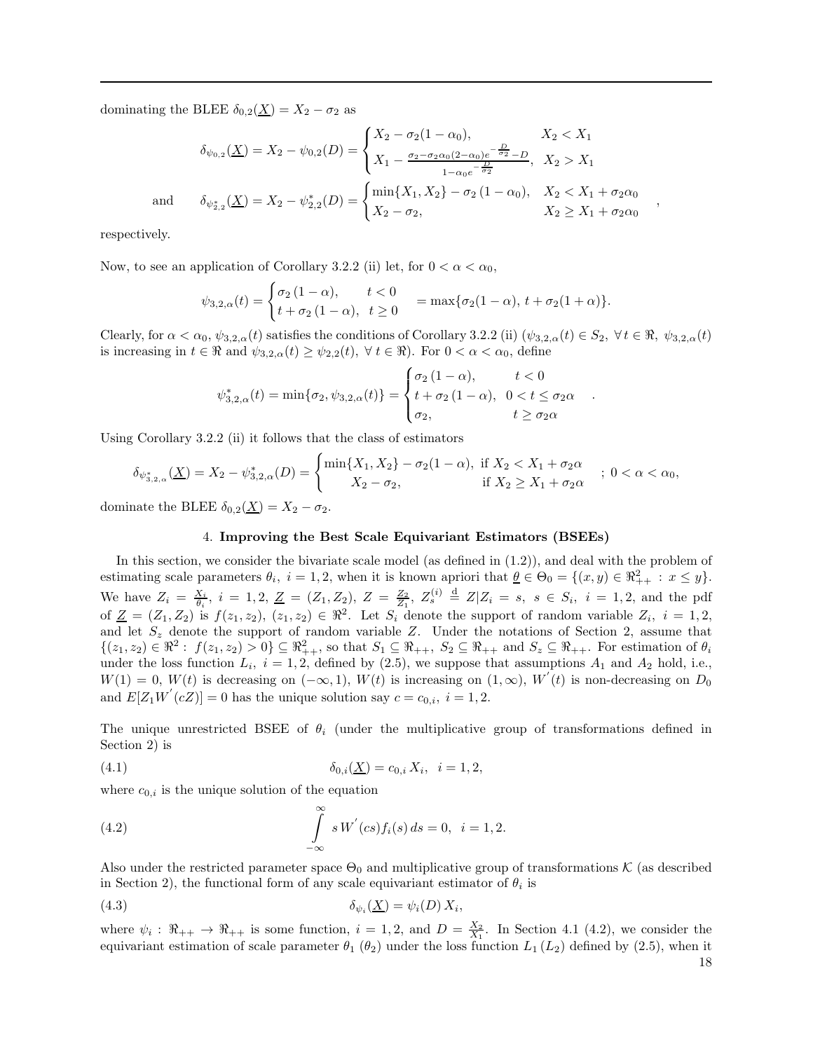dominating the BLEE $\delta_{0,2}(\underline{X}) = X_2 - \sigma_2$ as

$$\delta_{\psi_{0,2}}(\underline{X}) = X_2 - \psi_{0,2}(D) = \begin{cases} X_2 - \sigma_2(1-\alpha_0), & X_2 < X_1 \\ X_1 - \frac{\sigma_2 - \sigma_2\alpha_0(2-\alpha_0)e^{-\frac{D}{\sigma_2}} - D}{1-\alpha_0 e^{-\frac{D}{\sigma_2}}}, & X_2 > X_1 \end{cases}$$

$$\text{and} \qquad \delta_{\psi^*_{2,2}}(\underline{X}) = X_2 - \psi^*_{2,2}(D) = \begin{cases} \min\{X_1, X_2\} - \sigma_2\,(1-\alpha_0), & X_2 < X_1 + \sigma_2\alpha_0 \\ X_2 - \sigma_2, & X_2 \geq X_1 + \sigma_2\alpha_0 \end{cases},$$

respectively.

Now, to see an application of Corollary 3.2.2 (ii) let, for $0 < \alpha < \alpha_0$,

$$\psi_{3,2,\alpha}(t) = \begin{cases} \sigma_2\,(1-\alpha), & t < 0 \\ t + \sigma_2\,(1-\alpha), & t \geq 0 \end{cases} = \max\{\sigma_2(1-\alpha),\, t + \sigma_2(1+\alpha)\}.$$

Clearly, for $\alpha < \alpha_0$, $\psi_{3,2,\alpha}(t)$ satisfies the conditions of Corollary 3.2.2 (ii) ($\psi_{3,2,\alpha}(t) \in S_2,\ \forall\, t \in \Re,\ \psi_{3,2,\alpha}(t)$ is increasing in $t \in \Re$ and $\psi_{3,2,\alpha}(t) \geq \psi_{2,2}(t),\ \forall\, t \in \Re$). For $0 < \alpha < \alpha_0$, define

$$\psi^*_{3,2,\alpha}(t) = \min\{\sigma_2, \psi_{3,2,\alpha}(t)\} = \begin{cases} \sigma_2\,(1-\alpha), & t < 0 \\ t + \sigma_2\,(1-\alpha), & 0 < t \leq \sigma_2\alpha \\ \sigma_2, & t \geq \sigma_2\alpha \end{cases}.$$

Using Corollary 3.2.2 (ii) it follows that the class of estimators

$$\delta_{\psi^*_{3,2,\alpha}}(\underline{X}) = X_2 - \psi^*_{3,2,\alpha}(D) = \begin{cases} \min\{X_1, X_2\} - \sigma_2(1-\alpha), & \text{if } X_2 < X_1 + \sigma_2\alpha \\ X_2 - \sigma_2, & \text{if } X_2 \geq X_1 + \sigma_2\alpha \end{cases};\ 0 < \alpha < \alpha_0,$$

dominate the BLEE $\delta_{0,2}(\underline{X}) = X_2 - \sigma_2$.

## 4. Improving the Best Scale Equivariant Estimators (BSEEs)

In this section, we consider the bivariate scale model (as defined in (1.2)), and deal with the problem of estimating scale parameters $\theta_i,\ i = 1, 2$, when it is known apriori that $\underline{\theta} \in \Theta_0 = \{(x, y) \in \Re^2_{++} : x \leq y\}$. We have $Z_i = \frac{X_i}{\theta_i},\ i = 1, 2,\ \underline{Z} = (Z_1, Z_2),\ Z = \frac{Z_2}{Z_1},\ Z^{(i)}_s \stackrel{\text{d}}{=} Z|Z_i = s,\ s \in S_i,\ i = 1, 2$, and the pdf of $\underline{Z} = (Z_1, Z_2)$ is $f(z_1, z_2),\ (z_1, z_2) \in \Re^2$. Let $S_i$ denote the support of random variable $Z_i,\ i = 1, 2$, and let $S_z$ denote the support of random variable $Z$. Under the notations of Section 2, assume that $\{(z_1, z_2) \in \Re^2 : f(z_1, z_2) > 0\} \subseteq \Re^2_{++}$, so that $S_1 \subseteq \Re_{++},\ S_2 \subseteq \Re_{++}$ and $S_z \subseteq \Re_{++}$. For estimation of $\theta_i$ under the loss function $L_i,\ i = 1, 2$, defined by (2.5), we suppose that assumptions $A_1$ and $A_2$ hold, i.e., $W(1) = 0$, $W(t)$ is decreasing on $(-\infty, 1)$, $W(t)$ is increasing on $(1, \infty)$, $W^{'}(t)$ is non-decreasing on $D_0$ and $E[Z_1 W^{'}(cZ)] = 0$ has the unique solution say $c = c_{0,i},\ i = 1, 2$.

The unique unrestricted BSEE of $\theta_i$ (under the multiplicative group of transformations defined in Section 2) is

$$\delta_{0,i}(\underline{X}) = c_{0,i}\, X_i,\ \ i = 1, 2, \tag{4.1}$$

where $c_{0,i}$ is the unique solution of the equation

$$\int_{-\infty}^{\infty} s\, W^{'}(cs) f_i(s)\, ds = 0,\ \ i = 1, 2. \tag{4.2}$$

Also under the restricted parameter space $\Theta_0$ and multiplicative group of transformations $\mathcal{K}$ (as described in Section 2), the functional form of any scale equivariant estimator of $\theta_i$ is

$$\delta_{\psi_i}(\underline{X}) = \psi_i(D)\, X_i, \tag{4.3}$$

where $\psi_i : \Re_{++} \to \Re_{++}$ is some function, $i = 1, 2$, and $D = \frac{X_2}{X_1}$. In Section 4.1 (4.2), we consider the equivariant estimation of scale parameter $\theta_1$ ($\theta_2$) under the loss function $L_1$ ($L_2$) defined by (2.5), when it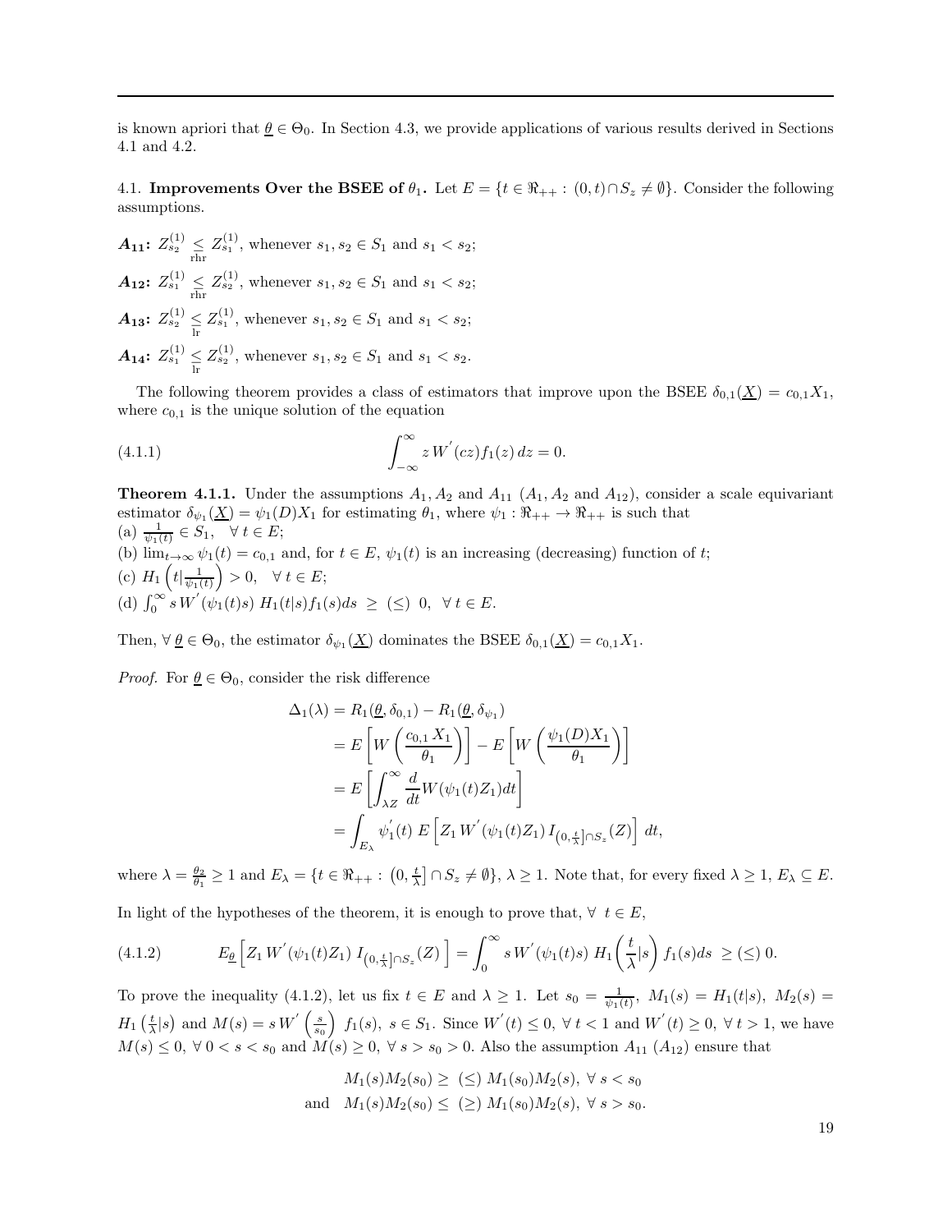is known apriori that $\underline{\theta} \in \Theta_0$. In Section 4.3, we provide applications of various results derived in Sections 4.1 and 4.2.

4.1. **Improvements Over the BSEE of** $\theta_1$**.** Let $E = \{t \in \Re_{++} : (0,t) \cap S_z \neq \emptyset\}$. Consider the following assumptions.

$\boldsymbol{A_{11}}$**:** $Z_{s_2}^{(1)} \underset{\text{rhr}}{\leq} Z_{s_1}^{(1)}$, whenever $s_1, s_2 \in S_1$ and $s_1 < s_2$;

$\boldsymbol{A_{12}}$**:** $Z_{s_1}^{(1)} \underset{\text{rhr}}{\leq} Z_{s_2}^{(1)}$, whenever $s_1, s_2 \in S_1$ and $s_1 < s_2$;

$\boldsymbol{A_{13}}$**:** $Z_{s_2}^{(1)} \underset{\text{lr}}{\leq} Z_{s_1}^{(1)}$, whenever $s_1, s_2 \in S_1$ and $s_1 < s_2$;

$\boldsymbol{A_{14}}$**:** $Z_{s_1}^{(1)} \underset{\text{lr}}{\leq} Z_{s_2}^{(1)}$, whenever $s_1, s_2 \in S_1$ and $s_1 < s_2$.

The following theorem provides a class of estimators that improve upon the BSEE $\delta_{0,1}(\underline{X}) = c_{0,1}X_1$, where $c_{0,1}$ is the unique solution of the equation

$$\int_{-\infty}^{\infty} z\, W^{'}(cz) f_1(z)\, dz = 0. \tag{4.1.1}$$

**Theorem 4.1.1.** Under the assumptions $A_1, A_2$ and $A_{11}$ ($A_1, A_2$ and $A_{12}$), consider a scale equivariant estimator $\delta_{\psi_1}(\underline{X}) = \psi_1(D)X_1$ for estimating $\theta_1$, where $\psi_1 : \Re_{++} \to \Re_{++}$ is such that
(a) $\frac{1}{\psi_1(t)} \in S_1, \quad \forall\, t \in E$;
(b) $\lim_{t\to\infty} \psi_1(t) = c_{0,1}$ and, for $t \in E$, $\psi_1(t)$ is an increasing (decreasing) function of $t$;
(c) $H_1\left(t|\frac{1}{\psi_1(t)}\right) > 0, \quad \forall\, t \in E$;
(d) $\int_0^{\infty} s\, W^{'}(\psi_1(t)s)\; H_1(t|s) f_1(s) ds \;\geq\; (\leq)\; 0, \;\; \forall\, t \in E$.

Then, $\forall\, \underline{\theta} \in \Theta_0$, the estimator $\delta_{\psi_1}(\underline{X})$ dominates the BSEE $\delta_{0,1}(\underline{X}) = c_{0,1}X_1$.

*Proof.* For $\underline{\theta} \in \Theta_0$, consider the risk difference

$$\begin{aligned}
\Delta_1(\lambda) &= R_1(\underline{\theta}, \delta_{0,1}) - R_1(\underline{\theta}, \delta_{\psi_1}) \\
&= E\left[W\left(\frac{c_{0,1}\, X_1}{\theta_1}\right)\right] - E\left[W\left(\frac{\psi_1(D) X_1}{\theta_1}\right)\right] \\
&= E\left[\int_{\lambda Z}^{\infty} \frac{d}{dt} W(\psi_1(t) Z_1) dt\right] \\
&= \int_{E_\lambda} \psi_1^{'}(t)\; E\left[Z_1\, W^{'}(\psi_1(t)Z_1)\, I_{\left(0,\frac{t}{\lambda}\right]\cap S_z}(Z)\right]\, dt,
\end{aligned}$$

where $\lambda = \frac{\theta_2}{\theta_1} \geq 1$ and $E_\lambda = \{t \in \Re_{++} : \left(0, \frac{t}{\lambda}\right] \cap S_z \neq \emptyset\}$, $\lambda \geq 1$. Note that, for every fixed $\lambda \geq 1$, $E_\lambda \subseteq E$.

In light of the hypotheses of the theorem, it is enough to prove that, $\forall\;\, t \in E$,

$$E_{\underline{\theta}}\Big[Z_1\, W^{'}(\psi_1(t)Z_1)\; I_{\left(0,\frac{t}{\lambda}\right]\cap S_z}(Z)\,\Big] = \int_0^{\infty} s\, W^{'}(\psi_1(t)s)\; H_1\bigg(\frac{t}{\lambda}|s\bigg)\; f_1(s) ds \;\geq (\leq)\; 0. \tag{4.1.2}$$

To prove the inequality (4.1.2), let us fix $t \in E$ and $\lambda \geq 1$. Let $s_0 = \frac{1}{\psi_1(t)},\; M_1(s) = H_1(t|s),\; M_2(s) = H_1\left(\frac{t}{\lambda}|s\right)$ and $M(s) = s\, W^{'}\left(\frac{s}{s_0}\right)\; f_1(s),\; s \in S_1$. Since $W^{'}(t) \leq 0,\; \forall\; t < 1$ and $W^{'}(t) \geq 0,\; \forall\; t > 1$, we have $M(s) \leq 0,\; \forall\; 0 < s < s_0$ and $M(s) \geq 0,\; \forall\; s > s_0 > 0$. Also the assumption $A_{11}$ ($A_{12}$) ensure that

$$\begin{aligned}
&M_1(s) M_2(s_0) \geq\; (\leq)\; M_1(s_0) M_2(s),\; \forall\; s < s_0 \\
\text{and}\quad &M_1(s) M_2(s_0) \leq\; (\geq)\; M_1(s_0) M_2(s),\; \forall\; s > s_0.
\end{aligned}$$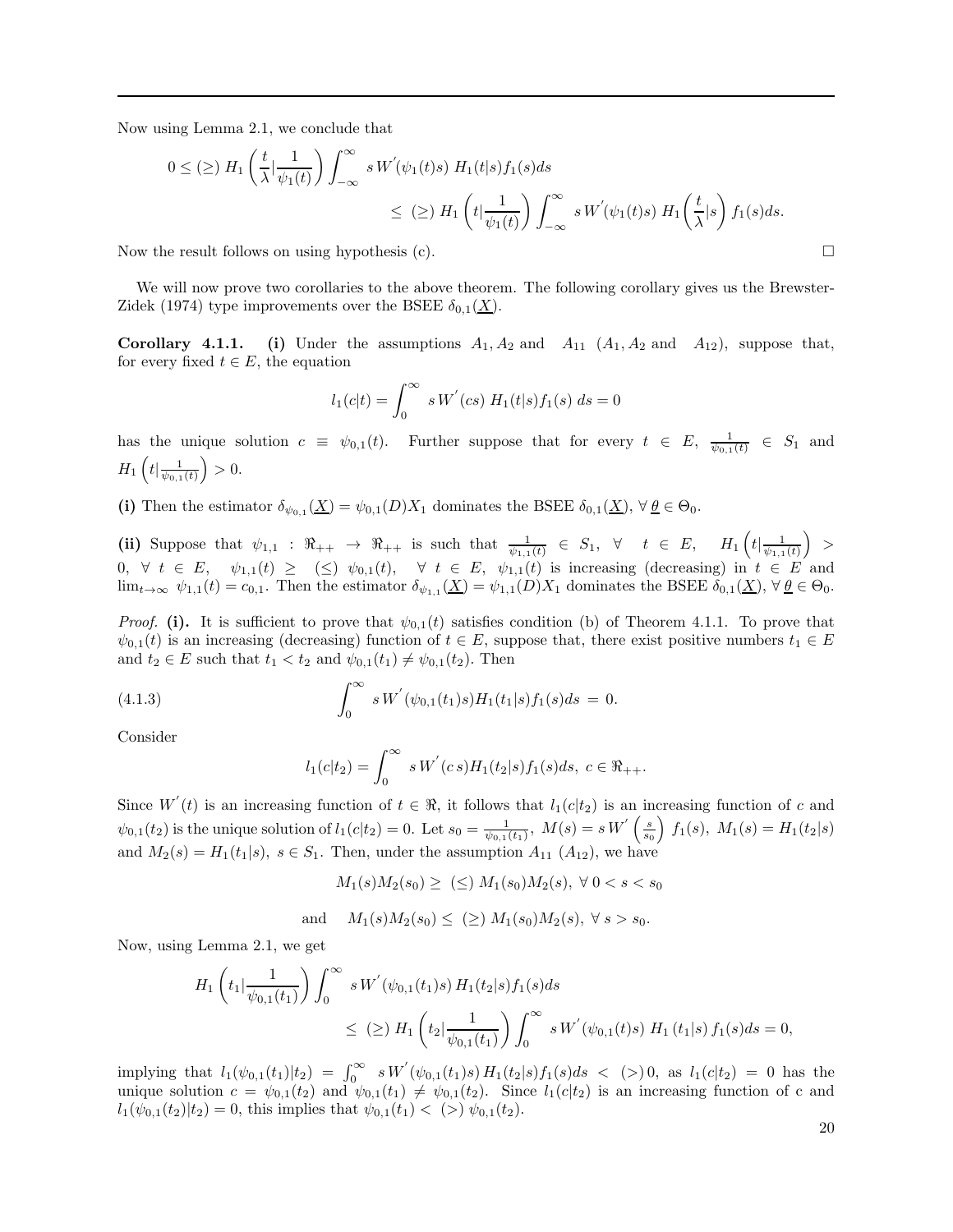Now using Lemma 2.1, we conclude that

$$0 \leq (\geq)\; H_1\left(\frac{t}{\lambda}|\frac{1}{\psi_1(t)}\right) \int_{-\infty}^{\infty} s\, W^{'}(\psi_1(t)s)\; H_1(t|s) f_1(s) ds$$
$$\leq\; (\geq)\; H_1\left(t|\frac{1}{\psi_1(t)}\right) \int_{-\infty}^{\infty} s\, W^{'}(\psi_1(t)s)\; H_1\left(\frac{t}{\lambda}|s\right) f_1(s) ds.$$

Now the result follows on using hypothesis (c). □

We will now prove two corollaries to the above theorem. The following corollary gives us the Brewster-Zidek (1974) type improvements over the BSEE $\delta_{0,1}(\underline{X})$.

**Corollary 4.1.1.** **(i)** Under the assumptions $A_1, A_2$ and $A_{11}$ ($A_1, A_2$ and $A_{12}$), suppose that, for every fixed $t \in E$, the equation

$$l_1(c|t) = \int_0^{\infty} s\, W^{'}(cs)\; H_1(t|s) f_1(s)\; ds = 0$$

has the unique solution $c \equiv \psi_{0,1}(t)$. Further suppose that for every $t \in E$, $\frac{1}{\psi_{0,1}(t)} \in S_1$ and $H_1\left(t|\frac{1}{\psi_{0,1}(t)}\right) > 0$.

**(i)** Then the estimator $\delta_{\psi_{0,1}}(\underline{X}) = \psi_{0,1}(D)X_1$ dominates the BSEE $\delta_{0,1}(\underline{X})$, $\forall\, \underline{\theta} \in \Theta_0$.

**(ii)** Suppose that $\psi_{1,1} : \Re_{++} \to \Re_{++}$ is such that $\frac{1}{\psi_{1,1}(t)} \in S_1,\; \forall\; t \in E,\; H_1\left(t|\frac{1}{\psi_{1,1}(t)}\right) > 0,\; \forall\; t \in E,\; \psi_{1,1}(t) \geq (\leq)\; \psi_{0,1}(t),\; \forall\; t \in E$, $\psi_{1,1}(t)$ is increasing (decreasing) in $t \in E$ and $\lim_{t\to\infty} \psi_{1,1}(t) = c_{0,1}$. Then the estimator $\delta_{\psi_{1,1}}(\underline{X}) = \psi_{1,1}(D)X_1$ dominates the BSEE $\delta_{0,1}(\underline{X})$, $\forall\, \underline{\theta} \in \Theta_0$.

*Proof.* **(i).** It is sufficient to prove that $\psi_{0,1}(t)$ satisfies condition (b) of Theorem 4.1.1. To prove that $\psi_{0,1}(t)$ is an increasing (decreasing) function of $t \in E$, suppose that, there exist positive numbers $t_1 \in E$ and $t_2 \in E$ such that $t_1 < t_2$ and $\psi_{0,1}(t_1) \neq \psi_{0,1}(t_2)$. Then

$$\int_0^{\infty} s\, W^{'}(\psi_{0,1}(t_1)s) H_1(t_1|s) f_1(s) ds \;=\; 0. \tag{4.1.3}$$

Consider

$$l_1(c|t_2) = \int_0^{\infty} s\, W^{'}(c\, s) H_1(t_2|s) f_1(s) ds,\; c \in \Re_{++}.$$

Since $W^{'}(t)$ is an increasing function of $t \in \Re$, it follows that $l_1(c|t_2)$ is an increasing function of $c$ and $\psi_{0,1}(t_2)$ is the unique solution of $l_1(c|t_2) = 0$. Let $s_0 = \frac{1}{\psi_{0,1}(t_1)},\; M(s) = s\, W^{'}\left(\frac{s}{s_0}\right) f_1(s),\; M_1(s) = H_1(t_2|s)$ and $M_2(s) = H_1(t_1|s),\; s \in S_1$. Then, under the assumption $A_{11}$ ($A_{12}$), we have

$$M_1(s)M_2(s_0) \geq\; (\leq)\; M_1(s_0)M_2(s),\; \forall\; 0 < s < s_0$$

$$\text{and} \quad M_1(s)M_2(s_0) \leq\; (\geq)\; M_1(s_0)M_2(s),\; \forall\; s > s_0.$$

Now, using Lemma 2.1, we get

$$H_1\left(t_1|\frac{1}{\psi_{0,1}(t_1)}\right) \int_0^{\infty} s\, W^{'}(\psi_{0,1}(t_1)s)\, H_1(t_2|s) f_1(s) ds$$
$$\leq\; (\geq)\; H_1\left(t_2|\frac{1}{\psi_{0,1}(t_1)}\right) \int_0^{\infty} s\, W^{'}(\psi_{0,1}(t)s)\; H_1\left(t_1|s\right) f_1(s) ds = 0,$$

implying that $l_1(\psi_{0,1}(t_1)|t_2) = \int_0^{\infty} s\, W^{'}(\psi_{0,1}(t_1)s)\, H_1(t_2|s) f_1(s) ds \;<\; (>)\, 0$, as $l_1(c|t_2) = 0$ has the unique solution $c = \psi_{0,1}(t_2)$ and $\psi_{0,1}(t_1) \neq \psi_{0,1}(t_2)$. Since $l_1(c|t_2)$ is an increasing function of c and $l_1(\psi_{0,1}(t_2)|t_2) = 0$, this implies that $\psi_{0,1}(t_1) <\; (>)\; \psi_{0,1}(t_2)$.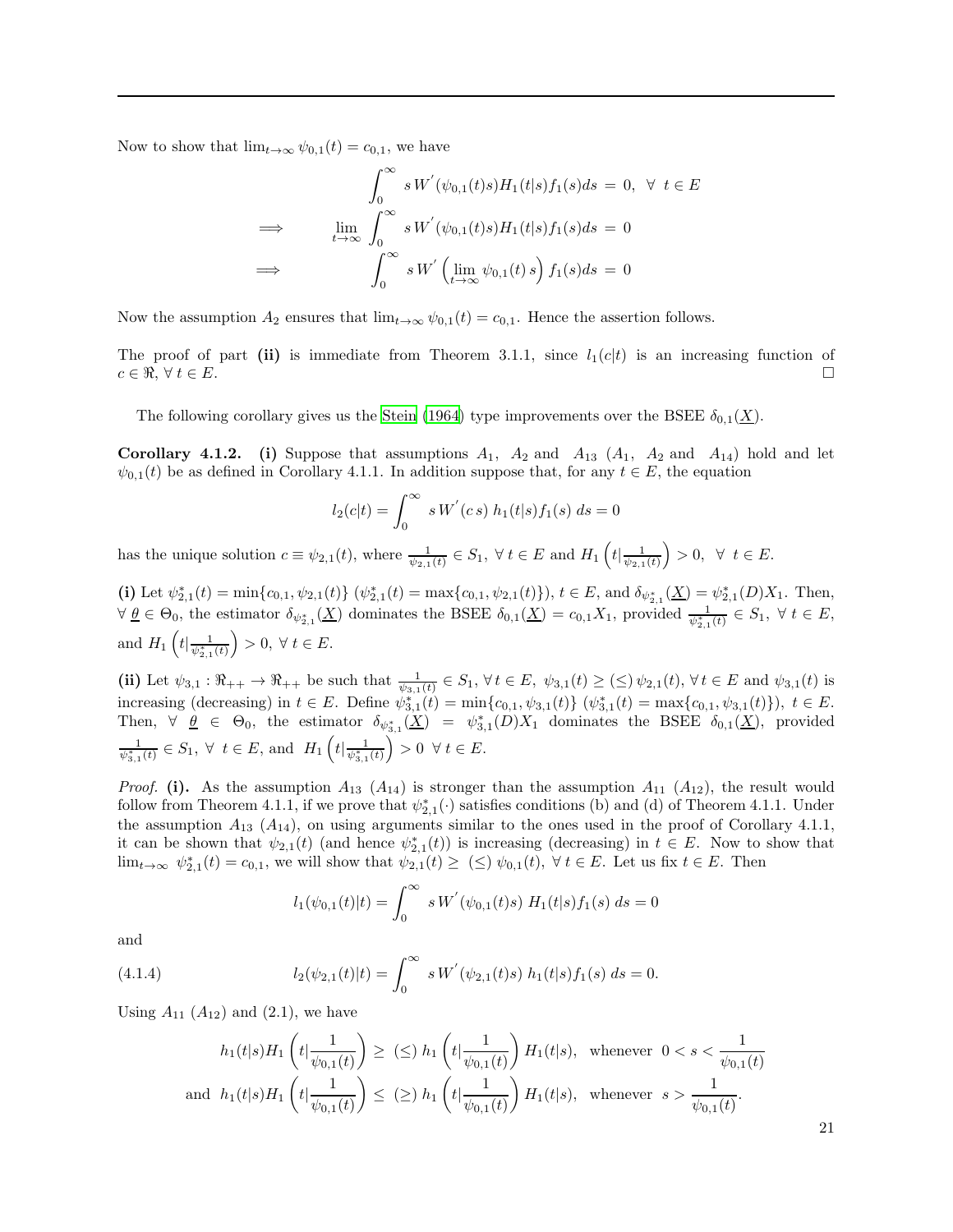Now to show that $\lim_{t\to\infty} \psi_{0,1}(t) = c_{0,1}$, we have

$$
\begin{aligned}
& \int_0^\infty s\, W^{'}(\psi_{0,1}(t)s) H_1(t|s) f_1(s) ds \;=\; 0, \;\; \forall \;\, t \in E \\
\Longrightarrow \qquad & \lim_{t\to\infty} \int_0^\infty s\, W^{'}(\psi_{0,1}(t)s) H_1(t|s) f_1(s) ds \;=\; 0 \\
\Longrightarrow \qquad & \int_0^\infty s\, W^{'}\left(\lim_{t\to\infty} \psi_{0,1}(t)\, s\right) f_1(s) ds \;=\; 0
\end{aligned}
$$

Now the assumption $A_2$ ensures that $\lim_{t\to\infty} \psi_{0,1}(t) = c_{0,1}$. Hence the assertion follows.

The proof of part **(ii)** is immediate from Theorem 3.1.1, since $l_1(c|t)$ is an increasing function of $c \in \Re$, $\forall\, t \in E$. $\square$

The following corollary gives us the Stein (1964) type improvements over the BSEE $\delta_{0,1}(\underline{X})$.

**Corollary 4.1.2.** **(i)** Suppose that assumptions $A_1$, $A_2$ and $A_{13}$ ($A_1$, $A_2$ and $A_{14}$) hold and let $\psi_{0,1}(t)$ be as defined in Corollary 4.1.1. In addition suppose that, for any $t \in E$, the equation

$$
l_2(c|t) = \int_0^\infty s\, W^{'}(c\, s)\; h_1(t|s) f_1(s)\; ds = 0
$$

has the unique solution $c \equiv \psi_{2,1}(t)$, where $\frac{1}{\psi_{2,1}(t)} \in S_1,\; \forall\; t \in E$ and $H_1\left(t|\frac{1}{\psi_{2,1}(t)}\right) > 0,\;\; \forall\;\, t \in E$.

**(i)** Let $\psi^*_{2,1}(t) = \min\{c_{0,1}, \psi_{2,1}(t)\}$ ($\psi^*_{2,1}(t) = \max\{c_{0,1}, \psi_{2,1}(t)\}$), $t \in E$, and $\delta_{\psi^*_{2,1}}(\underline{X}) = \psi^*_{2,1}(D) X_1$. Then, $\forall\; \underline{\theta} \in \Theta_0$, the estimator $\delta_{\psi^*_{2,1}}(\underline{X})$ dominates the BSEE $\delta_{0,1}(\underline{X}) = c_{0,1} X_1$, provided $\frac{1}{\psi^*_{2,1}(t)} \in S_1,\; \forall\; t \in E$, and $H_1\left(t|\frac{1}{\psi^*_{2,1}(t)}\right) > 0$, $\forall\; t \in E$.

**(ii)** Let $\psi_{3,1} : \Re_{++} \to \Re_{++}$ be such that $\frac{1}{\psi_{3,1}(t)} \in S_1$, $\forall\, t \in E$, $\psi_{3,1}(t) \geq (\leq)\, \psi_{2,1}(t)$, $\forall\, t \in E$ and $\psi_{3,1}(t)$ is increasing (decreasing) in $t \in E$. Define $\psi^*_{3,1}(t) = \min\{c_{0,1}, \psi_{3,1}(t)\}$ ($\psi^*_{3,1}(t) = \max\{c_{0,1}, \psi_{3,1}(t)\}$), $t \in E$. Then, $\forall\;\; \underline{\theta} \;\in\; \Theta_0$, the estimator $\delta_{\psi^*_{3,1}}(\underline{X}) \;=\; \psi^*_{3,1}(D) X_1$ dominates the BSEE $\delta_{0,1}(\underline{X})$, provided $\frac{1}{\psi^*_{3,1}(t)} \in S_1,\;\forall\;\; t \in E$, and $H_1\left(t|\frac{1}{\psi^*_{3,1}(t)}\right) > 0\;\; \forall\; t \in E$.

*Proof.* **(i).** As the assumption $A_{13}$ ($A_{14}$) is stronger than the assumption $A_{11}$ ($A_{12}$), the result would follow from Theorem 4.1.1, if we prove that $\psi^*_{2,1}(\cdot)$ satisfies conditions (b) and (d) of Theorem 4.1.1. Under the assumption $A_{13}$ ($A_{14}$), on using arguments similar to the ones used in the proof of Corollary 4.1.1, it can be shown that $\psi_{2,1}(t)$ (and hence $\psi^*_{2,1}(t)$) is increasing (decreasing) in $t \in E$. Now to show that $\lim_{t\to\infty}\; \psi^*_{2,1}(t) = c_{0,1}$, we will show that $\psi_{2,1}(t) \geq\; (\leq)\; \psi_{0,1}(t)$, $\forall\; t \in E$. Let us fix $t \in E$. Then

$$
l_1(\psi_{0,1}(t)|t) = \int_0^\infty s\, W^{'}(\psi_{0,1}(t)s)\; H_1(t|s) f_1(s)\; ds = 0
$$

and

$$
l_2(\psi_{2,1}(t)|t) = \int_0^\infty s\, W^{'}(\psi_{2,1}(t)s)\; h_1(t|s) f_1(s)\; ds = 0. \tag{4.1.4}
$$

Using $A_{11}$ ($A_{12}$) and (2.1), we have

$$
\begin{aligned}
& h_1(t|s) H_1\left(t|\frac{1}{\psi_{0,1}(t)}\right) \;\geq\; (\leq)\; h_1\left(t|\frac{1}{\psi_{0,1}(t)}\right) H_1(t|s), \;\; \text{whenever} \;\; 0 < s < \frac{1}{\psi_{0,1}(t)} \\
\text{and} \;\; & h_1(t|s) H_1\left(t|\frac{1}{\psi_{0,1}(t)}\right) \;\leq\; (\geq)\; h_1\left(t|\frac{1}{\psi_{0,1}(t)}\right) H_1(t|s), \;\; \text{whenever} \;\; s > \frac{1}{\psi_{0,1}(t)}.
\end{aligned}
$$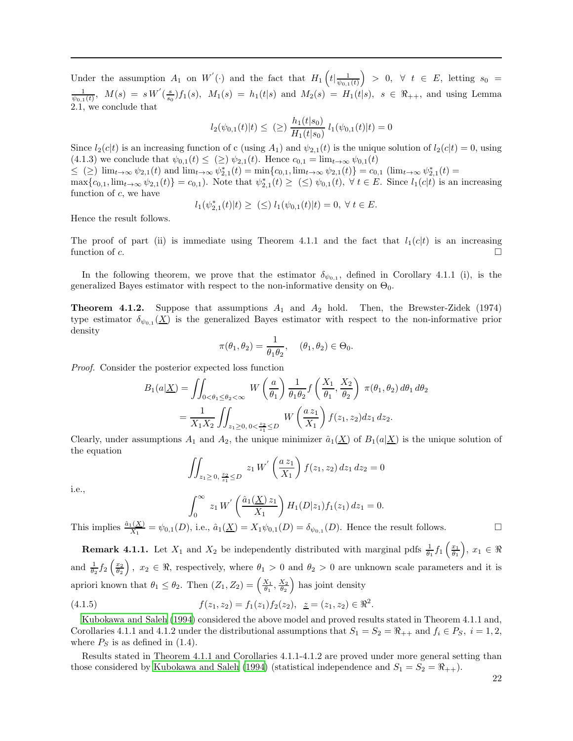Under the assumption $A_1$ on $W^{'}(\cdot)$ and the fact that $H_1\left(t|\frac{1}{\psi_{0,1}(t)}\right) > 0, \ \forall \ t \in E$, letting $s_0 = \frac{1}{\psi_{0,1}(t)}$, $M(s) = s\,W^{'}(\frac{s}{s_0})f_1(s)$, $M_1(s) = h_1(t|s)$ and $M_2(s) = H_1(t|s)$, $s \in \Re_{++}$, and using Lemma 2.1, we conclude that

$$l_2(\psi_{0,1}(t)|t) \leq \ (\geq) \ \frac{h_1(t|s_0)}{H_1(t|s_0)}\, l_1(\psi_{0,1}(t)|t) = 0$$

Since $l_2(c|t)$ is an increasing function of c (using $A_1$) and $\psi_{2,1}(t)$ is the unique solution of $l_2(c|t) = 0$, using (4.1.3) we conclude that $\psi_{0,1}(t) \leq \ (\geq) \ \psi_{2,1}(t)$. Hence $c_{0,1} = \lim_{t\to\infty} \psi_{0,1}(t)$ $\leq \ (\geq) \ \lim_{t\to\infty} \psi_{2,1}(t)$ and $\lim_{t\to\infty} \psi^*_{2,1}(t) = \min\{c_{0,1}, \lim_{t\to\infty} \psi_{2,1}(t)\} = c_{0,1}$ ($\lim_{t\to\infty} \psi^*_{2,1}(t) = \max\{c_{0,1}, \lim_{t\to\infty} \psi_{2,1}(t)\} = c_{0,1}$). Note that $\psi^*_{2,1}(t) \geq \ (\leq) \ \psi_{0,1}(t), \ \forall \ t \in E$. Since $l_1(c|t)$ is an increasing function of $c$, we have

$$l_1(\psi^*_{2,1}(t)|t) \geq \ (\leq) \ l_1(\psi_{0,1}(t)|t) = 0, \ \forall \ t \in E.$$

Hence the result follows.

The proof of part (ii) is immediate using Theorem 4.1.1 and the fact that $l_1(c|t)$ is an increasing function of $c$. □

In the following theorem, we prove that the estimator $\delta_{\psi_{0,1}}$, defined in Corollary 4.1.1 (i), is the generalized Bayes estimator with respect to the non-informative density on $\Theta_0$.

**Theorem 4.1.2.** Suppose that assumptions $A_1$ and $A_2$ hold. Then, the Brewster-Zidek (1974) type estimator $\delta_{\psi_{0,1}}(\underline{X})$ is the generalized Bayes estimator with respect to the non-informative prior density

$$\pi(\theta_1, \theta_2) = \frac{1}{\theta_1\theta_2}, \quad (\theta_1, \theta_2) \in \Theta_0.$$

*Proof.* Consider the posterior expected loss function

$$\begin{aligned}
B_1(a|\underline{X}) &= \iint_{0<\theta_1\leq\theta_2<\infty} W\left(\frac{a}{\theta_1}\right) \frac{1}{\theta_1\theta_2} f\left(\frac{X_1}{\theta_1}, \frac{X_2}{\theta_2}\right) \ \pi(\theta_1, \theta_2)\, d\theta_1\, d\theta_2 \\
&= \frac{1}{X_1X_2} \iint_{z_1\geq 0,\, 0<\frac{z_2}{z_1}\leq D} W\left(\frac{a\,z_1}{X_1}\right) f(z_1, z_2) dz_1\, dz_2.
\end{aligned}$$

Clearly, under assumptions $A_1$ and $A_2$, the unique minimizer $\hat{a}_1(\underline{X})$ of $B_1(a|\underline{X})$ is the unique solution of the equation

$$\iint_{z_1\geq 0,\, \frac{z_2}{z_1}\leq D} z_1\, W^{'}\left(\frac{a\,z_1}{X_1}\right) f(z_1, z_2)\, dz_1\, dz_2 = 0$$

i.e.,

$$\int_0^{\infty} z_1\, W^{'}\left(\frac{\hat{a}_1(\underline{X})\, z_1}{X_1}\right) H_1(D|z_1) f_1(z_1)\, dz_1 = 0.$$

This implies $\frac{\hat{a}_1(\underline{X})}{X_1} = \psi_{0,1}(D)$, i.e., $\hat{a}_1(\underline{X}) = X_1\psi_{0,1}(D) = \delta_{\psi_{0,1}}(D)$. Hence the result follows. □

**Remark 4.1.1.** Let $X_1$ and $X_2$ be independently distributed with marginal pdfs $\frac{1}{\theta_1} f_1\left(\frac{x_1}{\theta_1}\right)$, $x_1 \in \Re$ and $\frac{1}{\theta_2} f_2\left(\frac{x_2}{\theta_2}\right)$, $x_2 \in \Re$, respectively, where $\theta_1 > 0$ and $\theta_2 > 0$ are unknown scale parameters and it is apriori known that $\theta_1 \leq \theta_2$. Then $(Z_1, Z_2) = \left(\frac{X_1}{\theta_1}, \frac{X_2}{\theta_2}\right)$ has joint density

$$f(z_1, z_2) = f_1(z_1) f_2(z_2), \ \ \underline{z} = (z_1, z_2) \in \Re^2. \tag{4.1.5}$$

Kubokawa and Saleh (1994) considered the above model and proved results stated in Theorem 4.1.1 and, Corollaries 4.1.1 and 4.1.2 under the distributional assumptions that $S_1 = S_2 = \Re_{++}$ and $f_i \in P_S$, $i = 1, 2$, where $P_S$ is as defined in (1.4).

Results stated in Theorem 4.1.1 and Corollaries 4.1.1-4.1.2 are proved under more general setting than those considered by Kubokawa and Saleh (1994) (statistical independence and $S_1 = S_2 = \Re_{++}$).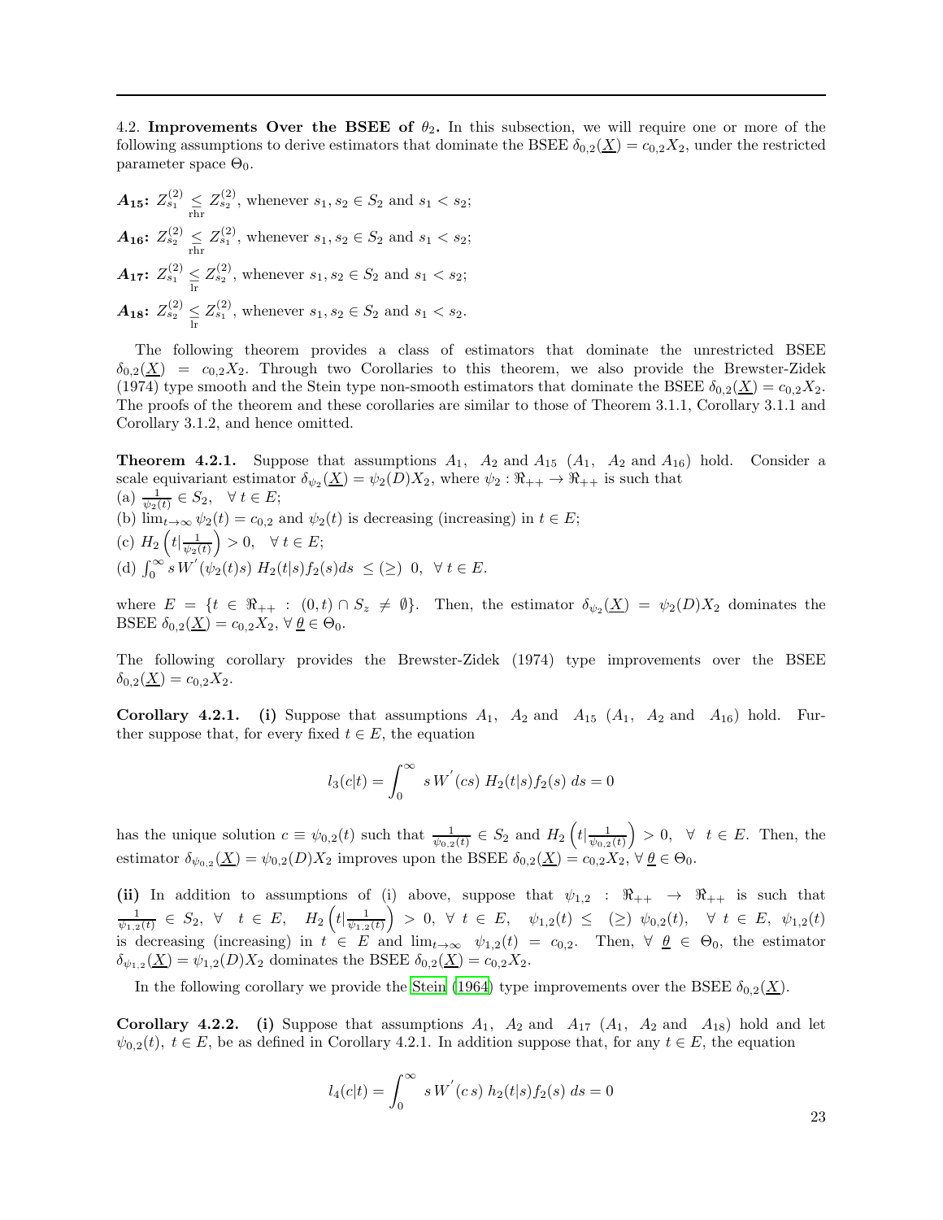4.2. **Improvements Over the BSEE of $\theta_2$.** In this subsection, we will require one or more of the following assumptions to derive estimators that dominate the BSEE $\delta_{0,2}(\underline{X}) = c_{0,2}X_2$, under the restricted parameter space $\Theta_0$.

***A*₁₅:** $Z_{s_1}^{(2)} \underset{\text{rhr}}{\leq} Z_{s_2}^{(2)}$, whenever $s_1, s_2 \in S_2$ and $s_1 < s_2$;

***A*₁₆:** $Z_{s_2}^{(2)} \underset{\text{rhr}}{\leq} Z_{s_1}^{(2)}$, whenever $s_1, s_2 \in S_2$ and $s_1 < s_2$;

***A*₁₇:** $Z_{s_1}^{(2)} \underset{\text{lr}}{\leq} Z_{s_2}^{(2)}$, whenever $s_1, s_2 \in S_2$ and $s_1 < s_2$;

***A*₁₈:** $Z_{s_2}^{(2)} \underset{\text{lr}}{\leq} Z_{s_1}^{(2)}$, whenever $s_1, s_2 \in S_2$ and $s_1 < s_2$.

The following theorem provides a class of estimators that dominate the unrestricted BSEE $\delta_{0,2}(\underline{X}) = c_{0,2}X_2$. Through two Corollaries to this theorem, we also provide the Brewster-Zidek (1974) type smooth and the Stein type non-smooth estimators that dominate the BSEE $\delta_{0,2}(\underline{X}) = c_{0,2}X_2$. The proofs of the theorem and these corollaries are similar to those of Theorem 3.1.1, Corollary 3.1.1 and Corollary 3.1.2, and hence omitted.

**Theorem 4.2.1.** Suppose that assumptions $A_1$, $A_2$ and $A_{15}$ ($A_1$, $A_2$ and $A_{16}$) hold. Consider a scale equivariant estimator $\delta_{\psi_2}(\underline{X}) = \psi_2(D)X_2$, where $\psi_2 : \Re_{++} \to \Re_{++}$ is such that
(a) $\frac{1}{\psi_2(t)} \in S_2, \quad \forall\ t \in E$;
(b) $\lim_{t\to\infty} \psi_2(t) = c_{0,2}$ and $\psi_2(t)$ is decreasing (increasing) in $t \in E$;
(c) $H_2\left(t|\frac{1}{\psi_2(t)}\right) > 0, \quad \forall\ t \in E$;
(d) $\int_0^\infty s\, W^{'}(\psi_2(t)s)\; H_2(t|s) f_2(s)ds\ \leq (\geq)\ 0,\ \forall\ t \in E.$

where $E = \{t \in \Re_{++} : (0,t) \cap S_z \neq \emptyset\}$. Then, the estimator $\delta_{\psi_2}(\underline{X}) = \psi_2(D)X_2$ dominates the BSEE $\delta_{0,2}(\underline{X}) = c_{0,2}X_2$, $\forall\ \underline{\theta} \in \Theta_0$.

The following corollary provides the Brewster-Zidek (1974) type improvements over the BSEE $\delta_{0,2}(\underline{X}) = c_{0,2}X_2$.

**Corollary 4.2.1.** **(i)** Suppose that assumptions $A_1$, $A_2$ and $A_{15}$ ($A_1$, $A_2$ and $A_{16}$) hold. Further suppose that, for every fixed $t \in E$, the equation

$$l_3(c|t) = \int_0^\infty\ s\, W^{'}(cs)\; H_2(t|s) f_2(s)\; ds = 0$$

has the unique solution $c \equiv \psi_{0,2}(t)$ such that $\frac{1}{\psi_{0,2}(t)} \in S_2$ and $H_2\left(t|\frac{1}{\psi_{0,2}(t)}\right) > 0,\ \forall\ t \in E$. Then, the estimator $\delta_{\psi_{0,2}}(\underline{X}) = \psi_{0,2}(D)X_2$ improves upon the BSEE $\delta_{0,2}(\underline{X}) = c_{0,2}X_2$, $\forall\ \underline{\theta} \in \Theta_0$.

**(ii)** In addition to assumptions of (i) above, suppose that $\psi_{1,2} : \Re_{++} \to \Re_{++}$ is such that $\frac{1}{\psi_{1,2}(t)} \in S_2,\ \forall\ t \in E$, $H_2\left(t|\frac{1}{\psi_{1,2}(t)}\right) > 0,\ \forall\ t \in E$, $\psi_{1,2}(t) \leq (\geq)\ \psi_{0,2}(t),\ \forall\ t \in E$, $\psi_{1,2}(t)$ is decreasing (increasing) in $t \in E$ and $\lim_{t\to\infty} \psi_{1,2}(t) = c_{0,2}$. Then, $\forall\ \underline{\theta} \in \Theta_0$, the estimator $\delta_{\psi_{1,2}}(\underline{X}) = \psi_{1,2}(D)X_2$ dominates the BSEE $\delta_{0,2}(\underline{X}) = c_{0,2}X_2$.

In the following corollary we provide the Stein (1964) type improvements over the BSEE $\delta_{0,2}(\underline{X})$.

**Corollary 4.2.2.** **(i)** Suppose that assumptions $A_1$, $A_2$ and $A_{17}$ ($A_1$, $A_2$ and $A_{18}$) hold and let $\psi_{0,2}(t)$, $t \in E$, be as defined in Corollary 4.2.1. In addition suppose that, for any $t \in E$, the equation

$$l_4(c|t) = \int_0^\infty\ s\, W^{'}(c\, s)\; h_2(t|s) f_2(s)\; ds = 0$$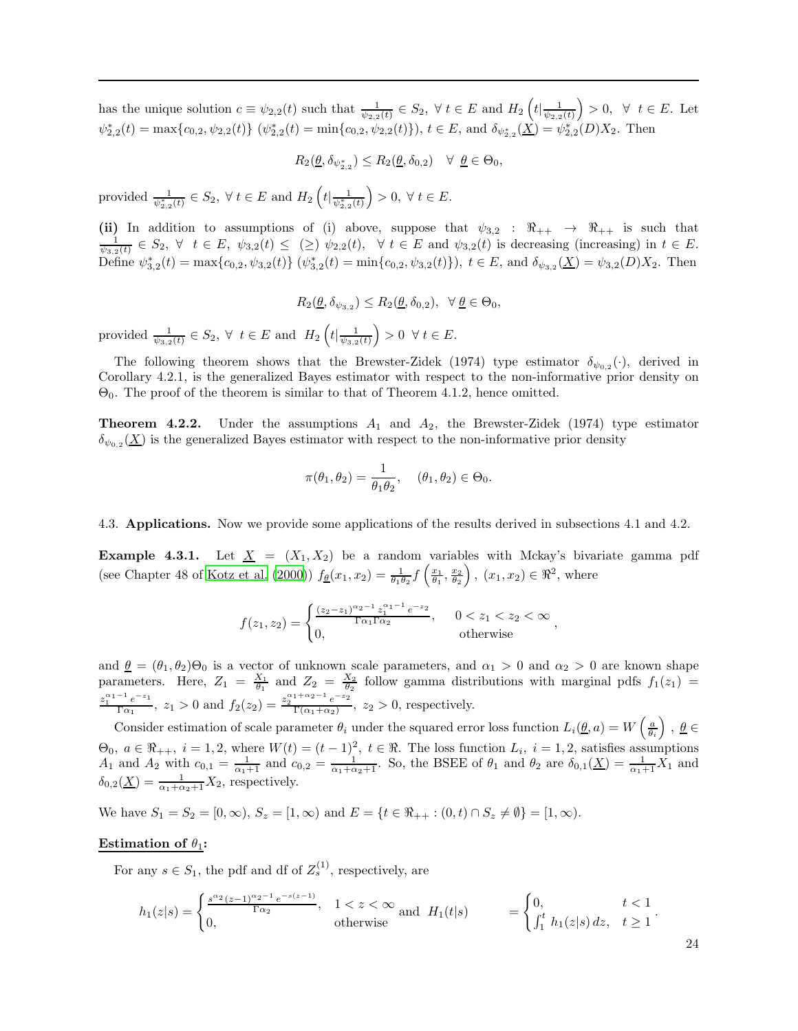has the unique solution $c \equiv \psi_{2,2}(t)$ such that $\frac{1}{\psi_{2,2}(t)} \in S_2, \ \forall \ t \in E$ and $H_2\left(t|\frac{1}{\psi_{2,2}(t)}\right) > 0, \ \forall \ t \in E$. Let $\psi^*_{2,2}(t) = \max\{c_{0,2}, \psi_{2,2}(t)\}$ ($\psi^*_{2,2}(t) = \min\{c_{0,2}, \psi_{2,2}(t)\}$), $t \in E$, and $\delta_{\psi^*_{2,2}}(\underline{X}) = \psi^*_{2,2}(D)X_2$. Then

$$R_2(\underline{\theta}, \delta_{\psi^*_{2,2}}) \leq R_2(\underline{\theta}, \delta_{0,2}) \quad \forall \ \underline{\theta} \in \Theta_0,$$

provided $\frac{1}{\psi^*_{2,2}(t)} \in S_2, \ \forall \ t \in E$ and $H_2\left(t|\frac{1}{\psi^*_{2,2}(t)}\right) > 0, \ \forall \ t \in E$.

**(ii)** In addition to assumptions of (i) above, suppose that $\psi_{3,2} : \Re_{++} \to \Re_{++}$ is such that $\frac{1}{\psi_{3,2}(t)} \in S_2, \ \forall \ t \in E$, $\psi_{3,2}(t) \leq \ (\geq) \ \psi_{2,2}(t), \ \ \forall \ t \in E$ and $\psi_{3,2}(t)$ is decreasing (increasing) in $t \in E$. Define $\psi^*_{3,2}(t) = \max\{c_{0,2}, \psi_{3,2}(t)\}$ ($\psi^*_{3,2}(t) = \min\{c_{0,2}, \psi_{3,2}(t)\}$), $t \in E$, and $\delta_{\psi_{3,2}}(\underline{X}) = \psi_{3,2}(D)X_2$. Then

$$R_2(\underline{\theta}, \delta_{\psi_{3,2}}) \leq R_2(\underline{\theta}, \delta_{0,2}), \ \ \forall \ \underline{\theta} \in \Theta_0,$$

provided $\frac{1}{\psi_{3,2}(t)} \in S_2, \ \forall \ t \in E$ and $H_2\left(t|\frac{1}{\psi_{3,2}(t)}\right) > 0 \ \ \forall \ t \in E$.

The following theorem shows that the Brewster-Zidek (1974) type estimator $\delta_{\psi_{0,2}}(\cdot)$, derived in Corollary 4.2.1, is the generalized Bayes estimator with respect to the non-informative prior density on $\Theta_0$. The proof of the theorem is similar to that of Theorem 4.1.2, hence omitted.

**Theorem 4.2.2.** Under the assumptions $A_1$ and $A_2$, the Brewster-Zidek (1974) type estimator $\delta_{\psi_{0,2}}(\underline{X})$ is the generalized Bayes estimator with respect to the non-informative prior density

$$\pi(\theta_1, \theta_2) = \frac{1}{\theta_1 \theta_2}, \quad (\theta_1, \theta_2) \in \Theta_0.$$

4.3. **Applications.** Now we provide some applications of the results derived in subsections 4.1 and 4.2.

**Example 4.3.1.** Let $\underline{X} = (X_1, X_2)$ be a random variables with Mckay's bivariate gamma pdf (see Chapter 48 of Kotz et al. (2000)) $f_{\underline{\theta}}(x_1, x_2) = \frac{1}{\theta_1 \theta_2} f\left(\frac{x_1}{\theta_1}, \frac{x_2}{\theta_2}\right), \ (x_1, x_2) \in \Re^2$, where

$$f(z_1, z_2) = \begin{cases} \frac{(z_2 - z_1)^{\alpha_2 - 1} \, z_1^{\alpha_1 - 1} \, e^{-z_2}}{\Gamma\alpha_1 \Gamma\alpha_2}, & 0 < z_1 < z_2 < \infty \\ 0, & \text{otherwise} \end{cases},$$

and $\underline{\theta} = (\theta_1, \theta_2)\Theta_0$ is a vector of unknown scale parameters, and $\alpha_1 > 0$ and $\alpha_2 > 0$ are known shape parameters. Here, $Z_1 = \frac{X_1}{\theta_1}$ and $Z_2 = \frac{X_2}{\theta_2}$ follow gamma distributions with marginal pdfs $f_1(z_1) = \frac{z_1^{\alpha_1 - 1} e^{-z_1}}{\Gamma\alpha_1}, \ z_1 > 0$ and $f_2(z_2) = \frac{z_2^{\alpha_1 + \alpha_2 - 1} e^{-z_2}}{\Gamma(\alpha_1 + \alpha_2)}, \ z_2 > 0$, respectively.

Consider estimation of scale parameter $\theta_i$ under the squared error loss function $L_i(\underline{\theta}, a) = W\left(\frac{a}{\theta_i}\right), \ \underline{\theta} \in \Theta_0, \ a \in \Re_{++}, \ i = 1, 2$, where $W(t) = (t-1)^2, \ t \in \Re$. The loss function $L_i, \ i = 1, 2$, satisfies assumptions $A_1$ and $A_2$ with $c_{0,1} = \frac{1}{\alpha_1 + 1}$ and $c_{0,2} = \frac{1}{\alpha_1 + \alpha_2 + 1}$. So, the BSEE of $\theta_1$ and $\theta_2$ are $\delta_{0,1}(\underline{X}) = \frac{1}{\alpha_1 + 1} X_1$ and $\delta_{0,2}(\underline{X}) = \frac{1}{\alpha_1 + \alpha_2 + 1} X_2$, respectively.

We have $S_1 = S_2 = [0, \infty)$, $S_z = [1, \infty)$ and $E = \{t \in \Re_{++} : (0, t) \cap S_z \neq \emptyset\} = [1, \infty)$.

**Estimation of $\theta_1$:**

For any $s \in S_1$, the pdf and df of $Z_s^{(1)}$, respectively, are

$$h_1(z|s) = \begin{cases} \frac{s^{\alpha_2} (z-1)^{\alpha_2 - 1} \, e^{-s(z-1)}}{\Gamma\alpha_2}, & 1 < z < \infty \\ 0, & \text{otherwise} \end{cases} \text{ and } \ H_1(t|s) = \begin{cases} 0, & t < 1 \\ \int_1^t h_1(z|s) \, dz, & t \geq 1 \end{cases}.$$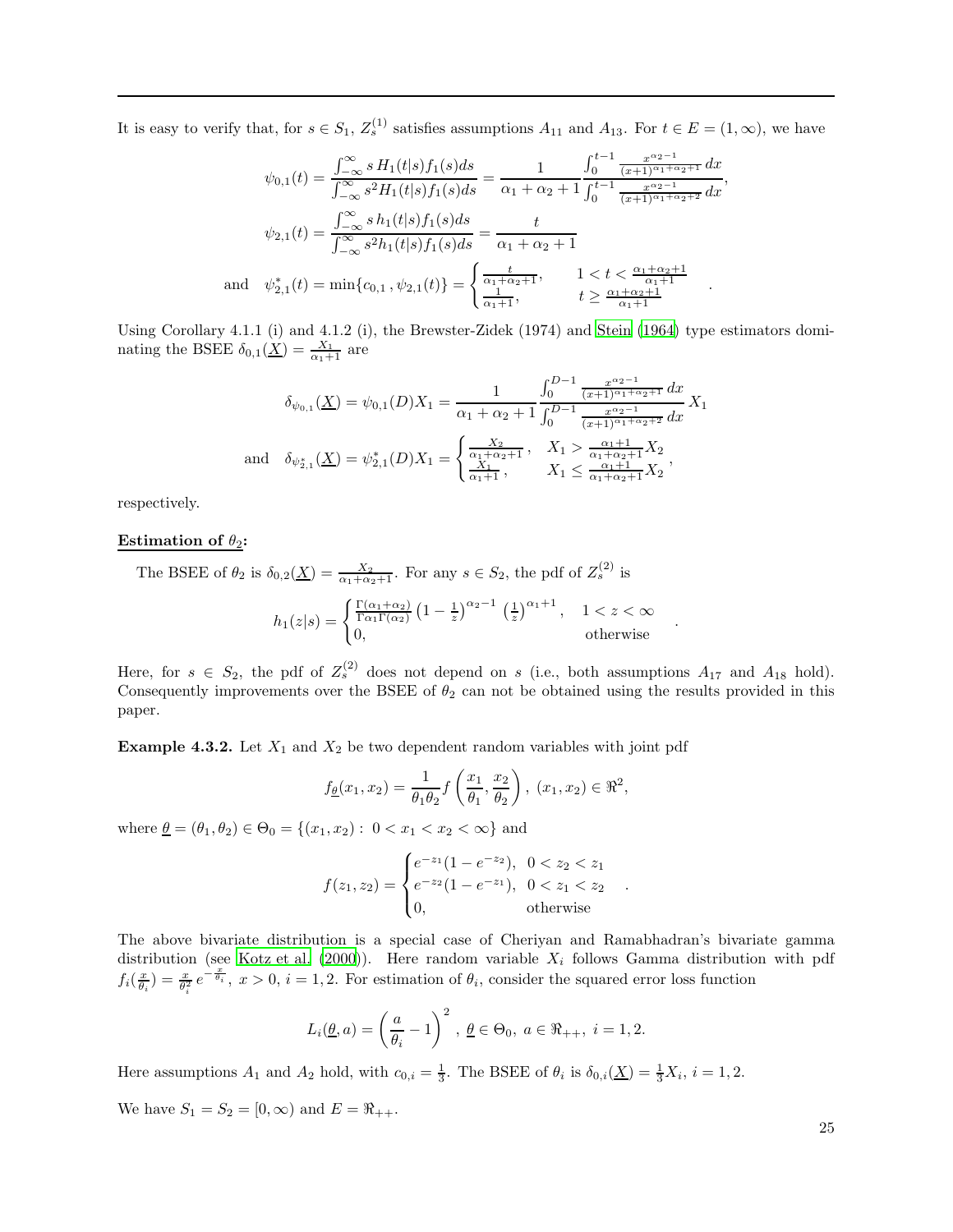It is easy to verify that, for $s \in S_1$, $Z_s^{(1)}$ satisfies assumptions $A_{11}$ and $A_{13}$. For $t \in E = (1, \infty)$, we have

$$\psi_{0,1}(t) = \frac{\int_{-\infty}^{\infty} s\, H_1(t|s) f_1(s) ds}{\int_{-\infty}^{\infty} s^2 H_1(t|s) f_1(s) ds} = \frac{1}{\alpha_1+\alpha_2+1} \frac{\int_0^{t-1} \frac{x^{\alpha_2-1}}{(x+1)^{\alpha_1+\alpha_2+1}}\, dx}{\int_0^{t-1} \frac{x^{\alpha_2-1}}{(x+1)^{\alpha_1+\alpha_2+2}}\, dx},$$

$$\psi_{2,1}(t) = \frac{\int_{-\infty}^{\infty} s\, h_1(t|s) f_1(s) ds}{\int_{-\infty}^{\infty} s^2 h_1(t|s) f_1(s) ds} = \frac{t}{\alpha_1+\alpha_2+1}$$

$$\text{and} \quad \psi_{2,1}^*(t) = \min\{c_{0,1}\,, \psi_{2,1}(t)\} = \begin{cases} \frac{t}{\alpha_1+\alpha_2+1}, & 1 < t < \frac{\alpha_1+\alpha_2+1}{\alpha_1+1} \\ \frac{1}{\alpha_1+1}, & t \geq \frac{\alpha_1+\alpha_2+1}{\alpha_1+1} \end{cases}.$$

Using Corollary 4.1.1 (i) and 4.1.2 (i), the Brewster-Zidek (1974) and Stein (1964) type estimators dominating the BSEE $\delta_{0,1}(\underline{X}) = \frac{X_1}{\alpha_1+1}$ are

$$\delta_{\psi_{0,1}}(\underline{X}) = \psi_{0,1}(D) X_1 = \frac{1}{\alpha_1+\alpha_2+1} \frac{\int_0^{D-1} \frac{x^{\alpha_2-1}}{(x+1)^{\alpha_1+\alpha_2+1}}\, dx}{\int_0^{D-1} \frac{x^{\alpha_2-1}}{(x+1)^{\alpha_1+\alpha_2+2}}\, dx} X_1$$

$$\text{and} \quad \delta_{\psi_{2,1}^*}(\underline{X}) = \psi_{2,1}^*(D) X_1 = \begin{cases} \frac{X_2}{\alpha_1+\alpha_2+1}\,, & X_1 > \frac{\alpha_1+1}{\alpha_1+\alpha_2+1} X_2 \\ \frac{X_1}{\alpha_1+1}\,, & X_1 \leq \frac{\alpha_1+1}{\alpha_1+\alpha_2+1} X_2 \end{cases},$$

respectively.

**Estimation of $\theta_2$:**

The BSEE of $\theta_2$ is $\delta_{0,2}(\underline{X}) = \frac{X_2}{\alpha_1+\alpha_2+1}$. For any $s \in S_2$, the pdf of $Z_s^{(2)}$ is

$$h_1(z|s) = \begin{cases} \frac{\Gamma(\alpha_1+\alpha_2)}{\Gamma\alpha_1 \Gamma(\alpha_2)} \left(1 - \frac{1}{z}\right)^{\alpha_2-1} \left(\frac{1}{z}\right)^{\alpha_1+1}, & 1 < z < \infty \\ 0, & \text{otherwise} \end{cases}.$$

Here, for $s \in S_2$, the pdf of $Z_s^{(2)}$ does not depend on $s$ (i.e., both assumptions $A_{17}$ and $A_{18}$ hold). Consequently improvements over the BSEE of $\theta_2$ can not be obtained using the results provided in this paper.

**Example 4.3.2.** Let $X_1$ and $X_2$ be two dependent random variables with joint pdf

$$f_{\underline{\theta}}(x_1, x_2) = \frac{1}{\theta_1 \theta_2} f\left(\frac{x_1}{\theta_1}, \frac{x_2}{\theta_2}\right),\ (x_1, x_2) \in \Re^2,$$

where $\underline{\theta} = (\theta_1, \theta_2) \in \Theta_0 = \{(x_1, x_2) :\ 0 < x_1 < x_2 < \infty\}$ and

$$f(z_1, z_2) = \begin{cases} e^{-z_1}(1 - e^{-z_2}), & 0 < z_2 < z_1 \\ e^{-z_2}(1 - e^{-z_1}), & 0 < z_1 < z_2 \\ 0, & \text{otherwise} \end{cases}.$$

The above bivariate distribution is a special case of Cheriyan and Ramabhadran's bivariate gamma distribution (see Kotz et al. (2000)). Here random variable $X_i$ follows Gamma distribution with pdf $f_i(\frac{x}{\theta_i}) = \frac{x}{\theta_i^2} e^{-\frac{x}{\theta_i}},\ x > 0,\ i = 1, 2$. For estimation of $\theta_i$, consider the squared error loss function

$$L_i(\underline{\theta}, a) = \left(\frac{a}{\theta_i} - 1\right)^2,\ \underline{\theta} \in \Theta_0,\ a \in \Re_{++},\ i = 1, 2.$$

Here assumptions $A_1$ and $A_2$ hold, with $c_{0,i} = \frac{1}{3}$. The BSEE of $\theta_i$ is $\delta_{0,i}(\underline{X}) = \frac{1}{3} X_i,\ i = 1, 2$.

We have $S_1 = S_2 = [0, \infty)$ and $E = \Re_{++}$.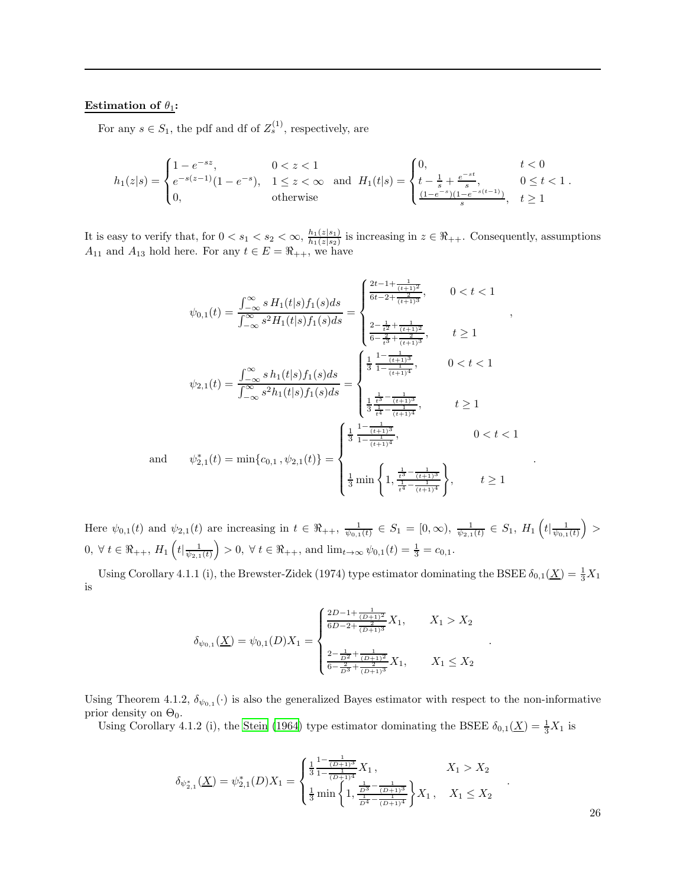**Estimation of $\theta_1$:**

For any $s \in S_1$, the pdf and df of $Z_s^{(1)}$, respectively, are

$$h_1(z|s) = \begin{cases} 1 - e^{-sz}, & 0 < z < 1 \\ e^{-s(z-1)}(1 - e^{-s}), & 1 \leq z < \infty \\ 0, & \text{otherwise} \end{cases} \text{ and } H_1(t|s) = \begin{cases} 0, & t < 0 \\ t - \frac{1}{s} + \frac{e^{-st}}{s}, & 0 \leq t < 1 \\ \frac{(1-e^{-s})(1-e^{-s(t-1)})}{s}, & t \geq 1 \end{cases}.$$

It is easy to verify that, for $0 < s_1 < s_2 < \infty$, $\frac{h_1(z|s_1)}{h_1(z|s_2)}$ is increasing in $z \in \Re_{++}$. Consequently, assumptions $A_{11}$ and $A_{13}$ hold here. For any $t \in E = \Re_{++}$, we have

$$\psi_{0,1}(t) = \frac{\int_{-\infty}^{\infty} s\, H_1(t|s) f_1(s) ds}{\int_{-\infty}^{\infty} s^2 H_1(t|s) f_1(s) ds} = \begin{cases} \frac{2t-1+\frac{1}{(t+1)^2}}{6t-2+\frac{2}{(t+1)^3}}, & 0 < t < 1 \\ \\ \frac{2-\frac{1}{t^2}+\frac{1}{(t+1)^2}}{6-\frac{2}{t^3}+\frac{2}{(t+1)^3}}, & t \geq 1 \end{cases},$$

$$\psi_{2,1}(t) = \frac{\int_{-\infty}^{\infty} s\, h_1(t|s) f_1(s) ds}{\int_{-\infty}^{\infty} s^2 h_1(t|s) f_1(s) ds} = \begin{cases} \frac{1}{3} \frac{1-\frac{1}{(t+1)^3}}{1-\frac{1}{(t+1)^4}}, & 0 < t < 1 \\ \\ \frac{1}{3} \frac{\frac{1}{t^3}-\frac{1}{(t+1)^3}}{\frac{1}{t^4}-\frac{1}{(t+1)^4}}, & t \geq 1 \end{cases}$$

$$\text{and} \qquad \psi_{2,1}^*(t) = \min\{c_{0,1}\,, \psi_{2,1}(t)\} = \begin{cases} \frac{1}{3} \frac{1-\frac{1}{(t+1)^3}}{1-\frac{1}{(t+1)^4}}, & 0 < t < 1 \\ \\ \frac{1}{3} \min\left\{1, \frac{\frac{1}{t^3}-\frac{1}{(t+1)^3}}{\frac{1}{t^4}-\frac{1}{(t+1)^4}}\right\}, & t \geq 1 \end{cases}.$$

Here $\psi_{0,1}(t)$ and $\psi_{2,1}(t)$ are increasing in $t \in \Re_{++}$, $\frac{1}{\psi_{0,1}(t)} \in S_1 = [0, \infty)$, $\frac{1}{\psi_{2,1}(t)} \in S_1$, $H_1\left(t|\frac{1}{\psi_{0,1}(t)}\right) > 0,\ \forall\, t \in \Re_{++}$, $H_1\left(t|\frac{1}{\psi_{2,1}(t)}\right) > 0,\ \forall\, t \in \Re_{++}$, and $\lim_{t\to\infty} \psi_{0,1}(t) = \frac{1}{3} = c_{0,1}$.

Using Corollary 4.1.1 (i), the Brewster-Zidek (1974) type estimator dominating the BSEE $\delta_{0,1}(\underline{X}) = \frac{1}{3}X_1$ is

$$\delta_{\psi_{0,1}}(\underline{X}) = \psi_{0,1}(D) X_1 = \begin{cases} \frac{2D-1+\frac{1}{(D+1)^2}}{6D-2+\frac{2}{(D+1)^3}} X_1, & X_1 > X_2 \\ \\ \frac{2-\frac{1}{D^2}+\frac{1}{(D+1)^2}}{6-\frac{2}{D^3}+\frac{2}{(D+1)^3}} X_1, & X_1 \leq X_2 \end{cases}.$$

Using Theorem 4.1.2, $\delta_{\psi_{0,1}}(\cdot)$ is also the generalized Bayes estimator with respect to the non-informative prior density on $\Theta_0$.

Using Corollary 4.1.2 (i), the Stein (1964) type estimator dominating the BSEE $\delta_{0,1}(\underline{X}) = \frac{1}{3}X_1$ is

$$\delta_{\psi_{2,1}^*}(\underline{X}) = \psi_{2,1}^*(D) X_1 = \begin{cases} \frac{1}{3} \frac{1-\frac{1}{(D+1)^3}}{1-\frac{1}{(D+1)^4}} X_1\,, & X_1 > X_2 \\ \frac{1}{3} \min\left\{1, \frac{\frac{1}{D^3}-\frac{1}{(D+1)^3}}{\frac{1}{D^4}-\frac{1}{(D+1)^4}}\right\} X_1\,, & X_1 \leq X_2 \end{cases}.$$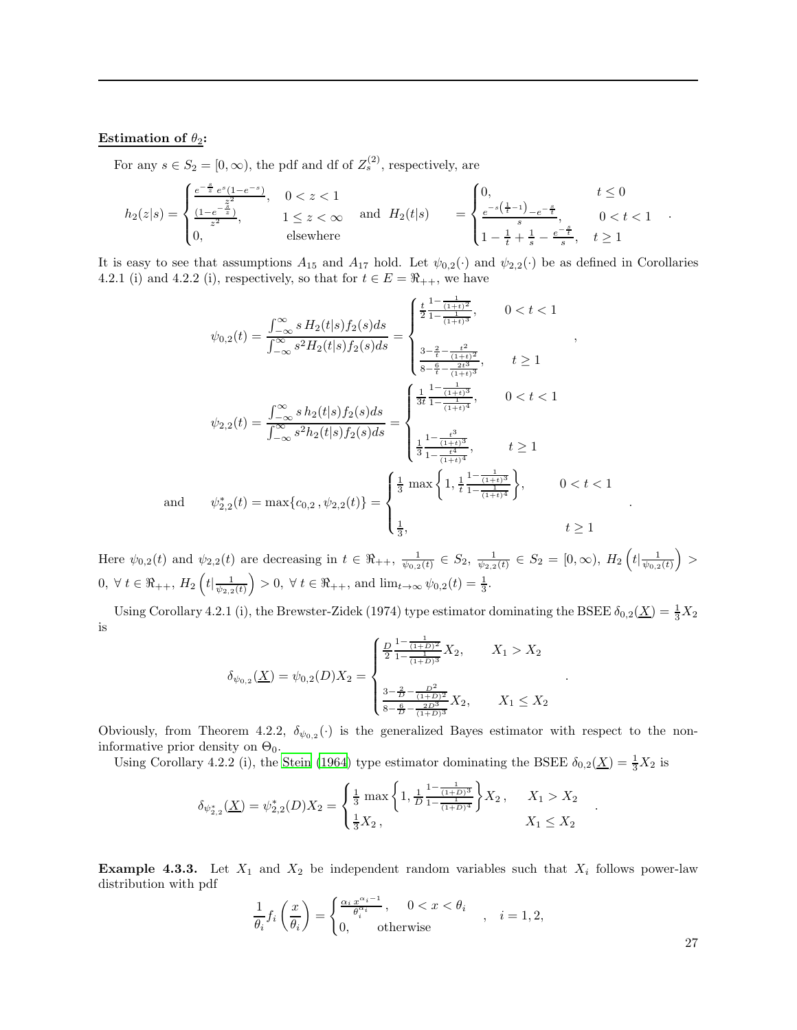**Estimation of $\theta_2$:**

For any $s \in S_2 = [0, \infty)$, the pdf and df of $Z_s^{(2)}$, respectively, are

$$
h_2(z|s) = \begin{cases} \frac{e^{-\frac{s}{z}}\, e^{s}(1-e^{-s})}{z^2}, & 0 < z < 1 \\ \frac{(1-e^{-\frac{s}{z}})}{z^2}, & 1 \le z < \infty \\ 0, & \text{elsewhere} \end{cases} \quad \text{and} \quad H_2(t|s) \quad = \begin{cases} 0, & t \le 0 \\ \frac{e^{-s\left(\frac{1}{t}-1\right)} - e^{-\frac{s}{t}}}{s}, & 0 < t < 1 \\ 1 - \frac{1}{t} + \frac{1}{s} - \frac{e^{-\frac{s}{t}}}{s}, & t \ge 1 \end{cases} .
$$

It is easy to see that assumptions $A_{15}$ and $A_{17}$ hold. Let $\psi_{0,2}(\cdot)$ and $\psi_{2,2}(\cdot)$ be as defined in Corollaries 4.2.1 (i) and 4.2.2 (i), respectively, so that for $t \in E = \Re_{++}$, we have

$$
\psi_{0,2}(t) = \frac{\int_{-\infty}^{\infty} s\, H_2(t|s) f_2(s) ds}{\int_{-\infty}^{\infty} s^2 H_2(t|s) f_2(s) ds} = \begin{cases} \frac{t}{2} \frac{1 - \frac{1}{(1+t)^2}}{1 - \frac{1}{(1+t)^3}}, & 0 < t < 1 \\ \\ \frac{3 - \frac{2}{t} - \frac{t^2}{(1+t)^2}}{8 - \frac{6}{t} - \frac{2t^3}{(1+t)^3}}, & t \ge 1 \end{cases} ,
$$

$$
\psi_{2,2}(t) = \frac{\int_{-\infty}^{\infty} s\, h_2(t|s) f_2(s) ds}{\int_{-\infty}^{\infty} s^2 h_2(t|s) f_2(s) ds} = \begin{cases} \frac{1}{3t} \frac{1 - \frac{1}{(1+t)^3}}{1 - \frac{1}{(1+t)^4}}, & 0 < t < 1 \\ \\ \frac{1}{3} \frac{1 - \frac{t^3}{(1+t)^3}}{1 - \frac{t^4}{(1+t)^4}}, & t \ge 1 \end{cases}
$$

$$
\text{and} \qquad \psi_{2,2}^*(t) = \max\{c_{0,2}\,, \psi_{2,2}(t)\} = \begin{cases} \frac{1}{3} \max\left\{1, \frac{1}{t} \frac{1 - \frac{1}{(1+t)^3}}{1 - \frac{1}{(1+t)^4}}\right\}, & 0 < t < 1 \\ \\ \frac{1}{3}, & t \ge 1 \end{cases} .
$$

Here $\psi_{0,2}(t)$ and $\psi_{2,2}(t)$ are decreasing in $t \in \Re_{++}$, $\frac{1}{\psi_{0,2}(t)} \in S_2$, $\frac{1}{\psi_{2,2}(t)} \in S_2 = [0, \infty)$, $H_2\left(t | \frac{1}{\psi_{0,2}(t)}\right) > 0,\ \forall\, t \in \Re_{++}$, $H_2\left(t | \frac{1}{\psi_{2,2}(t)}\right) > 0,\ \forall\, t \in \Re_{++}$, and $\lim_{t \to \infty} \psi_{0,2}(t) = \frac{1}{3}$.

Using Corollary 4.2.1 (i), the Brewster-Zidek (1974) type estimator dominating the BSEE $\delta_{0,2}(\underline{X}) = \frac{1}{3} X_2$ is

$$
\delta_{\psi_{0,2}}(\underline{X}) = \psi_{0,2}(D) X_2 = \begin{cases} \frac{D}{2} \frac{1 - \frac{1}{(1+D)^2}}{1 - \frac{1}{(1+D)^3}} X_2, & X_1 > X_2 \\ \\ \frac{3 - \frac{2}{D} - \frac{D^2}{(1+D)^2}}{8 - \frac{6}{D} - \frac{2D^3}{(1+D)^3}} X_2, & X_1 \le X_2 \end{cases} .
$$

Obviously, from Theorem 4.2.2, $\delta_{\psi_{0,2}}(\cdot)$ is the generalized Bayes estimator with respect to the non-informative prior density on $\Theta_0$.

Using Corollary 4.2.2 (i), the Stein (1964) type estimator dominating the BSEE $\delta_{0,2}(\underline{X}) = \frac{1}{3} X_2$ is

$$
\delta_{\psi_{2,2}^*}(\underline{X}) = \psi_{2,2}^*(D) X_2 = \begin{cases} \frac{1}{3} \max\left\{1, \frac{1}{D} \frac{1 - \frac{1}{(1+D)^3}}{1 - \frac{1}{(1+D)^4}}\right\} X_2\,, & X_1 > X_2 \\ \frac{1}{3} X_2\,, & X_1 \le X_2 \end{cases} .
$$

**Example 4.3.3.** Let $X_1$ and $X_2$ be independent random variables such that $X_i$ follows power-law distribution with pdf

$$
\frac{1}{\theta_i} f_i\left(\frac{x}{\theta_i}\right) = \begin{cases} \frac{\alpha_i\, x^{\alpha_i - 1}}{\theta_i^{\alpha_i}}, & 0 < x < \theta_i \\ 0, & \text{otherwise} \end{cases} , \quad i = 1, 2,
$$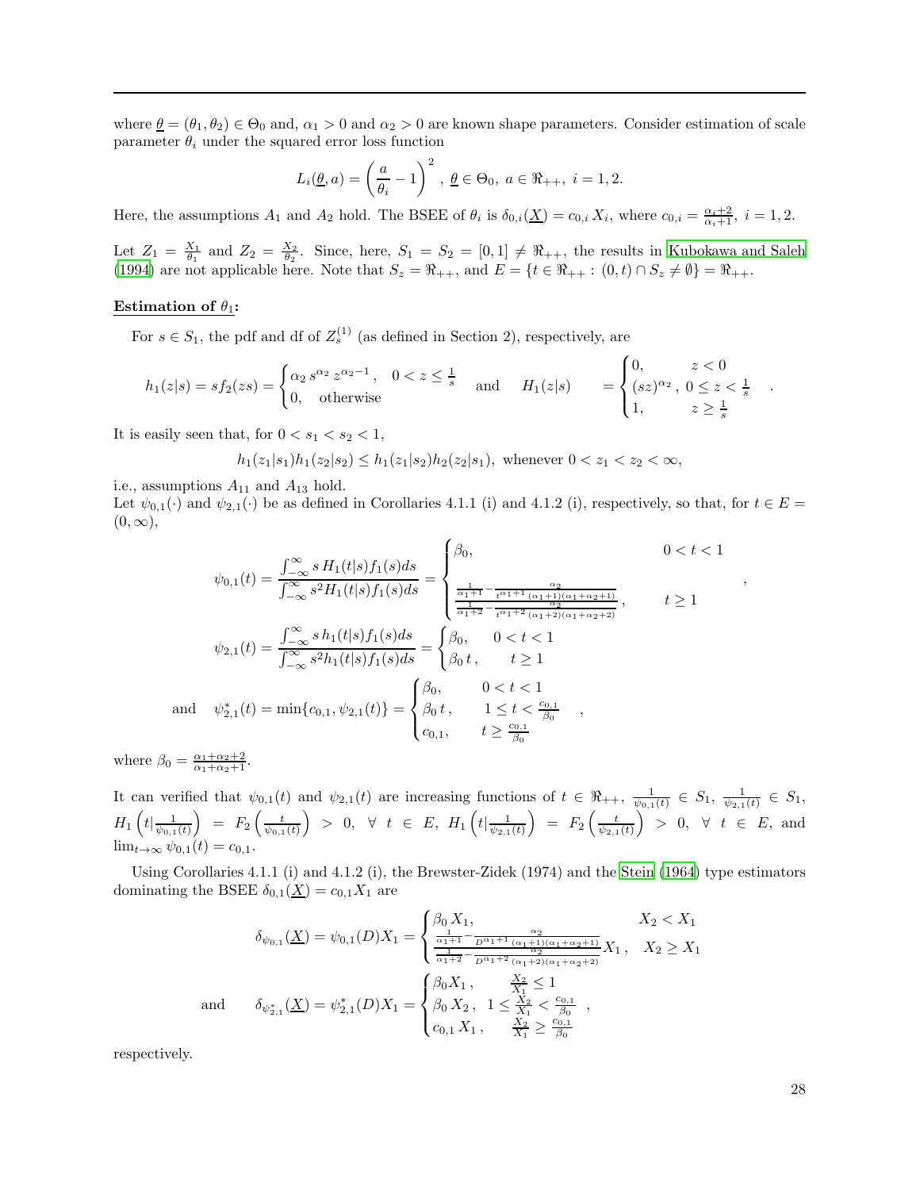where $\underline{\theta} = (\theta_1, \theta_2) \in \Theta_0$ and, $\alpha_1 > 0$ and $\alpha_2 > 0$ are known shape parameters. Consider estimation of scale parameter $\theta_i$ under the squared error loss function

$$L_i(\underline{\theta}, a) = \left(\frac{a}{\theta_i} - 1\right)^2, \ \underline{\theta} \in \Theta_0, \ a \in \Re_{++}, \ i = 1, 2.$$

Here, the assumptions $A_1$ and $A_2$ hold. The BSEE of $\theta_i$ is $\delta_{0,i}(\underline{X}) = c_{0,i}\, X_i$, where $c_{0,i} = \frac{\alpha_i+2}{\alpha_i+1}, \ i = 1, 2$.

Let $Z_1 = \frac{X_1}{\theta_1}$ and $Z_2 = \frac{X_2}{\theta_2}$. Since, here, $S_1 = S_2 = [0, 1] \neq \Re_{++}$, the results in Kubokawa and Saleh (1994) are not applicable here. Note that $S_z = \Re_{++}$, and $E = \{t \in \Re_{++} : (0, t) \cap S_z \neq \emptyset\} = \Re_{++}$.

**Estimation of $\theta_1$:**

For $s \in S_1$, the pdf and df of $Z_s^{(1)}$ (as defined in Section 2), respectively, are

$$h_1(z|s) = s f_2(zs) = \begin{cases} \alpha_2\, s^{\alpha_2}\, z^{\alpha_2 - 1}, & 0 < z \le \frac{1}{s} \\ 0, & \text{otherwise} \end{cases} \quad \text{and} \quad H_1(z|s) = \begin{cases} 0, & z < 0 \\ (sz)^{\alpha_2}, & 0 \le z < \frac{1}{s} \\ 1, & z \ge \frac{1}{s} \end{cases}.$$

It is easily seen that, for $0 < s_1 < s_2 < 1$,

$$h_1(z_1|s_1) h_1(z_2|s_2) \le h_1(z_1|s_2) h_2(z_2|s_1), \text{ whenever } 0 < z_1 < z_2 < \infty,$$

i.e., assumptions $A_{11}$ and $A_{13}$ hold.
Let $\psi_{0,1}(\cdot)$ and $\psi_{2,1}(\cdot)$ be as defined in Corollaries 4.1.1 (i) and 4.1.2 (i), respectively, so that, for $t \in E = (0, \infty)$,

$$\psi_{0,1}(t) = \frac{\int_{-\infty}^{\infty} s\, H_1(t|s) f_1(s) ds}{\int_{-\infty}^{\infty} s^2 H_1(t|s) f_1(s) ds} = \begin{cases} \beta_0, & 0 < t < 1 \\ \dfrac{\frac{1}{\alpha_1+1} - \frac{\alpha_2}{t^{\alpha_1+1}(\alpha_1+1)(\alpha_1+\alpha_2+1)}}{\frac{1}{\alpha_1+2} - \frac{\alpha_2}{t^{\alpha_1+2}(\alpha_1+2)(\alpha_1+\alpha_2+2)}}, & t \ge 1 \end{cases},$$

$$\psi_{2,1}(t) = \frac{\int_{-\infty}^{\infty} s\, h_1(t|s) f_1(s) ds}{\int_{-\infty}^{\infty} s^2 h_1(t|s) f_1(s) ds} = \begin{cases} \beta_0, & 0 < t < 1 \\ \beta_0\, t, & t \ge 1 \end{cases}$$

$$\text{and} \quad \psi_{2,1}^*(t) = \min\{c_{0,1}, \psi_{2,1}(t)\} = \begin{cases} \beta_0, & 0 < t < 1 \\ \beta_0\, t, & 1 \le t < \frac{c_{0,1}}{\beta_0} \\ c_{0,1}, & t \ge \frac{c_{0,1}}{\beta_0} \end{cases},$$

where $\beta_0 = \frac{\alpha_1+\alpha_2+2}{\alpha_1+\alpha_2+1}$.

It can verified that $\psi_{0,1}(t)$ and $\psi_{2,1}(t)$ are increasing functions of $t \in \Re_{++}$, $\frac{1}{\psi_{0,1}(t)} \in S_1$, $\frac{1}{\psi_{2,1}(t)} \in S_1$, $H_1\left(t|\frac{1}{\psi_{0,1}(t)}\right) = F_2\left(\frac{t}{\psi_{0,1}(t)}\right) > 0, \ \forall \ t \in E$, $H_1\left(t|\frac{1}{\psi_{2,1}(t)}\right) = F_2\left(\frac{t}{\psi_{2,1}(t)}\right) > 0, \ \forall \ t \in E$, and $\lim_{t\to\infty} \psi_{0,1}(t) = c_{0,1}$.

Using Corollaries 4.1.1 (i) and 4.1.2 (i), the Brewster-Zidek (1974) and the Stein (1964) type estimators dominating the BSEE $\delta_{0,1}(\underline{X}) = c_{0,1} X_1$ are

$$\delta_{\psi_{0,1}}(\underline{X}) = \psi_{0,1}(D) X_1 = \begin{cases} \beta_0\, X_1, & X_2 < X_1 \\ \dfrac{\frac{1}{\alpha_1+1} - \frac{\alpha_2}{D^{\alpha_1+1}(\alpha_1+1)(\alpha_1+\alpha_2+1)}}{\frac{1}{\alpha_1+2} - \frac{\alpha_2}{D^{\alpha_1+2}(\alpha_1+2)(\alpha_1+\alpha_2+2)}} X_1, & X_2 \ge X_1 \end{cases}$$

$$\text{and} \qquad \delta_{\psi_{2,1}^*}(\underline{X}) = \psi_{2,1}^*(D) X_1 = \begin{cases} \beta_0 X_1, & \frac{X_2}{X_1} \le 1 \\ \beta_0\, X_2, & 1 \le \frac{X_2}{X_1} < \frac{c_{0,1}}{\beta_0} \\ c_{0,1}\, X_1, & \frac{X_2}{X_1} \ge \frac{c_{0,1}}{\beta_0} \end{cases},$$

respectively.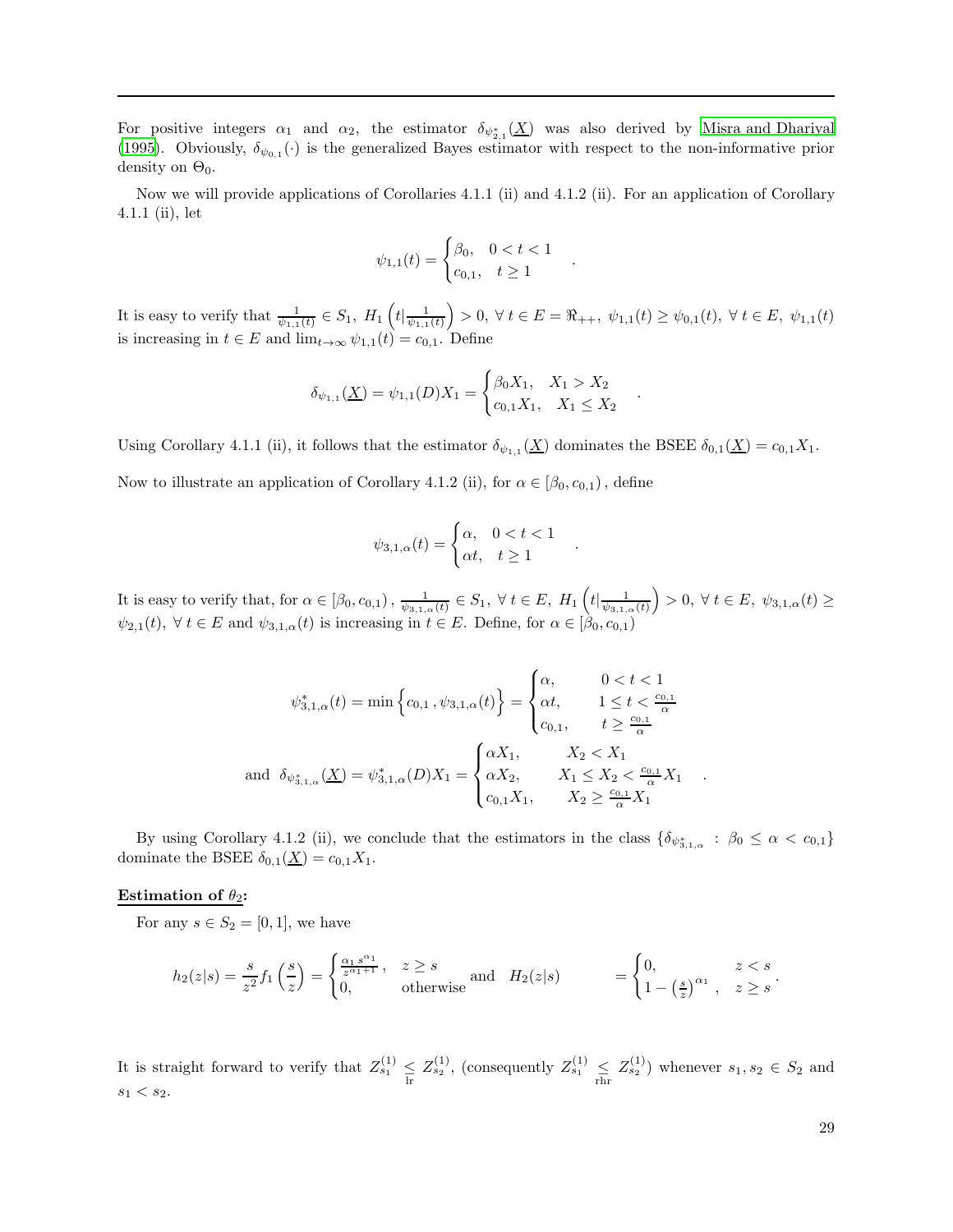For positive integers $\alpha_1$ and $\alpha_2$, the estimator $\delta_{\psi^*_{2,1}}(\underline{X})$ was also derived by Misra and Dhariyal (1995). Obviously, $\delta_{\psi_{0,1}}(\cdot)$ is the generalized Bayes estimator with respect to the non-informative prior density on $\Theta_0$.

Now we will provide applications of Corollaries 4.1.1 (ii) and 4.1.2 (ii). For an application of Corollary 4.1.1 (ii), let

$$\psi_{1,1}(t) = \begin{cases} \beta_0, & 0 < t < 1 \\ c_{0,1}, & t \geq 1 \end{cases}.$$

It is easy to verify that $\frac{1}{\psi_{1,1}(t)} \in S_1$, $H_1\left(t|\frac{1}{\psi_{1,1}(t)}\right) > 0$, $\forall\, t \in E = \Re_{++}$, $\psi_{1,1}(t) \geq \psi_{0,1}(t)$, $\forall\, t \in E$, $\psi_{1,1}(t)$ is increasing in $t \in E$ and $\lim_{t\to\infty} \psi_{1,1}(t) = c_{0,1}$. Define

$$\delta_{\psi_{1,1}}(\underline{X}) = \psi_{1,1}(D)X_1 = \begin{cases} \beta_0 X_1, & X_1 > X_2 \\ c_{0,1}X_1, & X_1 \leq X_2 \end{cases}.$$

Using Corollary 4.1.1 (ii), it follows that the estimator $\delta_{\psi_{1,1}}(\underline{X})$ dominates the BSEE $\delta_{0,1}(\underline{X}) = c_{0,1}X_1$.

Now to illustrate an application of Corollary 4.1.2 (ii), for $\alpha \in [\beta_0, c_{0,1})$, define

$$\psi_{3,1,\alpha}(t) = \begin{cases} \alpha, & 0 < t < 1 \\ \alpha t, & t \geq 1 \end{cases}.$$

It is easy to verify that, for $\alpha \in [\beta_0, c_{0,1})$, $\frac{1}{\psi_{3,1,\alpha}(t)} \in S_1$, $\forall\, t \in E$, $H_1\left(t|\frac{1}{\psi_{3,1,\alpha}(t)}\right) > 0$, $\forall\, t \in E$, $\psi_{3,1,\alpha}(t) \geq \psi_{2,1}(t)$, $\forall\, t \in E$ and $\psi_{3,1,\alpha}(t)$ is increasing in $t \in E$. Define, for $\alpha \in [\beta_0, c_{0,1})$

$$\psi^*_{3,1,\alpha}(t) = \min\left\{c_{0,1}\,, \psi_{3,1,\alpha}(t)\right\} = \begin{cases} \alpha, & 0 < t < 1 \\ \alpha t, & 1 \leq t < \frac{c_{0,1}}{\alpha} \\ c_{0,1}, & t \geq \frac{c_{0,1}}{\alpha} \end{cases}$$

$$\text{and} \quad \delta_{\psi^*_{3,1,\alpha}}(\underline{X}) = \psi^*_{3,1,\alpha}(D)X_1 = \begin{cases} \alpha X_1, & X_2 < X_1 \\ \alpha X_2, & X_1 \leq X_2 < \frac{c_{0,1}}{\alpha}X_1 \\ c_{0,1}X_1, & X_2 \geq \frac{c_{0,1}}{\alpha}X_1 \end{cases}.$$

By using Corollary 4.1.2 (ii), we conclude that the estimators in the class $\{\delta_{\psi^*_{3,1,\alpha}} : \beta_0 \leq \alpha < c_{0,1}\}$ dominate the BSEE $\delta_{0,1}(\underline{X}) = c_{0,1}X_1$.

**Estimation of $\theta_2$:**

For any $s \in S_2 = [0, 1]$, we have

$$h_2(z|s) = \frac{s}{z^2} f_1\left(\frac{s}{z}\right) = \begin{cases} \frac{\alpha_1 s^{\alpha_1}}{z^{\alpha_1+1}}, & z \geq s \\ 0, & \text{otherwise} \end{cases} \text{and} \quad H_2(z|s) = \begin{cases} 0, & z < s \\ 1 - \left(\frac{s}{z}\right)^{\alpha_1}, & z \geq s \end{cases}.$$

It is straight forward to verify that $Z^{(1)}_{s_1} \underset{\text{lr}}{\leq} Z^{(1)}_{s_2}$, (consequently $Z^{(1)}_{s_1} \underset{\text{rhr}}{\leq} Z^{(1)}_{s_2}$) whenever $s_1, s_2 \in S_2$ and $s_1 < s_2$.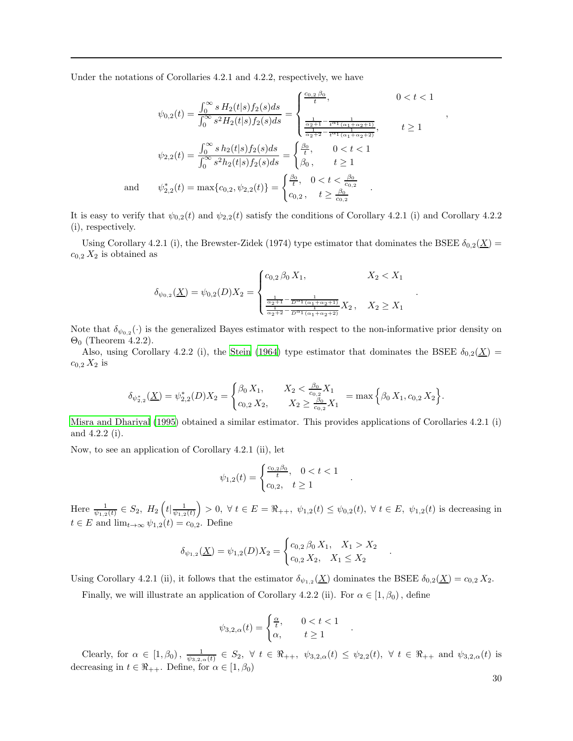Under the notations of Corollaries 4.2.1 and 4.2.2, respectively, we have

$$\psi_{0,2}(t) = \frac{\int_0^\infty s\, H_2(t|s) f_2(s) ds}{\int_0^\infty s^2 H_2(t|s) f_2(s) ds} = \begin{cases} \frac{c_{0,2}\, \beta_0}{t}, & 0 < t < 1 \\ \frac{\frac{1}{\alpha_2+1} - \frac{1}{t^{\alpha_1}(\alpha_1+\alpha_2+1)}}{\frac{1}{\alpha_2+2} - \frac{1}{t^{\alpha_1}(\alpha_1+\alpha_2+2)}}, & t \geq 1 \end{cases},$$

$$\psi_{2,2}(t) = \frac{\int_0^\infty s\, h_2(t|s) f_2(s) ds}{\int_0^\infty s^2 h_2(t|s) f_2(s) ds} = \begin{cases} \frac{\beta_0}{t}, & 0 < t < 1 \\ \beta_0\,, & t \geq 1 \end{cases}$$

$$\text{and} \qquad \psi^*_{2,2}(t) = \max\{c_{0,2}, \psi_{2,2}(t)\} = \begin{cases} \frac{\beta_0}{t}, & 0 < t < \frac{\beta_0}{c_{0,2}} \\ c_{0,2}\,, & t \geq \frac{\beta_0}{c_{0,2}} \end{cases}.$$

It is easy to verify that $\psi_{0,2}(t)$ and $\psi_{2,2}(t)$ satisfy the conditions of Corollary 4.2.1 (i) and Corollary 4.2.2 (i), respectively.

Using Corollary 4.2.1 (i), the Brewster-Zidek (1974) type estimator that dominates the BSEE $\delta_{0,2}(\underline{X}) = c_{0,2}\, X_2$ is obtained as

$$\delta_{\psi_{0,2}}(\underline{X}) = \psi_{0,2}(D) X_2 = \begin{cases} c_{0,2}\, \beta_0\, X_1, & X_2 < X_1 \\ \frac{\frac{1}{\alpha_2+1} - \frac{1}{D^{\alpha_1}(\alpha_1+\alpha_2+1)}}{\frac{1}{\alpha_2+2} - \frac{1}{D^{\alpha_1}(\alpha_1+\alpha_2+2)}} X_2\,, & X_2 \geq X_1 \end{cases}.$$

Note that $\delta_{\psi_{0,2}}(\cdot)$ is the generalized Bayes estimator with respect to the non-informative prior density on $\Theta_0$ (Theorem 4.2.2).

Also, using Corollary 4.2.2 (i), the Stein (1964) type estimator that dominates the BSEE $\delta_{0,2}(\underline{X}) = c_{0,2}\, X_2$ is

$$\delta_{\psi^*_{2,2}}(\underline{X}) = \psi^*_{2,2}(D) X_2 = \begin{cases} \beta_0\, X_1, & X_2 < \frac{\beta_0}{c_{0,2}} X_1 \\ c_{0,2}\, X_2, & X_2 \geq \frac{\beta_0}{c_{0,2}} X_1 \end{cases} = \max\Big\{\beta_0\, X_1, c_{0,2}\, X_2\Big\}.$$

Misra and Dhariyal (1995) obtained a similar estimator. This provides applications of Corollaries 4.2.1 (i) and 4.2.2 (i).

Now, to see an application of Corollary 4.2.1 (ii), let

$$\psi_{1,2}(t) = \begin{cases} \frac{c_{0,2}\beta_0}{t}, & 0 < t < 1 \\ c_{0,2}, & t \geq 1 \end{cases}.$$

Here $\frac{1}{\psi_{1,2}(t)} \in S_2,\ H_2\left(t|\frac{1}{\psi_{1,2}(t)}\right) > 0,\ \forall\ t \in E = \Re_{++},\ \psi_{1,2}(t) \leq \psi_{0,2}(t),\ \forall\ t \in E,\ \psi_{1,2}(t)$ is decreasing in $t \in E$ and $\lim_{t\to\infty} \psi_{1,2}(t) = c_{0,2}$. Define

$$\delta_{\psi_{1,2}}(\underline{X}) = \psi_{1,2}(D) X_2 = \begin{cases} c_{0,2}\, \beta_0\, X_1, & X_1 > X_2 \\ c_{0,2}\, X_2, & X_1 \leq X_2 \end{cases}.$$

Using Corollary 4.2.1 (ii), it follows that the estimator $\delta_{\psi_{1,2}}(\underline{X})$ dominates the BSEE $\delta_{0,2}(\underline{X}) = c_{0,2}\, X_2$.

Finally, we will illustrate an application of Corollary 4.2.2 (ii). For $\alpha \in [1, \beta_0)$, define

$$\psi_{3,2,\alpha}(t) = \begin{cases} \frac{\alpha}{t}, & 0 < t < 1 \\ \alpha, & t \geq 1 \end{cases}.$$

Clearly, for $\alpha \in [1, \beta_0)$, $\frac{1}{\psi_{3,2,\alpha}(t)} \in S_2,\ \forall\ t \in \Re_{++},\ \psi_{3,2,\alpha}(t) \leq \psi_{2,2}(t),\ \forall\ t \in \Re_{++}$ and $\psi_{3,2,\alpha}(t)$ is decreasing in $t \in \Re_{++}$. Define, for $\alpha \in [1, \beta_0)$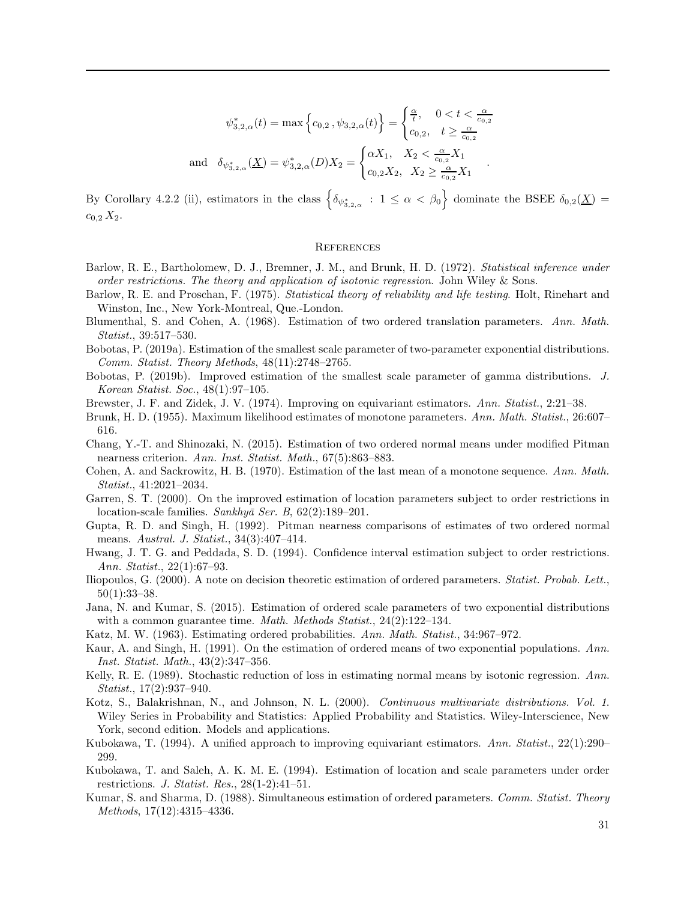$$\psi_{3,2,\alpha}^{*}(t) = \max\left\{c_{0,2}\,,\psi_{3,2,\alpha}(t)\right\} = \begin{cases} \frac{\alpha}{t}, & 0 < t < \frac{\alpha}{c_{0,2}} \\ c_{0,2}, & t \geq \frac{\alpha}{c_{0,2}} \end{cases}$$

$$\text{and} \quad \delta_{\psi_{3,2,\alpha}^{*}}(\underline{X}) = \psi_{3,2,\alpha}^{*}(D)X_2 = \begin{cases} \alpha X_1, & X_2 < \frac{\alpha}{c_{0,2}} X_1 \\ c_{0,2} X_2, & X_2 \geq \frac{\alpha}{c_{0,2}} X_1 \end{cases}.$$

By Corollary 4.2.2 (ii), estimators in the class $\left\{\delta_{\psi_{3,2,\alpha}^{*}} \,:\, 1 \leq \alpha < \beta_0\right\}$ dominate the BSEE $\delta_{0,2}(\underline{X}) = c_{0,2}\,X_2$.

## References

Barlow, R. E., Bartholomew, D. J., Bremner, J. M., and Brunk, H. D. (1972). *Statistical inference under order restrictions. The theory and application of isotonic regression*. John Wiley & Sons.

Barlow, R. E. and Proschan, F. (1975). *Statistical theory of reliability and life testing*. Holt, Rinehart and Winston, Inc., New York-Montreal, Que.-London.

Blumenthal, S. and Cohen, A. (1968). Estimation of two ordered translation parameters. *Ann. Math. Statist.*, 39:517–530.

Bobotas, P. (2019a). Estimation of the smallest scale parameter of two-parameter exponential distributions. *Comm. Statist. Theory Methods*, 48(11):2748–2765.

Bobotas, P. (2019b). Improved estimation of the smallest scale parameter of gamma distributions. *J. Korean Statist. Soc.*, 48(1):97–105.

Brewster, J. F. and Zidek, J. V. (1974). Improving on equivariant estimators. *Ann. Statist.*, 2:21–38.

Brunk, H. D. (1955). Maximum likelihood estimates of monotone parameters. *Ann. Math. Statist.*, 26:607–616.

Chang, Y.-T. and Shinozaki, N. (2015). Estimation of two ordered normal means under modified Pitman nearness criterion. *Ann. Inst. Statist. Math.*, 67(5):863–883.

Cohen, A. and Sackrowitz, H. B. (1970). Estimation of the last mean of a monotone sequence. *Ann. Math. Statist.*, 41:2021–2034.

Garren, S. T. (2000). On the improved estimation of location parameters subject to order restrictions in location-scale families. *Sankhyā Ser. B*, 62(2):189–201.

Gupta, R. D. and Singh, H. (1992). Pitman nearness comparisons of estimates of two ordered normal means. *Austral. J. Statist.*, 34(3):407–414.

Hwang, J. T. G. and Peddada, S. D. (1994). Confidence interval estimation subject to order restrictions. *Ann. Statist.*, 22(1):67–93.

Iliopoulos, G. (2000). A note on decision theoretic estimation of ordered parameters. *Statist. Probab. Lett.*, 50(1):33–38.

Jana, N. and Kumar, S. (2015). Estimation of ordered scale parameters of two exponential distributions with a common guarantee time. *Math. Methods Statist.*, 24(2):122–134.

Katz, M. W. (1963). Estimating ordered probabilities. *Ann. Math. Statist.*, 34:967–972.

Kaur, A. and Singh, H. (1991). On the estimation of ordered means of two exponential populations. *Ann. Inst. Statist. Math.*, 43(2):347–356.

Kelly, R. E. (1989). Stochastic reduction of loss in estimating normal means by isotonic regression. *Ann. Statist.*, 17(2):937–940.

Kotz, S., Balakrishnan, N., and Johnson, N. L. (2000). *Continuous multivariate distributions. Vol. 1*. Wiley Series in Probability and Statistics: Applied Probability and Statistics. Wiley-Interscience, New York, second edition. Models and applications.

Kubokawa, T. (1994). A unified approach to improving equivariant estimators. *Ann. Statist.*, 22(1):290–299.

Kubokawa, T. and Saleh, A. K. M. E. (1994). Estimation of location and scale parameters under order restrictions. *J. Statist. Res.*, 28(1-2):41–51.

Kumar, S. and Sharma, D. (1988). Simultaneous estimation of ordered parameters. *Comm. Statist. Theory Methods*, 17(12):4315–4336.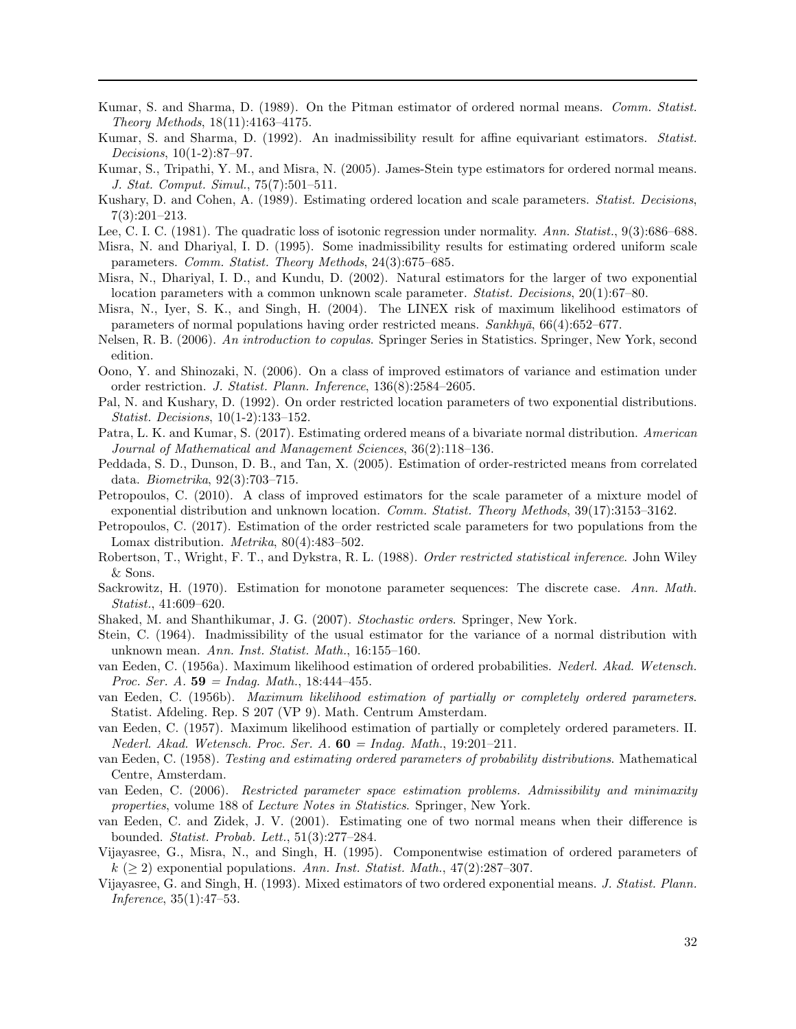Kumar, S. and Sharma, D. (1989). On the Pitman estimator of ordered normal means. *Comm. Statist. Theory Methods*, 18(11):4163–4175.

Kumar, S. and Sharma, D. (1992). An inadmissibility result for affine equivariant estimators. *Statist. Decisions*, 10(1-2):87–97.

Kumar, S., Tripathi, Y. M., and Misra, N. (2005). James-Stein type estimators for ordered normal means. *J. Stat. Comput. Simul.*, 75(7):501–511.

Kushary, D. and Cohen, A. (1989). Estimating ordered location and scale parameters. *Statist. Decisions*, 7(3):201–213.

Lee, C. I. C. (1981). The quadratic loss of isotonic regression under normality. *Ann. Statist.*, 9(3):686–688.

Misra, N. and Dhariyal, I. D. (1995). Some inadmissibility results for estimating ordered uniform scale parameters. *Comm. Statist. Theory Methods*, 24(3):675–685.

Misra, N., Dhariyal, I. D., and Kundu, D. (2002). Natural estimators for the larger of two exponential location parameters with a common unknown scale parameter. *Statist. Decisions*, 20(1):67–80.

Misra, N., Iyer, S. K., and Singh, H. (2004). The LINEX risk of maximum likelihood estimators of parameters of normal populations having order restricted means. *Sankhyā*, 66(4):652–677.

Nelsen, R. B. (2006). *An introduction to copulas*. Springer Series in Statistics. Springer, New York, second edition.

Oono, Y. and Shinozaki, N. (2006). On a class of improved estimators of variance and estimation under order restriction. *J. Statist. Plann. Inference*, 136(8):2584–2605.

Pal, N. and Kushary, D. (1992). On order restricted location parameters of two exponential distributions. *Statist. Decisions*, 10(1-2):133–152.

Patra, L. K. and Kumar, S. (2017). Estimating ordered means of a bivariate normal distribution. *American Journal of Mathematical and Management Sciences*, 36(2):118–136.

Peddada, S. D., Dunson, D. B., and Tan, X. (2005). Estimation of order-restricted means from correlated data. *Biometrika*, 92(3):703–715.

Petropoulos, C. (2010). A class of improved estimators for the scale parameter of a mixture model of exponential distribution and unknown location. *Comm. Statist. Theory Methods*, 39(17):3153–3162.

Petropoulos, C. (2017). Estimation of the order restricted scale parameters for two populations from the Lomax distribution. *Metrika*, 80(4):483–502.

Robertson, T., Wright, F. T., and Dykstra, R. L. (1988). *Order restricted statistical inference*. John Wiley & Sons.

Sackrowitz, H. (1970). Estimation for monotone parameter sequences: The discrete case. *Ann. Math. Statist.*, 41:609–620.

Shaked, M. and Shanthikumar, J. G. (2007). *Stochastic orders*. Springer, New York.

Stein, C. (1964). Inadmissibility of the usual estimator for the variance of a normal distribution with unknown mean. *Ann. Inst. Statist. Math.*, 16:155–160.

van Eeden, C. (1956a). Maximum likelihood estimation of ordered probabilities. *Nederl. Akad. Wetensch. Proc. Ser. A.* **59** *= Indag. Math.*, 18:444–455.

van Eeden, C. (1956b). *Maximum likelihood estimation of partially or completely ordered parameters*. Statist. Afdeling. Rep. S 207 (VP 9). Math. Centrum Amsterdam.

van Eeden, C. (1957). Maximum likelihood estimation of partially or completely ordered parameters. II. *Nederl. Akad. Wetensch. Proc. Ser. A.* **60** *= Indag. Math.*, 19:201–211.

van Eeden, C. (1958). *Testing and estimating ordered parameters of probability distributions*. Mathematical Centre, Amsterdam.

van Eeden, C. (2006). *Restricted parameter space estimation problems. Admissibility and minimaxity properties*, volume 188 of *Lecture Notes in Statistics*. Springer, New York.

van Eeden, C. and Zidek, J. V. (2001). Estimating one of two normal means when their difference is bounded. *Statist. Probab. Lett.*, 51(3):277–284.

Vijayasree, G., Misra, N., and Singh, H. (1995). Componentwise estimation of ordered parameters of $k$ $(\geq 2)$ exponential populations. *Ann. Inst. Statist. Math.*, 47(2):287–307.

Vijayasree, G. and Singh, H. (1993). Mixed estimators of two ordered exponential means. *J. Statist. Plann. Inference*, 35(1):47–53.